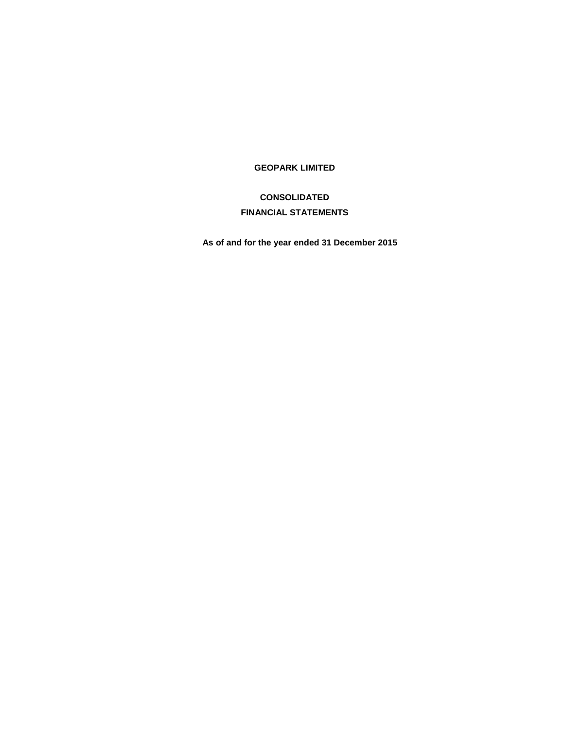# GEOPARK LIMITED

## CONSOLIDATED

## FINANCIAL STATEMENTS

**As of and for the year ended 31 December 2015**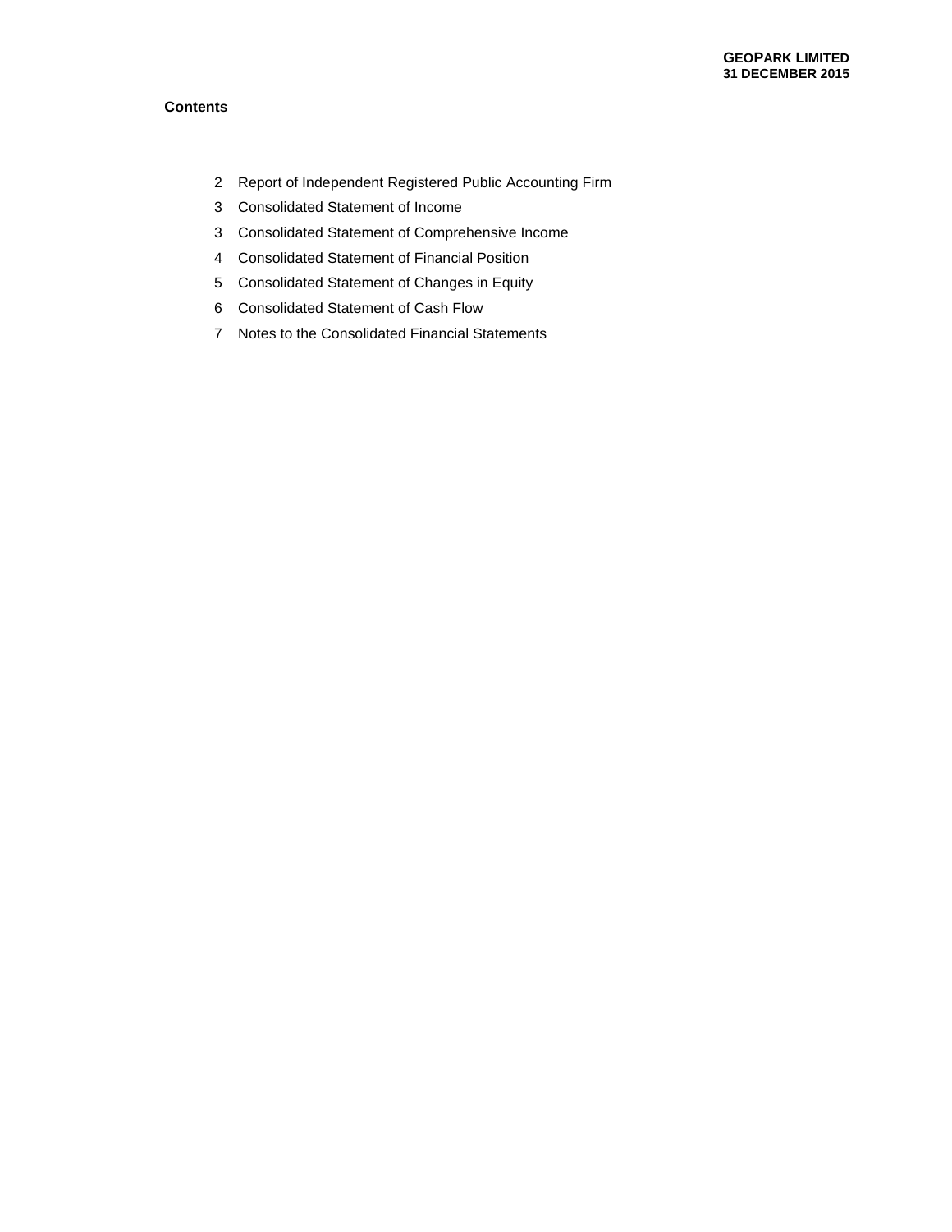**Contents**

| | |
|---|---|
| 2 | Report of Independent Registered Public Accounting Firm |
| 3 | Consolidated Statement of Income |
| 3 | Consolidated Statement of Comprehensive Income |
| 4 | Consolidated Statement of Financial Position |
| 5 | Consolidated Statement of Changes in Equity |
| 6 | Consolidated Statement of Cash Flow |
| 7 | Notes to the Consolidated Financial Statements |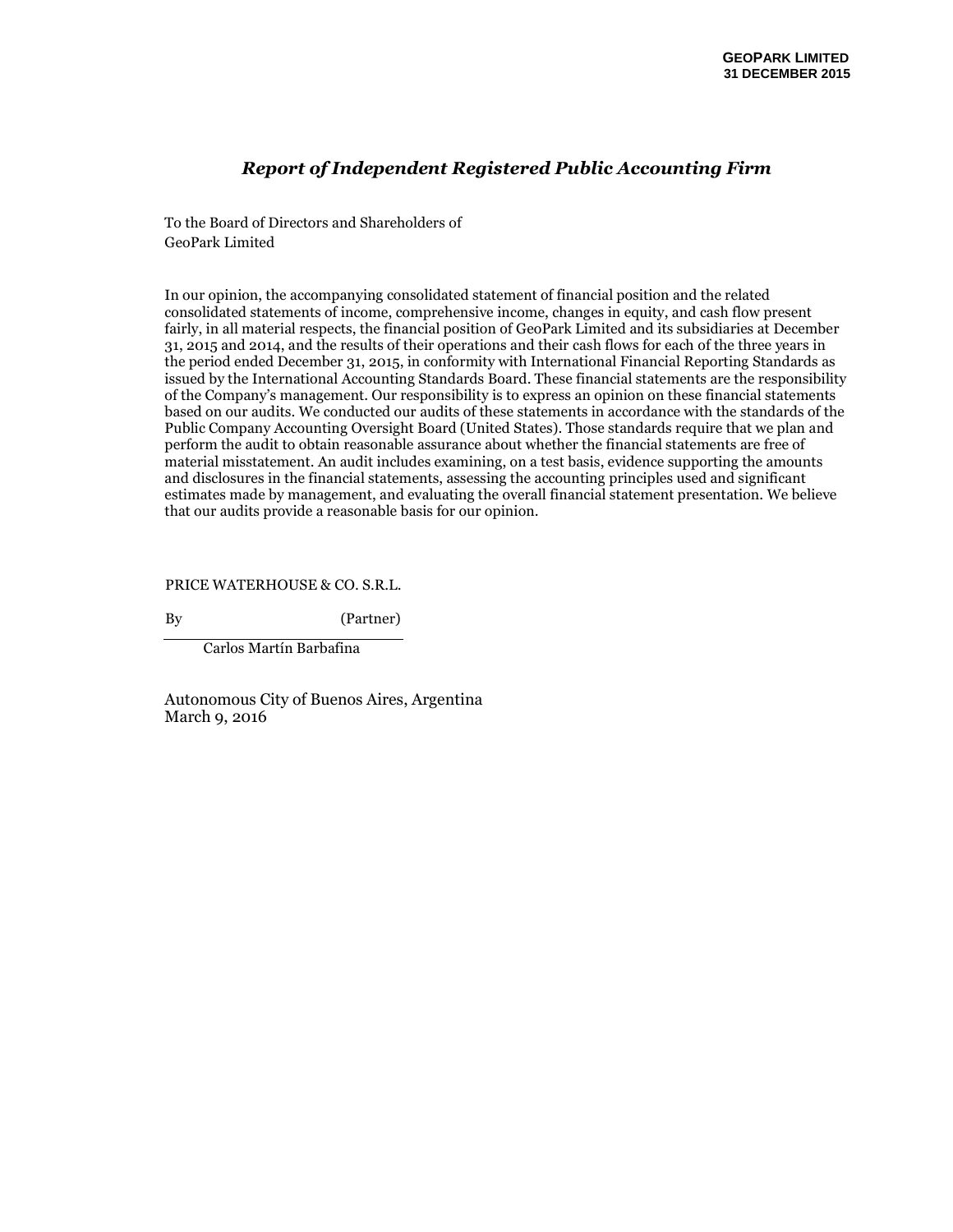# *Report of Independent Registered Public Accounting Firm*

To the Board of Directors and Shareholders of
GeoPark Limited

In our opinion, the accompanying consolidated statement of financial position and the related consolidated statements of income, comprehensive income, changes in equity, and cash flow present fairly, in all material respects, the financial position of GeoPark Limited and its subsidiaries at December 31, 2015 and 2014, and the results of their operations and their cash flows for each of the three years in the period ended December 31, 2015, in conformity with International Financial Reporting Standards as issued by the International Accounting Standards Board. These financial statements are the responsibility of the Company's management. Our responsibility is to express an opinion on these financial statements based on our audits. We conducted our audits of these statements in accordance with the standards of the Public Company Accounting Oversight Board (United States). Those standards require that we plan and perform the audit to obtain reasonable assurance about whether the financial statements are free of material misstatement. An audit includes examining, on a test basis, evidence supporting the amounts and disclosures in the financial statements, assessing the accounting principles used and significant estimates made by management, and evaluating the overall financial statement presentation. We believe that our audits provide a reasonable basis for our opinion.

PRICE WATERHOUSE & CO. S.R.L.

By (Partner)

Carlos Martín Barbafina

Autonomous City of Buenos Aires, Argentina
March 9, 2016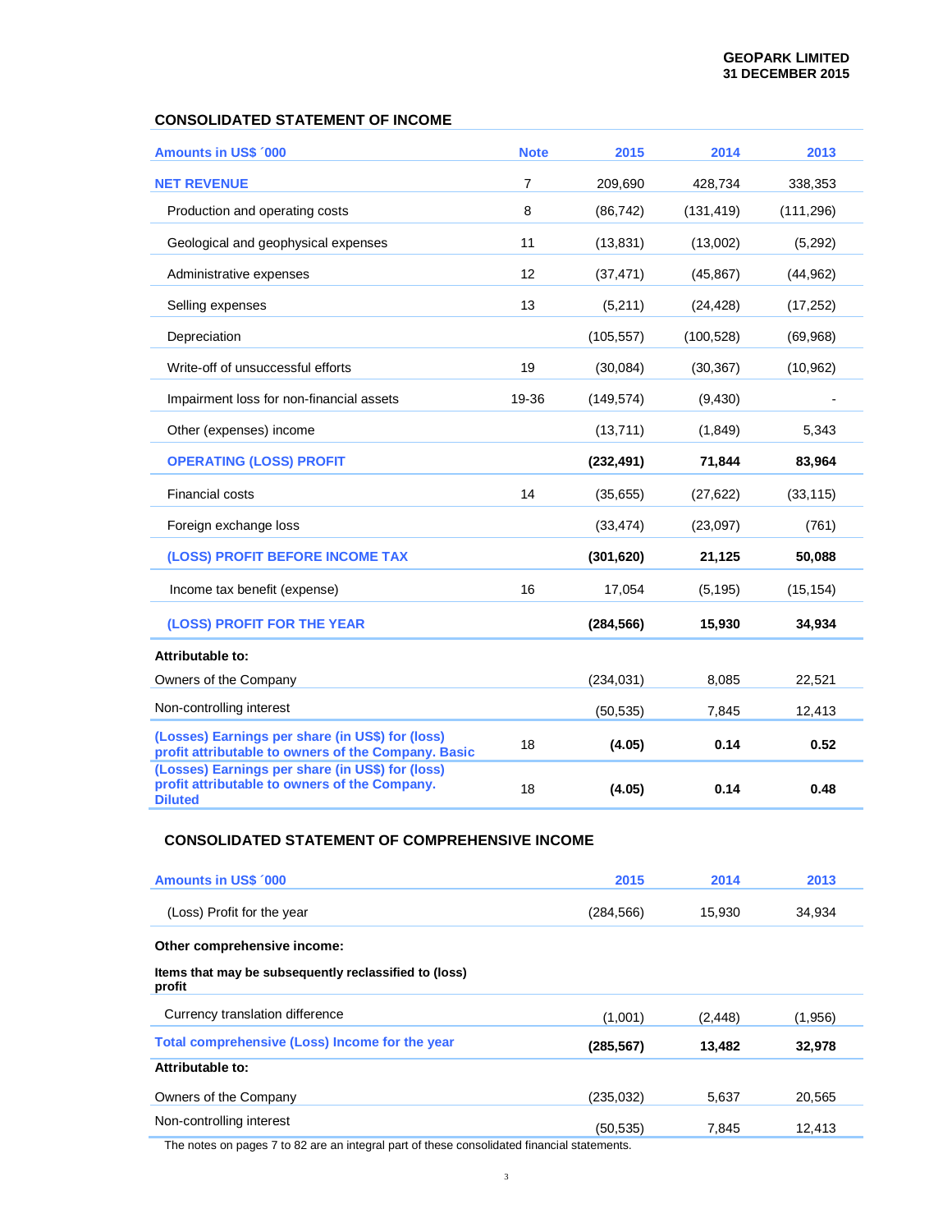## CONSOLIDATED STATEMENT OF INCOME

| Amounts in US$ ´000 | Note | 2015 | 2014 | 2013 |
|---|---|---|---|---|
| **NET REVENUE** | 7 | 209,690 | 428,734 | 338,353 |
| Production and operating costs | 8 | (86,742) | (131,419) | (111,296) |
| Geological and geophysical expenses | 11 | (13,831) | (13,002) | (5,292) |
| Administrative expenses | 12 | (37,471) | (45,867) | (44,962) |
| Selling expenses | 13 | (5,211) | (24,428) | (17,252) |
| Depreciation | | (105,557) | (100,528) | (69,968) |
| Write-off of unsuccessful efforts | 19 | (30,084) | (30,367) | (10,962) |
| Impairment loss for non-financial assets | 19-36 | (149,574) | (9,430) | - |
| Other (expenses) income | | (13,711) | (1,849) | 5,343 |
| **OPERATING (LOSS) PROFIT** | | **(232,491)** | **71,844** | **83,964** |
| Financial costs | 14 | (35,655) | (27,622) | (33,115) |
| Foreign exchange loss | | (33,474) | (23,097) | (761) |
| **(LOSS) PROFIT BEFORE INCOME TAX** | | **(301,620)** | **21,125** | **50,088** |
| Income tax benefit (expense) | 16 | 17,054 | (5,195) | (15,154) |
| **(LOSS) PROFIT FOR THE YEAR** | | **(284,566)** | **15,930** | **34,934** |
| **Attributable to:** | | | | |
| Owners of the Company | | (234,031) | 8,085 | 22,521 |
| Non-controlling interest | | (50,535) | 7,845 | 12,413 |
| **(Losses) Earnings per share (in US$) for (loss) profit attributable to owners of the Company. Basic** | 18 | **(4.05)** | **0.14** | **0.52** |
| **(Losses) Earnings per share (in US$) for (loss) profit attributable to owners of the Company. Diluted** | 18 | **(4.05)** | **0.14** | **0.48** |

## CONSOLIDATED STATEMENT OF COMPREHENSIVE INCOME

| Amounts in US$ ´000 | 2015 | 2014 | 2013 |
|---|---|---|---|
| (Loss) Profit for the year | (284,566) | 15,930 | 34,934 |
| **Other comprehensive income:** | | | |
| **Items that may be subsequently reclassified to (loss) profit** | | | |
| Currency translation difference | (1,001) | (2,448) | (1,956) |
| **Total comprehensive (Loss) Income for the year** | **(285,567)** | **13,482** | **32,978** |
| **Attributable to:** | | | |
| Owners of the Company | (235,032) | 5,637 | 20,565 |
| Non-controlling interest | (50,535) | 7,845 | 12,413 |

The notes on pages 7 to 82 are an integral part of these consolidated financial statements.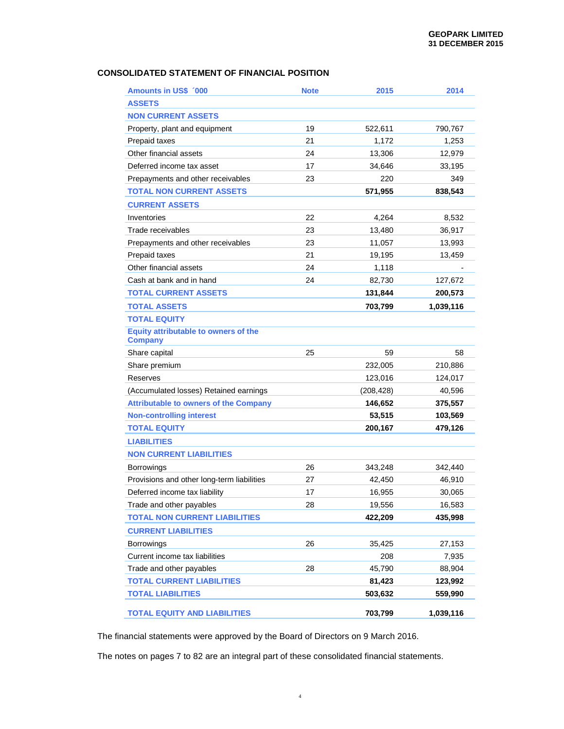## CONSOLIDATED STATEMENT OF FINANCIAL POSITION

| Amounts in US$ ´000 | Note | 2015 | 2014 |
|---|---|---|---|
| **ASSETS** | | | |
| **NON CURRENT ASSETS** | | | |
| Property, plant and equipment | 19 | 522,611 | 790,767 |
| Prepaid taxes | 21 | 1,172 | 1,253 |
| Other financial assets | 24 | 13,306 | 12,979 |
| Deferred income tax asset | 17 | 34,646 | 33,195 |
| Prepayments and other receivables | 23 | 220 | 349 |
| **TOTAL NON CURRENT ASSETS** | | **571,955** | **838,543** |
| **CURRENT ASSETS** | | | |
| Inventories | 22 | 4,264 | 8,532 |
| Trade receivables | 23 | 13,480 | 36,917 |
| Prepayments and other receivables | 23 | 11,057 | 13,993 |
| Prepaid taxes | 21 | 19,195 | 13,459 |
| Other financial assets | 24 | 1,118 | - |
| Cash at bank and in hand | 24 | 82,730 | 127,672 |
| **TOTAL CURRENT ASSETS** | | **131,844** | **200,573** |
| **TOTAL ASSETS** | | **703,799** | **1,039,116** |
| **TOTAL EQUITY** | | | |
| **Equity attributable to owners of the Company** | | | |
| Share capital | 25 | 59 | 58 |
| Share premium | | 232,005 | 210,886 |
| Reserves | | 123,016 | 124,017 |
| (Accumulated losses) Retained earnings | | (208,428) | 40,596 |
| **Attributable to owners of the Company** | | **146,652** | **375,557** |
| **Non-controlling interest** | | **53,515** | **103,569** |
| **TOTAL EQUITY** | | **200,167** | **479,126** |
| **LIABILITIES** | | | |
| **NON CURRENT LIABILITIES** | | | |
| Borrowings | 26 | 343,248 | 342,440 |
| Provisions and other long-term liabilities | 27 | 42,450 | 46,910 |
| Deferred income tax liability | 17 | 16,955 | 30,065 |
| Trade and other payables | 28 | 19,556 | 16,583 |
| **TOTAL NON CURRENT LIABILITIES** | | **422,209** | **435,998** |
| **CURRENT LIABILITIES** | | | |
| Borrowings | 26 | 35,425 | 27,153 |
| Current income tax liabilities | | 208 | 7,935 |
| Trade and other payables | 28 | 45,790 | 88,904 |
| **TOTAL CURRENT LIABILITIES** | | **81,423** | **123,992** |
| **TOTAL LIABILITIES** | | **503,632** | **559,990** |
| **TOTAL EQUITY AND LIABILITIES** | | **703,799** | **1,039,116** |

The financial statements were approved by the Board of Directors on 9 March 2016.

The notes on pages 7 to 82 are an integral part of these consolidated financial statements.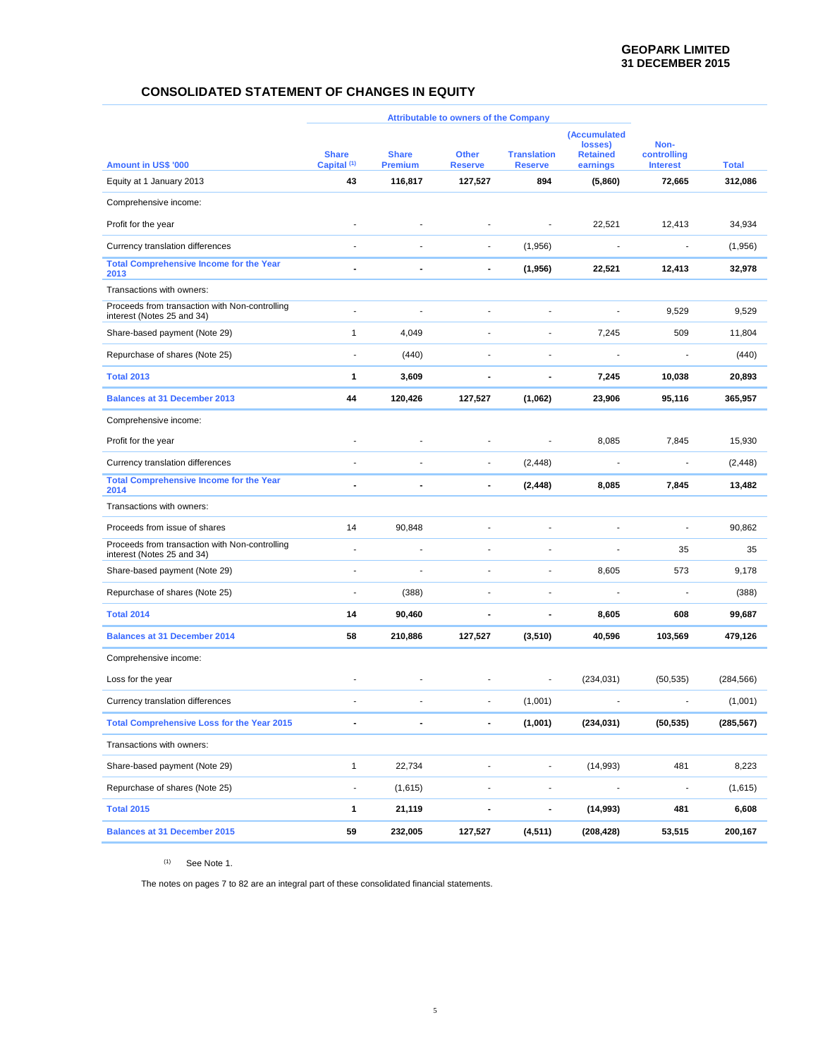## CONSOLIDATED STATEMENT OF CHANGES IN EQUITY

| | Attributable to owners of the Company | | | | | | |
|---|---|---|---|---|---|---|---|
| Amount in US$ '000 | Share Capital [1] | Share Premium | Other Reserve | Translation Reserve | (Accumulated losses) Retained earnings | Non-controlling Interest | Total |
| Equity at 1 January 2013 | 43 | 116,817 | 127,527 | 894 | (5,860) | 72,665 | 312,086 |
| Comprehensive income: | | | | | | | |
| Profit for the year | - | - | - | - | 22,521 | 12,413 | 34,934 |
| Currency translation differences | - | - | - | (1,956) | - | - | (1,956) |
| **Total Comprehensive Income for the Year 2013** | - | - | - | (1,956) | 22,521 | 12,413 | 32,978 |
| Transactions with owners: | | | | | | | |
| Proceeds from transaction with Non-controlling interest (Notes 25 and 34) | - | - | - | - | - | 9,529 | 9,529 |
| Share-based payment (Note 29) | 1 | 4,049 | - | - | 7,245 | 509 | 11,804 |
| Repurchase of shares (Note 25) | - | (440) | - | - | - | - | (440) |
| **Total 2013** | 1 | 3,609 | - | - | 7,245 | 10,038 | 20,893 |
| **Balances at 31 December 2013** | 44 | 120,426 | 127,527 | (1,062) | 23,906 | 95,116 | 365,957 |
| Comprehensive income: | | | | | | | |
| Profit for the year | - | - | - | - | 8,085 | 7,845 | 15,930 |
| Currency translation differences | - | - | - | (2,448) | - | - | (2,448) |
| **Total Comprehensive Income for the Year 2014** | - | - | - | (2,448) | 8,085 | 7,845 | 13,482 |
| Transactions with owners: | | | | | | | |
| Proceeds from issue of shares | 14 | 90,848 | - | - | - | - | 90,862 |
| Proceeds from transaction with Non-controlling interest (Notes 25 and 34) | - | - | - | - | - | 35 | 35 |
| Share-based payment (Note 29) | - | - | - | - | 8,605 | 573 | 9,178 |
| Repurchase of shares (Note 25) | - | (388) | - | - | - | - | (388) |
| **Total 2014** | 14 | 90,460 | - | - | 8,605 | 608 | 99,687 |
| **Balances at 31 December 2014** | 58 | 210,886 | 127,527 | (3,510) | 40,596 | 103,569 | 479,126 |
| Comprehensive income: | | | | | | | |
| Loss for the year | - | - | - | - | (234,031) | (50,535) | (284,566) |
| Currency translation differences | - | - | - | (1,001) | - | - | (1,001) |
| **Total Comprehensive Loss for the Year 2015** | - | - | - | (1,001) | (234,031) | (50,535) | (285,567) |
| Transactions with owners: | | | | | | | |
| Share-based payment (Note 29) | 1 | 22,734 | - | - | (14,993) | 481 | 8,223 |
| Repurchase of shares (Note 25) | - | (1,615) | - | - | - | - | (1,615) |
| **Total 2015** | 1 | 21,119 | - | - | (14,993) | 481 | 6,608 |
| **Balances at 31 December 2015** | 59 | 232,005 | 127,527 | (4,511) | (208,428) | 53,515 | 200,167 |

[1] See Note 1.

The notes on pages 7 to 82 are an integral part of these consolidated financial statements.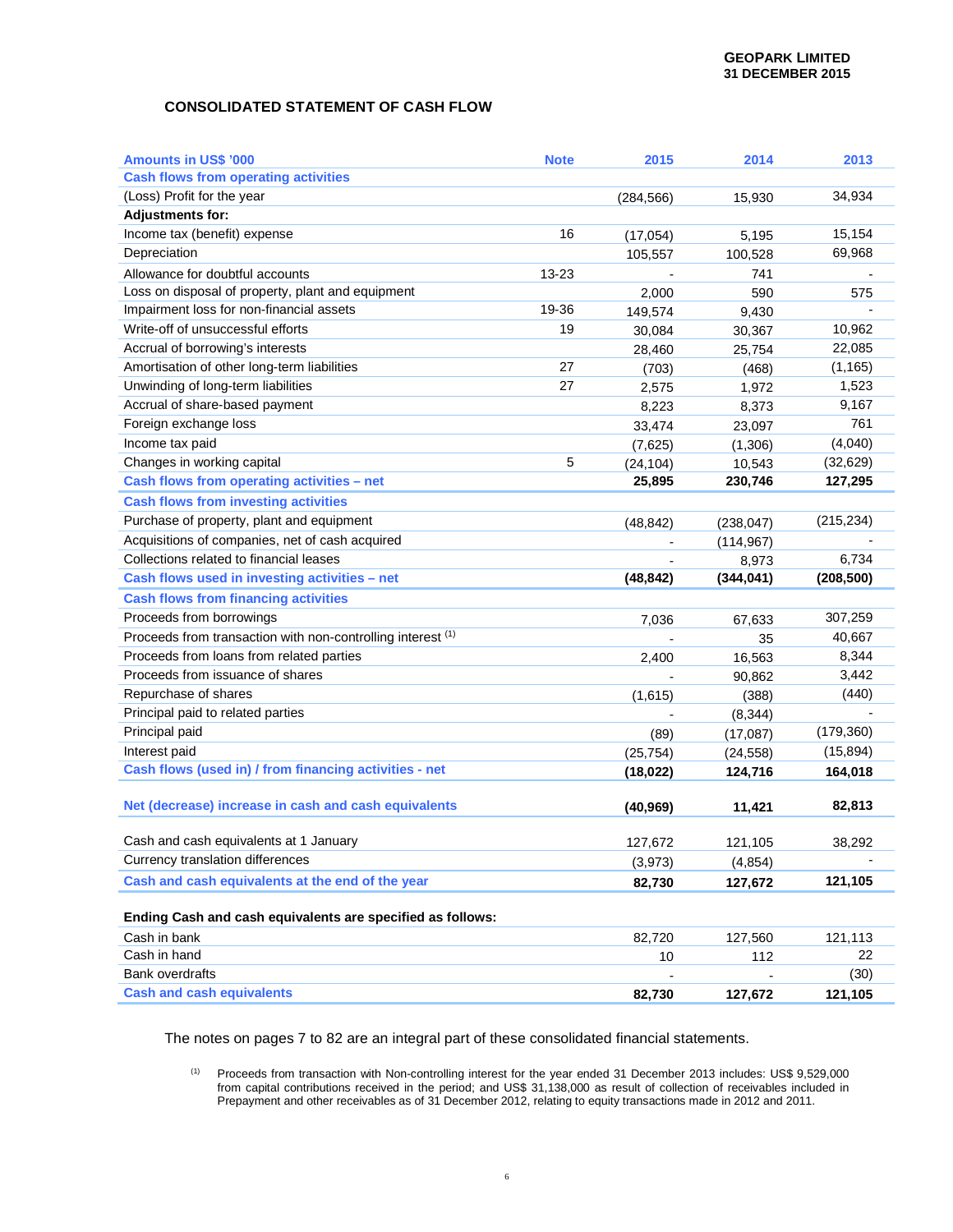## CONSOLIDATED STATEMENT OF CASH FLOW

| Amounts in US$ '000 | Note | 2015 | 2014 | 2013 |
|---|---|---|---|---|
| **Cash flows from operating activities** | | | | |
| (Loss) Profit for the year | | (284,566) | 15,930 | 34,934 |
| **Adjustments for:** | | | | |
| Income tax (benefit) expense | 16 | (17,054) | 5,195 | 15,154 |
| Depreciation | | 105,557 | 100,528 | 69,968 |
| Allowance for doubtful accounts | 13-23 | - | 741 | - |
| Loss on disposal of property, plant and equipment | | 2,000 | 590 | 575 |
| Impairment loss for non-financial assets | 19-36 | 149,574 | 9,430 | - |
| Write-off of unsuccessful efforts | 19 | 30,084 | 30,367 | 10,962 |
| Accrual of borrowing's interests | | 28,460 | 25,754 | 22,085 |
| Amortisation of other long-term liabilities | 27 | (703) | (468) | (1,165) |
| Unwinding of long-term liabilities | 27 | 2,575 | 1,972 | 1,523 |
| Accrual of share-based payment | | 8,223 | 8,373 | 9,167 |
| Foreign exchange loss | | 33,474 | 23,097 | 761 |
| Income tax paid | | (7,625) | (1,306) | (4,040) |
| Changes in working capital | 5 | (24,104) | 10,543 | (32,629) |
| **Cash flows from operating activities – net** | | **25,895** | **230,746** | **127,295** |
| **Cash flows from investing activities** | | | | |
| Purchase of property, plant and equipment | | (48,842) | (238,047) | (215,234) |
| Acquisitions of companies, net of cash acquired | | - | (114,967) | - |
| Collections related to financial leases | | - | 8,973 | 6,734 |
| **Cash flows used in investing activities – net** | | **(48,842)** | **(344,041)** | **(208,500)** |
| **Cash flows from financing activities** | | | | |
| Proceeds from borrowings | | 7,036 | 67,633 | 307,259 |
| Proceeds from transaction with non-controlling interest [(1)] | | - | 35 | 40,667 |
| Proceeds from loans from related parties | | 2,400 | 16,563 | 8,344 |
| Proceeds from issuance of shares | | - | 90,862 | 3,442 |
| Repurchase of shares | | (1,615) | (388) | (440) |
| Principal paid to related parties | | - | (8,344) | - |
| Principal paid | | (89) | (17,087) | (179,360) |
| Interest paid | | (25,754) | (24,558) | (15,894) |
| **Cash flows (used in) / from financing activities - net** | | **(18,022)** | **124,716** | **164,018** |
| **Net (decrease) increase in cash and cash equivalents** | | **(40,969)** | **11,421** | **82,813** |
| Cash and cash equivalents at 1 January | | 127,672 | 121,105 | 38,292 |
| Currency translation differences | | (3,973) | (4,854) | - |
| **Cash and cash equivalents at the end of the year** | | **82,730** | **127,672** | **121,105** |
| **Ending Cash and cash equivalents are specified as follows:** | | | | |
| Cash in bank | | 82,720 | 127,560 | 121,113 |
| Cash in hand | | 10 | 112 | 22 |
| Bank overdrafts | | - | - | (30) |
| **Cash and cash equivalents** | | **82,730** | **127,672** | **121,105** |

The notes on pages 7 to 82 are an integral part of these consolidated financial statements.

(1) Proceeds from transaction with Non-controlling interest for the year ended 31 December 2013 includes: US$ 9,529,000 from capital contributions received in the period; and US$ 31,138,000 as result of collection of receivables included in Prepayment and other receivables as of 31 December 2012, relating to equity transactions made in 2012 and 2011.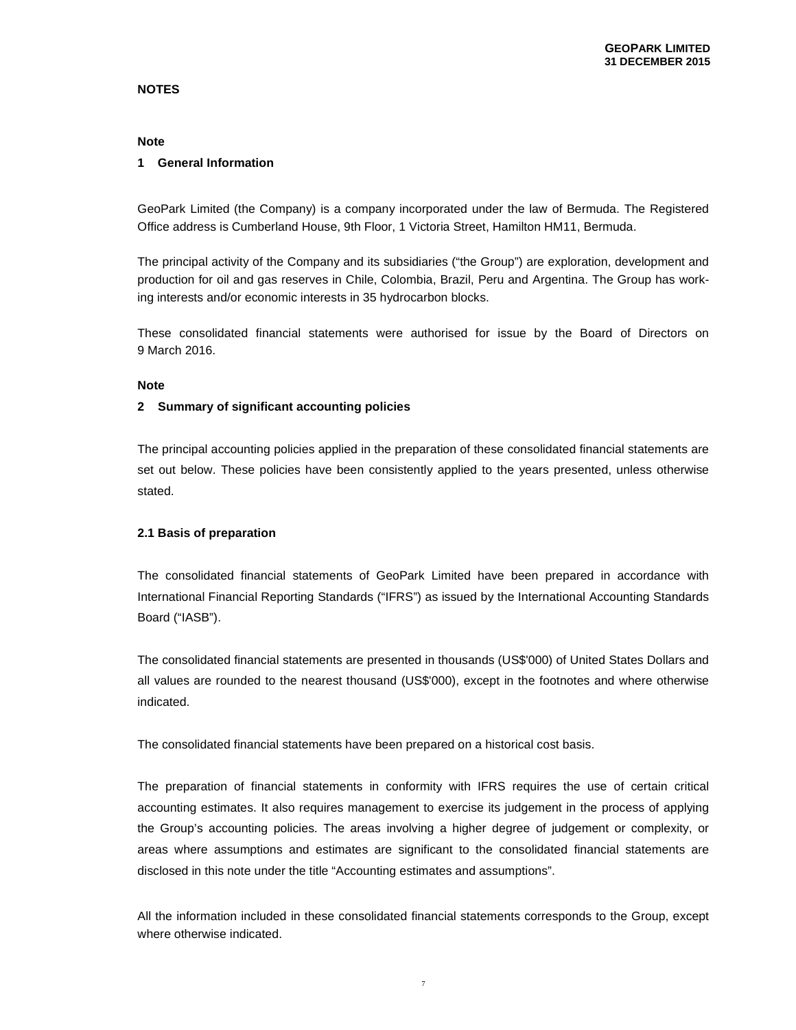## NOTES

**Note**

### 1 General Information

GeoPark Limited (the Company) is a company incorporated under the law of Bermuda. The Registered Office address is Cumberland House, 9th Floor, 1 Victoria Street, Hamilton HM11, Bermuda.

The principal activity of the Company and its subsidiaries ("the Group") are exploration, development and production for oil and gas reserves in Chile, Colombia, Brazil, Peru and Argentina. The Group has working interests and/or economic interests in 35 hydrocarbon blocks.

These consolidated financial statements were authorised for issue by the Board of Directors on 9 March 2016.

**Note**

### 2 Summary of significant accounting policies

The principal accounting policies applied in the preparation of these consolidated financial statements are set out below. These policies have been consistently applied to the years presented, unless otherwise stated.

#### 2.1 Basis of preparation

The consolidated financial statements of GeoPark Limited have been prepared in accordance with International Financial Reporting Standards ("IFRS") as issued by the International Accounting Standards Board ("IASB").

The consolidated financial statements are presented in thousands (US$'000) of United States Dollars and all values are rounded to the nearest thousand (US$'000), except in the footnotes and where otherwise indicated.

The consolidated financial statements have been prepared on a historical cost basis.

The preparation of financial statements in conformity with IFRS requires the use of certain critical accounting estimates. It also requires management to exercise its judgement in the process of applying the Group's accounting policies. The areas involving a higher degree of judgement or complexity, or areas where assumptions and estimates are significant to the consolidated financial statements are disclosed in this note under the title "Accounting estimates and assumptions".

All the information included in these consolidated financial statements corresponds to the Group, except where otherwise indicated.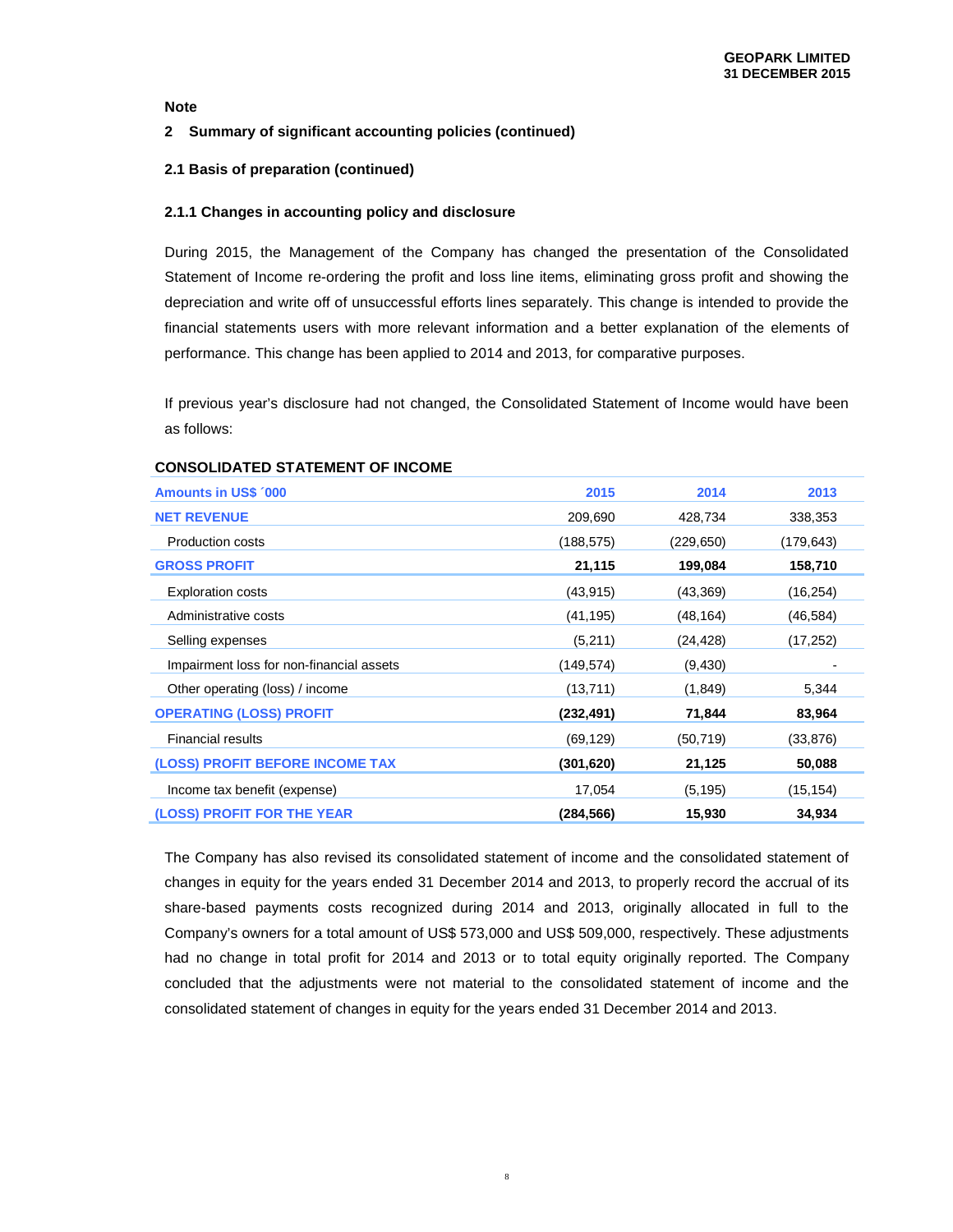**Note**

## 2 Summary of significant accounting policies (continued)

### 2.1 Basis of preparation (continued)

#### 2.1.1 Changes in accounting policy and disclosure

During 2015, the Management of the Company has changed the presentation of the Consolidated Statement of Income re-ordering the profit and loss line items, eliminating gross profit and showing the depreciation and write off of unsuccessful efforts lines separately. This change is intended to provide the financial statements users with more relevant information and a better explanation of the elements of performance. This change has been applied to 2014 and 2013, for comparative purposes.

If previous year's disclosure had not changed, the Consolidated Statement of Income would have been as follows:

**CONSOLIDATED STATEMENT OF INCOME**

| Amounts in US$ ´000 | 2015 | 2014 | 2013 |
|---|---|---|---|
| **NET REVENUE** | 209,690 | 428,734 | 338,353 |
| Production costs | (188,575) | (229,650) | (179,643) |
| **GROSS PROFIT** | **21,115** | **199,084** | **158,710** |
| Exploration costs | (43,915) | (43,369) | (16,254) |
| Administrative costs | (41,195) | (48,164) | (46,584) |
| Selling expenses | (5,211) | (24,428) | (17,252) |
| Impairment loss for non-financial assets | (149,574) | (9,430) | - |
| Other operating (loss) / income | (13,711) | (1,849) | 5,344 |
| **OPERATING (LOSS) PROFIT** | **(232,491)** | **71,844** | **83,964** |
| Financial results | (69,129) | (50,719) | (33,876) |
| **(LOSS) PROFIT BEFORE INCOME TAX** | **(301,620)** | **21,125** | **50,088** |
| Income tax benefit (expense) | 17,054 | (5,195) | (15,154) |
| **(LOSS) PROFIT FOR THE YEAR** | **(284,566)** | **15,930** | **34,934** |

The Company has also revised its consolidated statement of income and the consolidated statement of changes in equity for the years ended 31 December 2014 and 2013, to properly record the accrual of its share-based payments costs recognized during 2014 and 2013, originally allocated in full to the Company's owners for a total amount of US$ 573,000 and US$ 509,000, respectively. These adjustments had no change in total profit for 2014 and 2013 or to total equity originally reported. The Company concluded that the adjustments were not material to the consolidated statement of income and the consolidated statement of changes in equity for the years ended 31 December 2014 and 2013.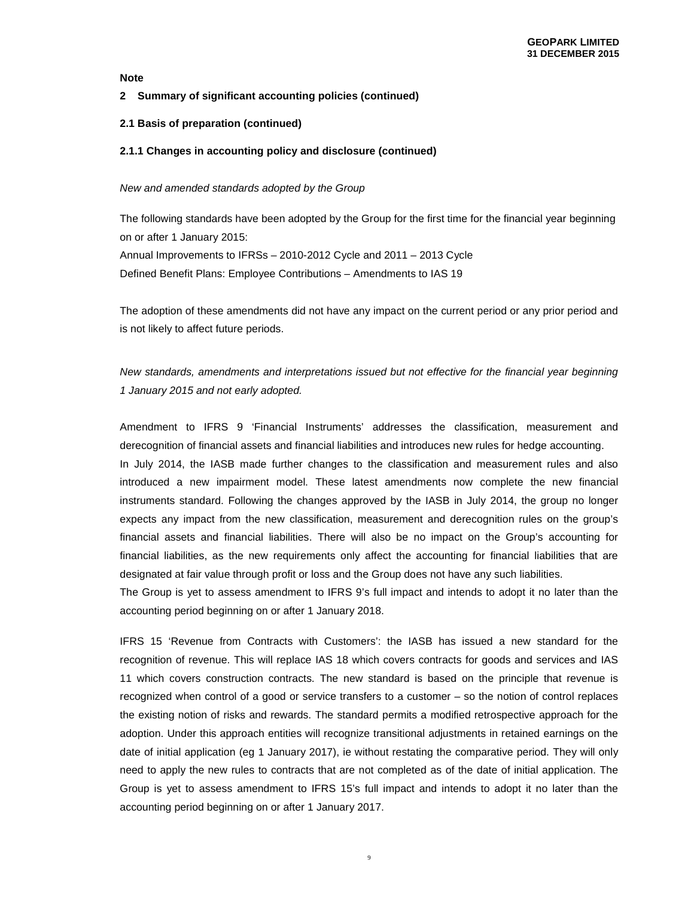**Note**

**2 Summary of significant accounting policies (continued)**

**2.1 Basis of preparation (continued)**

**2.1.1 Changes in accounting policy and disclosure (continued)**

*New and amended standards adopted by the Group*

The following standards have been adopted by the Group for the first time for the financial year beginning on or after 1 January 2015:
Annual Improvements to IFRSs – 2010-2012 Cycle and 2011 – 2013 Cycle
Defined Benefit Plans: Employee Contributions – Amendments to IAS 19

The adoption of these amendments did not have any impact on the current period or any prior period and is not likely to affect future periods.

*New standards, amendments and interpretations issued but not effective for the financial year beginning 1 January 2015 and not early adopted.*

Amendment to IFRS 9 'Financial Instruments' addresses the classification, measurement and derecognition of financial assets and financial liabilities and introduces new rules for hedge accounting.
In July 2014, the IASB made further changes to the classification and measurement rules and also introduced a new impairment model. These latest amendments now complete the new financial instruments standard. Following the changes approved by the IASB in July 2014, the group no longer expects any impact from the new classification, measurement and derecognition rules on the group's financial assets and financial liabilities. There will also be no impact on the Group's accounting for financial liabilities, as the new requirements only affect the accounting for financial liabilities that are designated at fair value through profit or loss and the Group does not have any such liabilities.
The Group is yet to assess amendment to IFRS 9's full impact and intends to adopt it no later than the accounting period beginning on or after 1 January 2018.

IFRS 15 'Revenue from Contracts with Customers': the IASB has issued a new standard for the recognition of revenue. This will replace IAS 18 which covers contracts for goods and services and IAS 11 which covers construction contracts. The new standard is based on the principle that revenue is recognized when control of a good or service transfers to a customer – so the notion of control replaces the existing notion of risks and rewards. The standard permits a modified retrospective approach for the adoption. Under this approach entities will recognize transitional adjustments in retained earnings on the date of initial application (eg 1 January 2017), ie without restating the comparative period. They will only need to apply the new rules to contracts that are not completed as of the date of initial application. The Group is yet to assess amendment to IFRS 15's full impact and intends to adopt it no later than the accounting period beginning on or after 1 January 2017.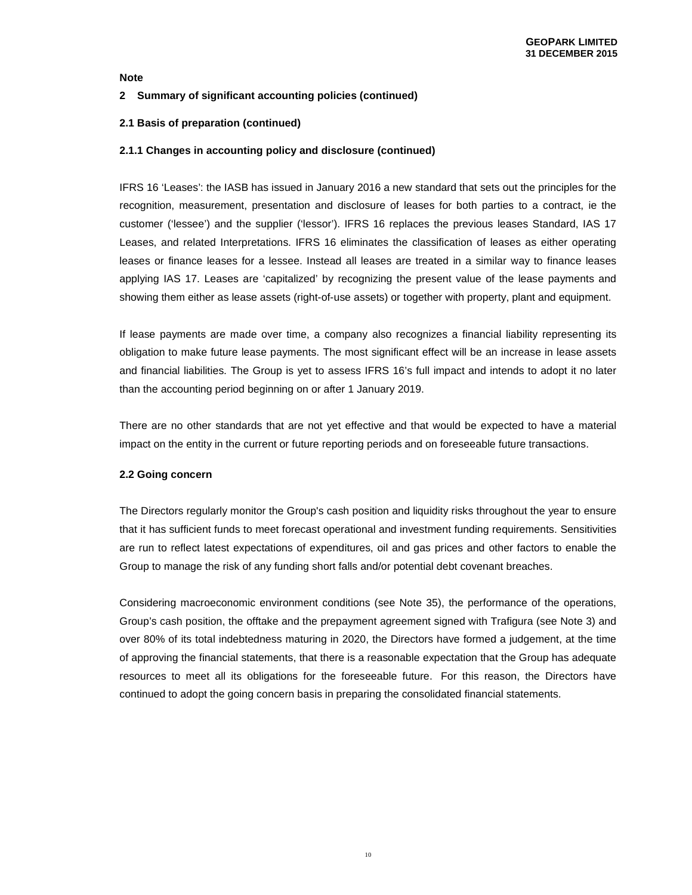**Note**

**2 Summary of significant accounting policies (continued)**

**2.1 Basis of preparation (continued)**

**2.1.1 Changes in accounting policy and disclosure (continued)**

IFRS 16 'Leases': the IASB has issued in January 2016 a new standard that sets out the principles for the recognition, measurement, presentation and disclosure of leases for both parties to a contract, ie the customer ('lessee') and the supplier ('lessor'). IFRS 16 replaces the previous leases Standard, IAS 17 Leases, and related Interpretations. IFRS 16 eliminates the classification of leases as either operating leases or finance leases for a lessee. Instead all leases are treated in a similar way to finance leases applying IAS 17. Leases are 'capitalized' by recognizing the present value of the lease payments and showing them either as lease assets (right-of-use assets) or together with property, plant and equipment.

If lease payments are made over time, a company also recognizes a financial liability representing its obligation to make future lease payments. The most significant effect will be an increase in lease assets and financial liabilities. The Group is yet to assess IFRS 16's full impact and intends to adopt it no later than the accounting period beginning on or after 1 January 2019.

There are no other standards that are not yet effective and that would be expected to have a material impact on the entity in the current or future reporting periods and on foreseeable future transactions.

**2.2 Going concern**

The Directors regularly monitor the Group's cash position and liquidity risks throughout the year to ensure that it has sufficient funds to meet forecast operational and investment funding requirements. Sensitivities are run to reflect latest expectations of expenditures, oil and gas prices and other factors to enable the Group to manage the risk of any funding short falls and/or potential debt covenant breaches.

Considering macroeconomic environment conditions (see Note 35), the performance of the operations, Group's cash position, the offtake and the prepayment agreement signed with Trafigura (see Note 3) and over 80% of its total indebtedness maturing in 2020, the Directors have formed a judgement, at the time of approving the financial statements, that there is a reasonable expectation that the Group has adequate resources to meet all its obligations for the foreseeable future. For this reason, the Directors have continued to adopt the going concern basis in preparing the consolidated financial statements.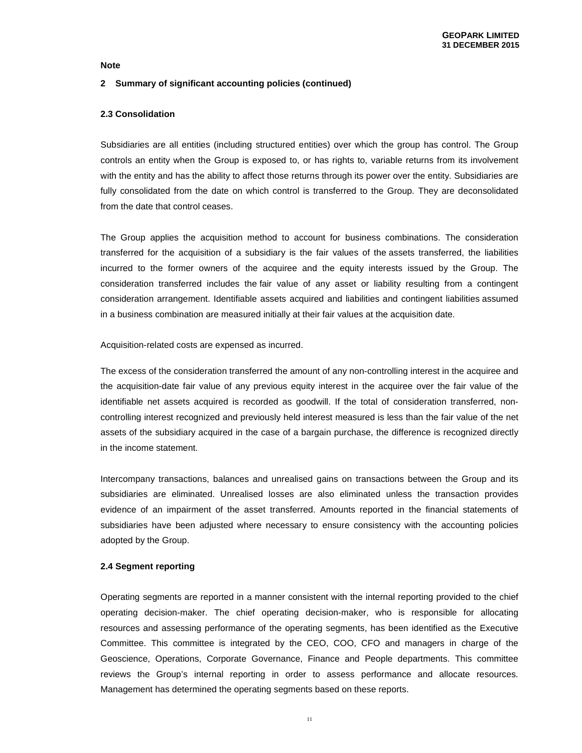**Note**

**2 Summary of significant accounting policies (continued)**

**2.3 Consolidation**

Subsidiaries are all entities (including structured entities) over which the group has control. The Group controls an entity when the Group is exposed to, or has rights to, variable returns from its involvement with the entity and has the ability to affect those returns through its power over the entity. Subsidiaries are fully consolidated from the date on which control is transferred to the Group. They are deconsolidated from the date that control ceases.

The Group applies the acquisition method to account for business combinations. The consideration transferred for the acquisition of a subsidiary is the fair values of the assets transferred, the liabilities incurred to the former owners of the acquiree and the equity interests issued by the Group. The consideration transferred includes the fair value of any asset or liability resulting from a contingent consideration arrangement. Identifiable assets acquired and liabilities and contingent liabilities assumed in a business combination are measured initially at their fair values at the acquisition date.

Acquisition-related costs are expensed as incurred.

The excess of the consideration transferred the amount of any non-controlling interest in the acquiree and the acquisition-date fair value of any previous equity interest in the acquiree over the fair value of the identifiable net assets acquired is recorded as goodwill. If the total of consideration transferred, non-controlling interest recognized and previously held interest measured is less than the fair value of the net assets of the subsidiary acquired in the case of a bargain purchase, the difference is recognized directly in the income statement.

Intercompany transactions, balances and unrealised gains on transactions between the Group and its subsidiaries are eliminated. Unrealised losses are also eliminated unless the transaction provides evidence of an impairment of the asset transferred. Amounts reported in the financial statements of subsidiaries have been adjusted where necessary to ensure consistency with the accounting policies adopted by the Group.

**2.4 Segment reporting**

Operating segments are reported in a manner consistent with the internal reporting provided to the chief operating decision-maker. The chief operating decision-maker, who is responsible for allocating resources and assessing performance of the operating segments, has been identified as the Executive Committee. This committee is integrated by the CEO, COO, CFO and managers in charge of the Geoscience, Operations, Corporate Governance, Finance and People departments. This committee reviews the Group's internal reporting in order to assess performance and allocate resources. Management has determined the operating segments based on these reports.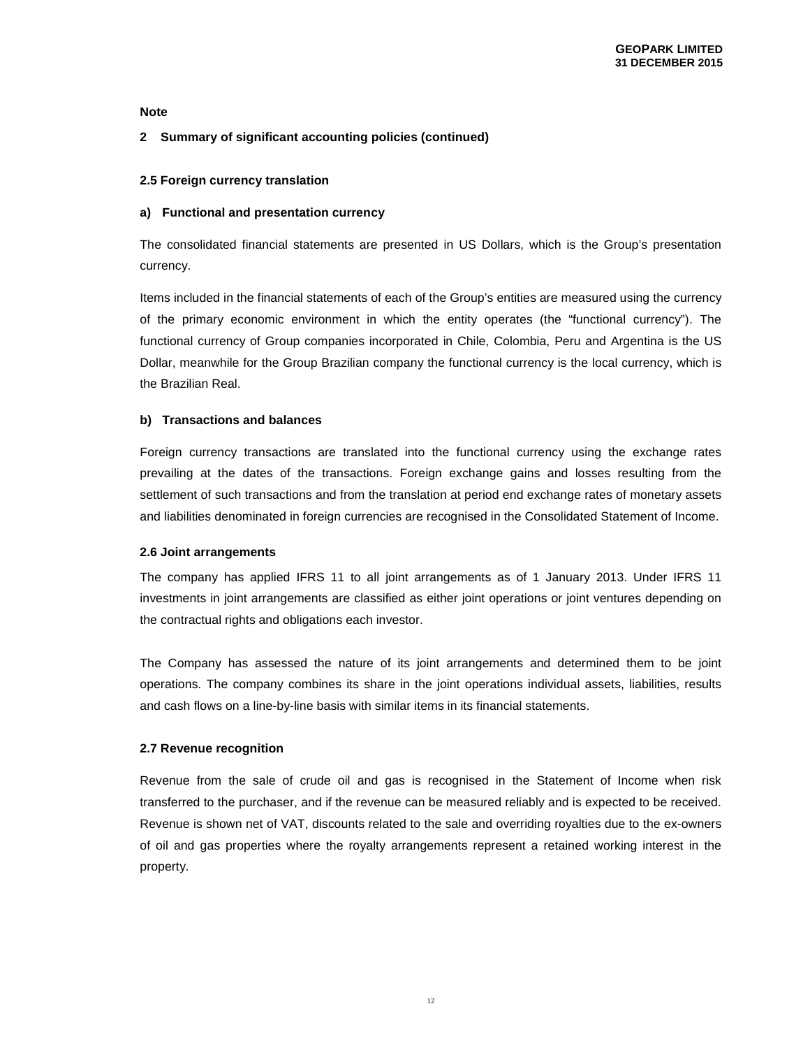**Note**

## 2 Summary of significant accounting policies (continued)

### 2.5 Foreign currency translation

**a) Functional and presentation currency**

The consolidated financial statements are presented in US Dollars, which is the Group's presentation currency.

Items included in the financial statements of each of the Group's entities are measured using the currency of the primary economic environment in which the entity operates (the "functional currency"). The functional currency of Group companies incorporated in Chile, Colombia, Peru and Argentina is the US Dollar, meanwhile for the Group Brazilian company the functional currency is the local currency, which is the Brazilian Real.

**b) Transactions and balances**

Foreign currency transactions are translated into the functional currency using the exchange rates prevailing at the dates of the transactions. Foreign exchange gains and losses resulting from the settlement of such transactions and from the translation at period end exchange rates of monetary assets and liabilities denominated in foreign currencies are recognised in the Consolidated Statement of Income.

### 2.6 Joint arrangements

The company has applied IFRS 11 to all joint arrangements as of 1 January 2013. Under IFRS 11 investments in joint arrangements are classified as either joint operations or joint ventures depending on the contractual rights and obligations each investor.

The Company has assessed the nature of its joint arrangements and determined them to be joint operations. The company combines its share in the joint operations individual assets, liabilities, results and cash flows on a line-by-line basis with similar items in its financial statements.

### 2.7 Revenue recognition

Revenue from the sale of crude oil and gas is recognised in the Statement of Income when risk transferred to the purchaser, and if the revenue can be measured reliably and is expected to be received. Revenue is shown net of VAT, discounts related to the sale and overriding royalties due to the ex-owners of oil and gas properties where the royalty arrangements represent a retained working interest in the property.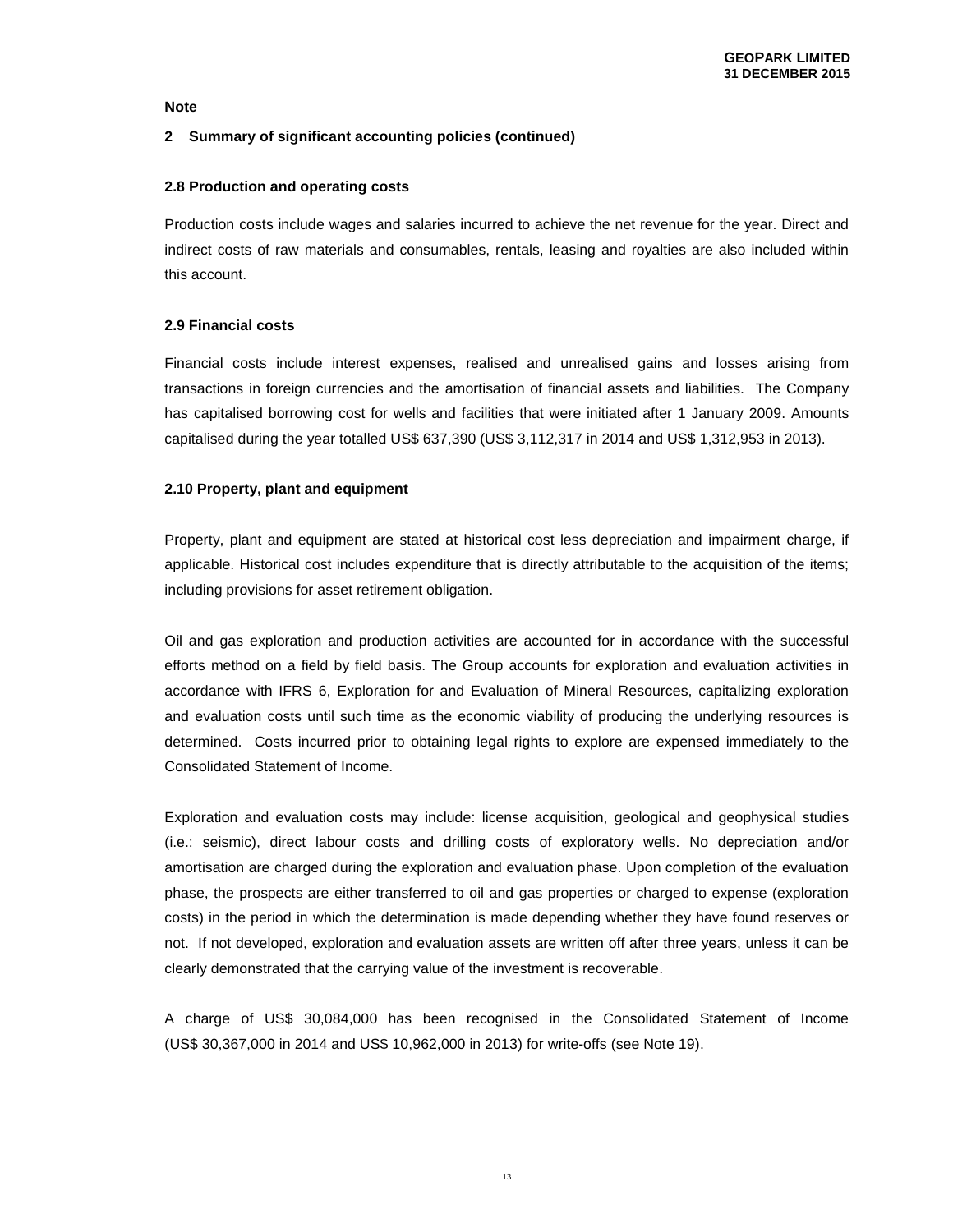**Note**

**2 Summary of significant accounting policies (continued)**

**2.8 Production and operating costs**

Production costs include wages and salaries incurred to achieve the net revenue for the year. Direct and indirect costs of raw materials and consumables, rentals, leasing and royalties are also included within this account.

**2.9 Financial costs**

Financial costs include interest expenses, realised and unrealised gains and losses arising from transactions in foreign currencies and the amortisation of financial assets and liabilities. The Company has capitalised borrowing cost for wells and facilities that were initiated after 1 January 2009. Amounts capitalised during the year totalled US$ 637,390 (US$ 3,112,317 in 2014 and US$ 1,312,953 in 2013).

**2.10 Property, plant and equipment**

Property, plant and equipment are stated at historical cost less depreciation and impairment charge, if applicable. Historical cost includes expenditure that is directly attributable to the acquisition of the items; including provisions for asset retirement obligation.

Oil and gas exploration and production activities are accounted for in accordance with the successful efforts method on a field by field basis. The Group accounts for exploration and evaluation activities in accordance with IFRS 6, Exploration for and Evaluation of Mineral Resources, capitalizing exploration and evaluation costs until such time as the economic viability of producing the underlying resources is determined. Costs incurred prior to obtaining legal rights to explore are expensed immediately to the Consolidated Statement of Income.

Exploration and evaluation costs may include: license acquisition, geological and geophysical studies (i.e.: seismic), direct labour costs and drilling costs of exploratory wells. No depreciation and/or amortisation are charged during the exploration and evaluation phase. Upon completion of the evaluation phase, the prospects are either transferred to oil and gas properties or charged to expense (exploration costs) in the period in which the determination is made depending whether they have found reserves or not. If not developed, exploration and evaluation assets are written off after three years, unless it can be clearly demonstrated that the carrying value of the investment is recoverable.

A charge of US$ 30,084,000 has been recognised in the Consolidated Statement of Income (US$ 30,367,000 in 2014 and US$ 10,962,000 in 2013) for write-offs (see Note 19).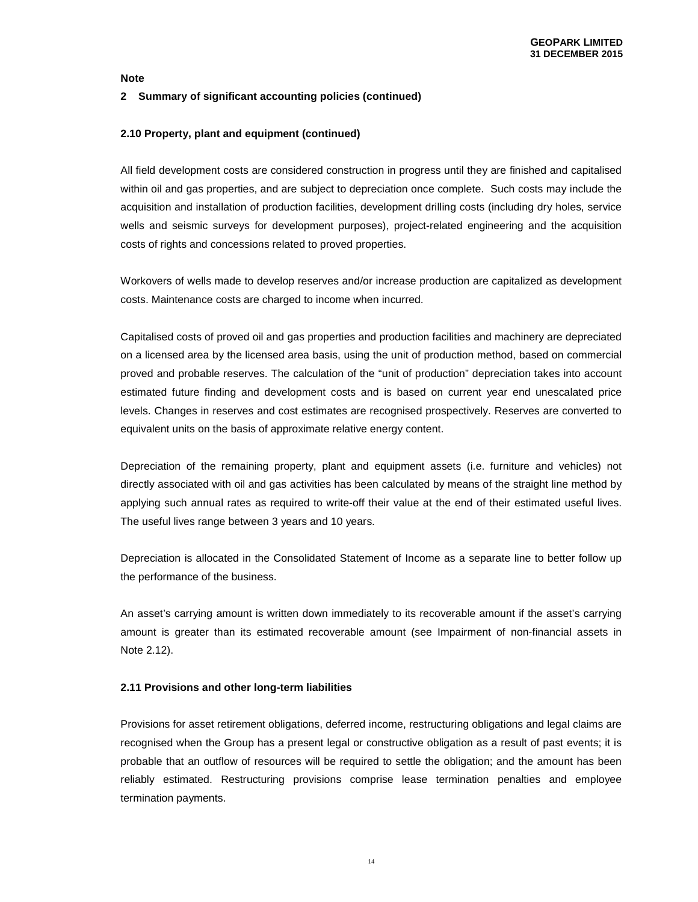**Note**

**2 Summary of significant accounting policies (continued)**

**2.10 Property, plant and equipment (continued)**

All field development costs are considered construction in progress until they are finished and capitalised within oil and gas properties, and are subject to depreciation once complete. Such costs may include the acquisition and installation of production facilities, development drilling costs (including dry holes, service wells and seismic surveys for development purposes), project-related engineering and the acquisition costs of rights and concessions related to proved properties.

Workovers of wells made to develop reserves and/or increase production are capitalized as development costs. Maintenance costs are charged to income when incurred.

Capitalised costs of proved oil and gas properties and production facilities and machinery are depreciated on a licensed area by the licensed area basis, using the unit of production method, based on commercial proved and probable reserves. The calculation of the "unit of production" depreciation takes into account estimated future finding and development costs and is based on current year end unescalated price levels. Changes in reserves and cost estimates are recognised prospectively. Reserves are converted to equivalent units on the basis of approximate relative energy content.

Depreciation of the remaining property, plant and equipment assets (i.e. furniture and vehicles) not directly associated with oil and gas activities has been calculated by means of the straight line method by applying such annual rates as required to write-off their value at the end of their estimated useful lives. The useful lives range between 3 years and 10 years.

Depreciation is allocated in the Consolidated Statement of Income as a separate line to better follow up the performance of the business.

An asset's carrying amount is written down immediately to its recoverable amount if the asset's carrying amount is greater than its estimated recoverable amount (see Impairment of non-financial assets in Note 2.12).

**2.11 Provisions and other long-term liabilities**

Provisions for asset retirement obligations, deferred income, restructuring obligations and legal claims are recognised when the Group has a present legal or constructive obligation as a result of past events; it is probable that an outflow of resources will be required to settle the obligation; and the amount has been reliably estimated. Restructuring provisions comprise lease termination penalties and employee termination payments.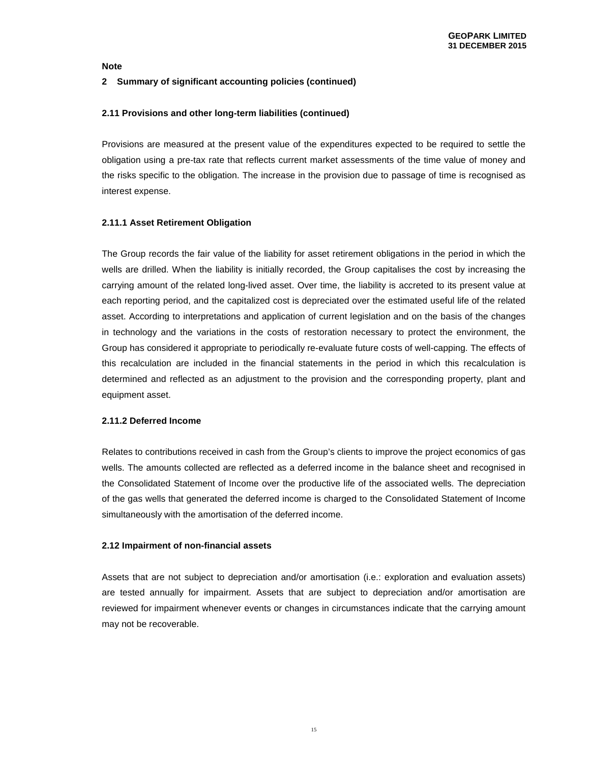**Note**

**2 Summary of significant accounting policies (continued)**

**2.11 Provisions and other long-term liabilities (continued)**

Provisions are measured at the present value of the expenditures expected to be required to settle the obligation using a pre-tax rate that reflects current market assessments of the time value of money and the risks specific to the obligation. The increase in the provision due to passage of time is recognised as interest expense.

**2.11.1 Asset Retirement Obligation**

The Group records the fair value of the liability for asset retirement obligations in the period in which the wells are drilled. When the liability is initially recorded, the Group capitalises the cost by increasing the carrying amount of the related long-lived asset. Over time, the liability is accreted to its present value at each reporting period, and the capitalized cost is depreciated over the estimated useful life of the related asset. According to interpretations and application of current legislation and on the basis of the changes in technology and the variations in the costs of restoration necessary to protect the environment, the Group has considered it appropriate to periodically re-evaluate future costs of well-capping. The effects of this recalculation are included in the financial statements in the period in which this recalculation is determined and reflected as an adjustment to the provision and the corresponding property, plant and equipment asset.

**2.11.2 Deferred Income**

Relates to contributions received in cash from the Group's clients to improve the project economics of gas wells. The amounts collected are reflected as a deferred income in the balance sheet and recognised in the Consolidated Statement of Income over the productive life of the associated wells. The depreciation of the gas wells that generated the deferred income is charged to the Consolidated Statement of Income simultaneously with the amortisation of the deferred income.

**2.12 Impairment of non-financial assets**

Assets that are not subject to depreciation and/or amortisation (i.e.: exploration and evaluation assets) are tested annually for impairment. Assets that are subject to depreciation and/or amortisation are reviewed for impairment whenever events or changes in circumstances indicate that the carrying amount may not be recoverable.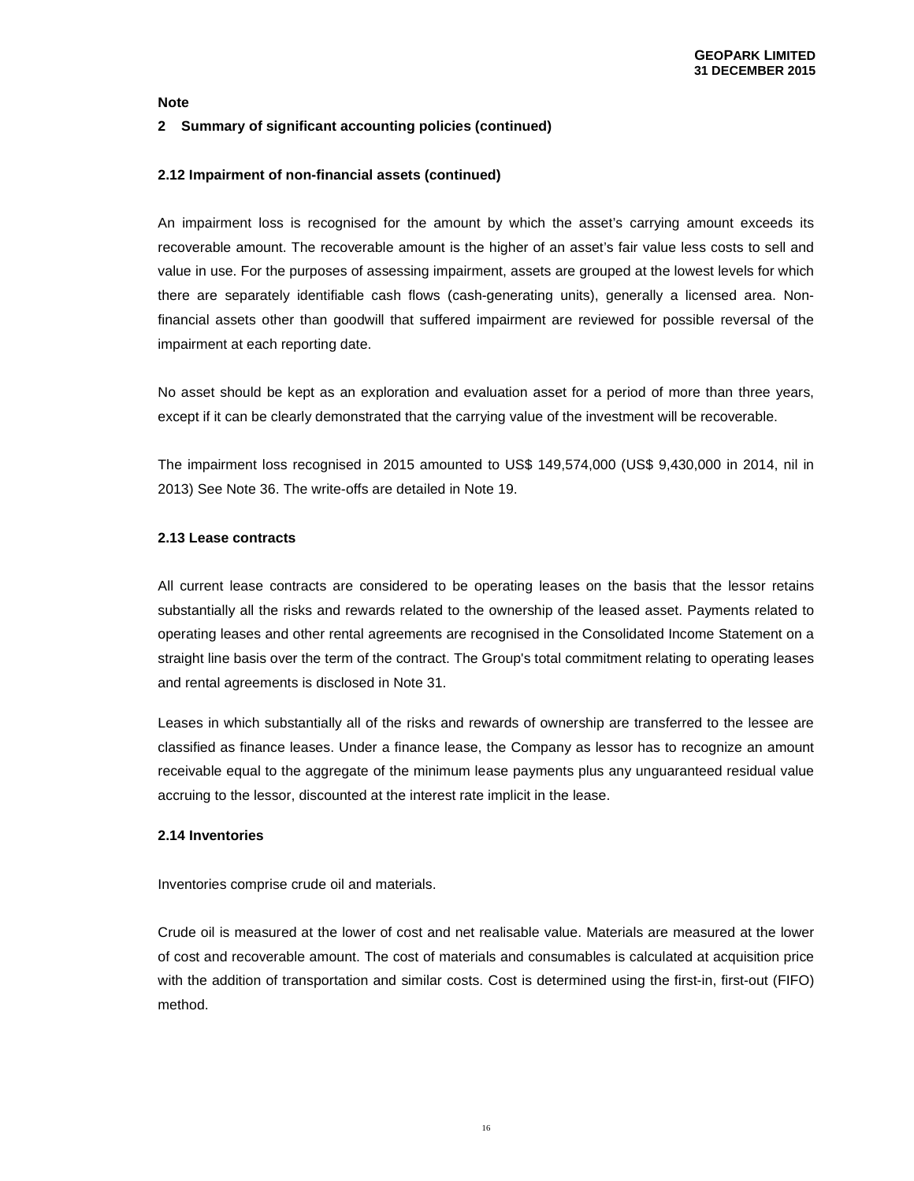**Note**

**2 Summary of significant accounting policies (continued)**

**2.12 Impairment of non-financial assets (continued)**

An impairment loss is recognised for the amount by which the asset's carrying amount exceeds its recoverable amount. The recoverable amount is the higher of an asset's fair value less costs to sell and value in use. For the purposes of assessing impairment, assets are grouped at the lowest levels for which there are separately identifiable cash flows (cash-generating units), generally a licensed area. Non-financial assets other than goodwill that suffered impairment are reviewed for possible reversal of the impairment at each reporting date.

No asset should be kept as an exploration and evaluation asset for a period of more than three years, except if it can be clearly demonstrated that the carrying value of the investment will be recoverable.

The impairment loss recognised in 2015 amounted to US$ 149,574,000 (US$ 9,430,000 in 2014, nil in 2013) See Note 36. The write-offs are detailed in Note 19.

**2.13 Lease contracts**

All current lease contracts are considered to be operating leases on the basis that the lessor retains substantially all the risks and rewards related to the ownership of the leased asset. Payments related to operating leases and other rental agreements are recognised in the Consolidated Income Statement on a straight line basis over the term of the contract. The Group's total commitment relating to operating leases and rental agreements is disclosed in Note 31.

Leases in which substantially all of the risks and rewards of ownership are transferred to the lessee are classified as finance leases. Under a finance lease, the Company as lessor has to recognize an amount receivable equal to the aggregate of the minimum lease payments plus any unguaranteed residual value accruing to the lessor, discounted at the interest rate implicit in the lease.

**2.14 Inventories**

Inventories comprise crude oil and materials.

Crude oil is measured at the lower of cost and net realisable value. Materials are measured at the lower of cost and recoverable amount. The cost of materials and consumables is calculated at acquisition price with the addition of transportation and similar costs. Cost is determined using the first-in, first-out (FIFO) method.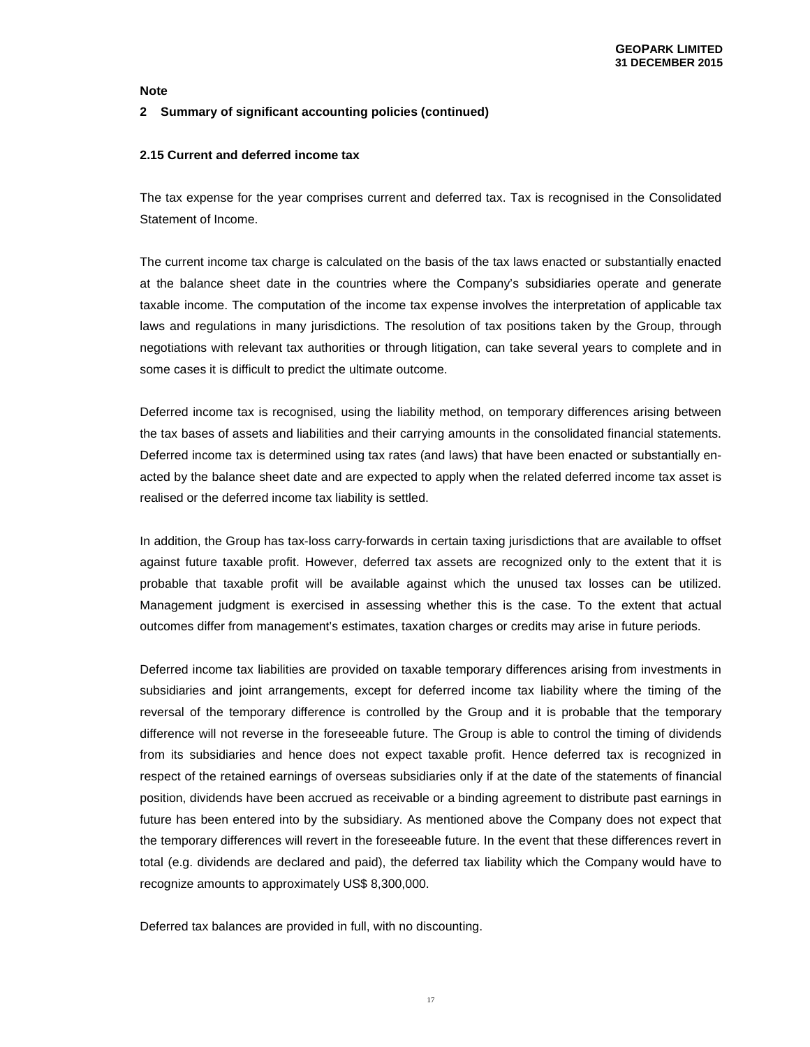**Note**

**2 Summary of significant accounting policies (continued)**

**2.15 Current and deferred income tax**

The tax expense for the year comprises current and deferred tax. Tax is recognised in the Consolidated Statement of Income.

The current income tax charge is calculated on the basis of the tax laws enacted or substantially enacted at the balance sheet date in the countries where the Company's subsidiaries operate and generate taxable income. The computation of the income tax expense involves the interpretation of applicable tax laws and regulations in many jurisdictions. The resolution of tax positions taken by the Group, through negotiations with relevant tax authorities or through litigation, can take several years to complete and in some cases it is difficult to predict the ultimate outcome.

Deferred income tax is recognised, using the liability method, on temporary differences arising between the tax bases of assets and liabilities and their carrying amounts in the consolidated financial statements. Deferred income tax is determined using tax rates (and laws) that have been enacted or substantially enacted by the balance sheet date and are expected to apply when the related deferred income tax asset is realised or the deferred income tax liability is settled.

In addition, the Group has tax-loss carry-forwards in certain taxing jurisdictions that are available to offset against future taxable profit. However, deferred tax assets are recognized only to the extent that it is probable that taxable profit will be available against which the unused tax losses can be utilized. Management judgment is exercised in assessing whether this is the case. To the extent that actual outcomes differ from management's estimates, taxation charges or credits may arise in future periods.

Deferred income tax liabilities are provided on taxable temporary differences arising from investments in subsidiaries and joint arrangements, except for deferred income tax liability where the timing of the reversal of the temporary difference is controlled by the Group and it is probable that the temporary difference will not reverse in the foreseeable future. The Group is able to control the timing of dividends from its subsidiaries and hence does not expect taxable profit. Hence deferred tax is recognized in respect of the retained earnings of overseas subsidiaries only if at the date of the statements of financial position, dividends have been accrued as receivable or a binding agreement to distribute past earnings in future has been entered into by the subsidiary. As mentioned above the Company does not expect that the temporary differences will revert in the foreseeable future. In the event that these differences revert in total (e.g. dividends are declared and paid), the deferred tax liability which the Company would have to recognize amounts to approximately US$ 8,300,000.

Deferred tax balances are provided in full, with no discounting.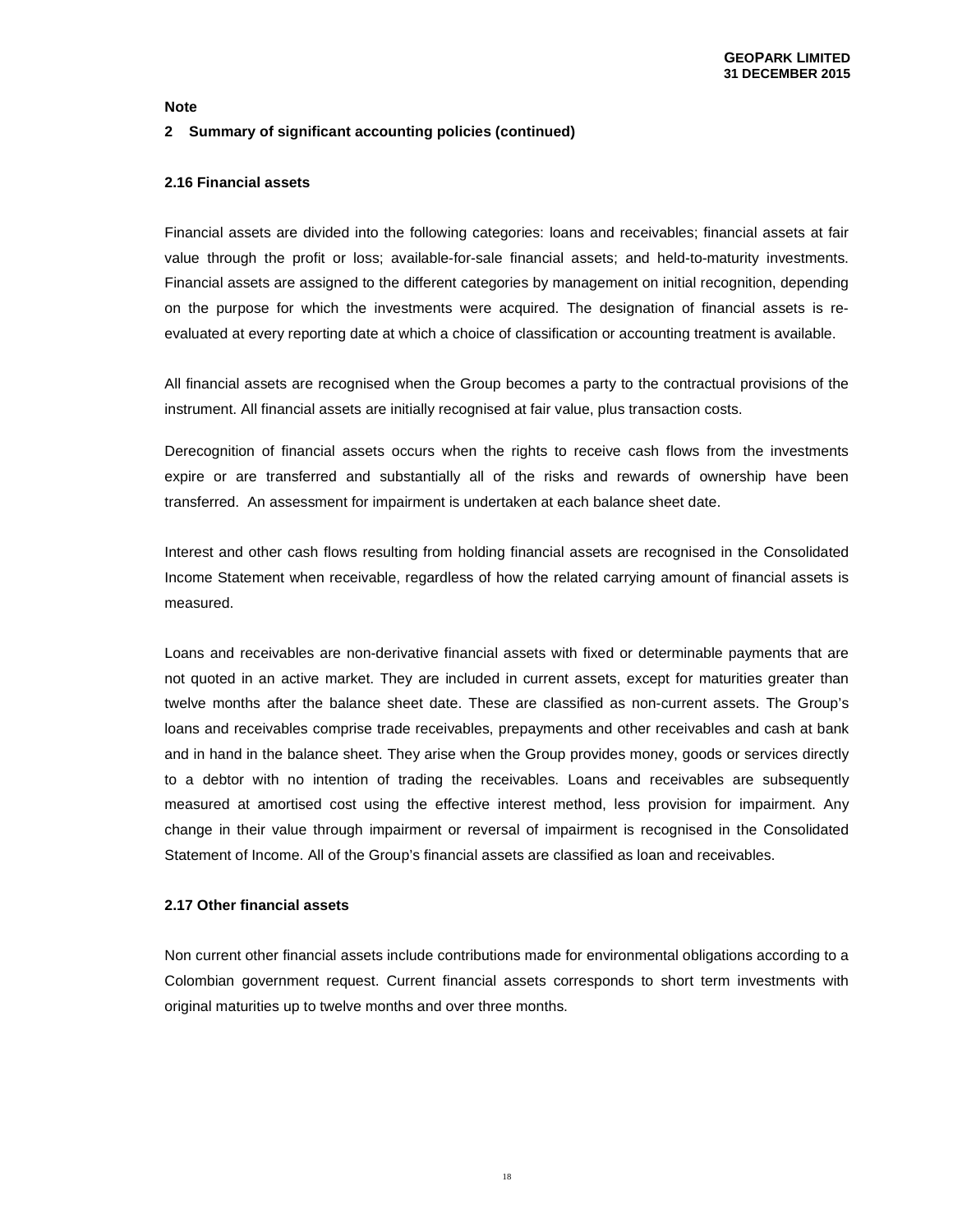**Note**

**2 Summary of significant accounting policies (continued)**

**2.16 Financial assets**

Financial assets are divided into the following categories: loans and receivables; financial assets at fair value through the profit or loss; available-for-sale financial assets; and held-to-maturity investments. Financial assets are assigned to the different categories by management on initial recognition, depending on the purpose for which the investments were acquired. The designation of financial assets is re-evaluated at every reporting date at which a choice of classification or accounting treatment is available.

All financial assets are recognised when the Group becomes a party to the contractual provisions of the instrument. All financial assets are initially recognised at fair value, plus transaction costs.

Derecognition of financial assets occurs when the rights to receive cash flows from the investments expire or are transferred and substantially all of the risks and rewards of ownership have been transferred. An assessment for impairment is undertaken at each balance sheet date.

Interest and other cash flows resulting from holding financial assets are recognised in the Consolidated Income Statement when receivable, regardless of how the related carrying amount of financial assets is measured.

Loans and receivables are non-derivative financial assets with fixed or determinable payments that are not quoted in an active market. They are included in current assets, except for maturities greater than twelve months after the balance sheet date. These are classified as non-current assets. The Group's loans and receivables comprise trade receivables, prepayments and other receivables and cash at bank and in hand in the balance sheet. They arise when the Group provides money, goods or services directly to a debtor with no intention of trading the receivables. Loans and receivables are subsequently measured at amortised cost using the effective interest method, less provision for impairment. Any change in their value through impairment or reversal of impairment is recognised in the Consolidated Statement of Income. All of the Group's financial assets are classified as loan and receivables.

**2.17 Other financial assets**

Non current other financial assets include contributions made for environmental obligations according to a Colombian government request. Current financial assets corresponds to short term investments with original maturities up to twelve months and over three months.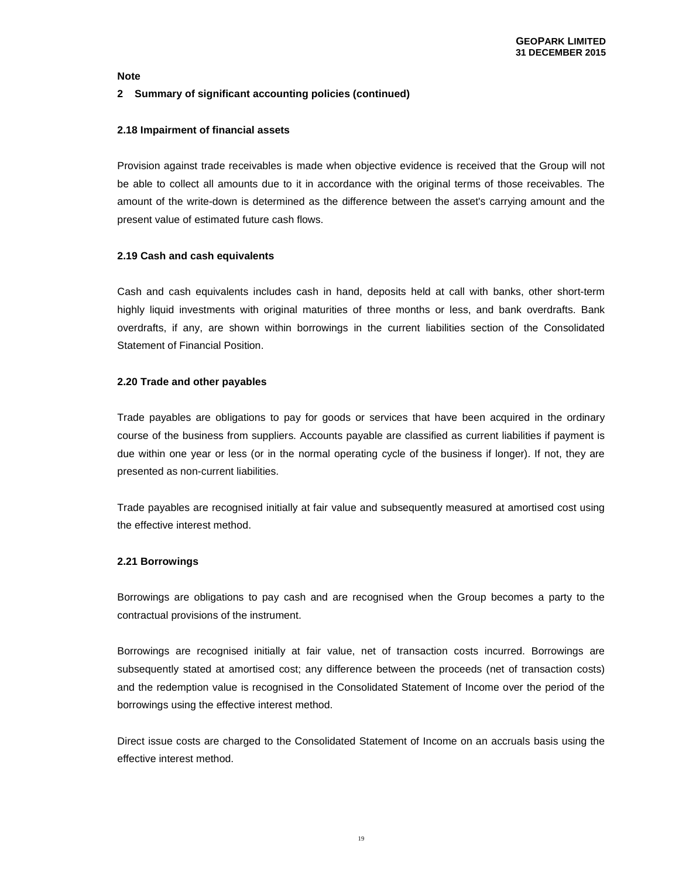**Note**

**2 Summary of significant accounting policies (continued)**

**2.18 Impairment of financial assets**

Provision against trade receivables is made when objective evidence is received that the Group will not be able to collect all amounts due to it in accordance with the original terms of those receivables. The amount of the write-down is determined as the difference between the asset's carrying amount and the present value of estimated future cash flows.

**2.19 Cash and cash equivalents**

Cash and cash equivalents includes cash in hand, deposits held at call with banks, other short-term highly liquid investments with original maturities of three months or less, and bank overdrafts. Bank overdrafts, if any, are shown within borrowings in the current liabilities section of the Consolidated Statement of Financial Position.

**2.20 Trade and other payables**

Trade payables are obligations to pay for goods or services that have been acquired in the ordinary course of the business from suppliers. Accounts payable are classified as current liabilities if payment is due within one year or less (or in the normal operating cycle of the business if longer). If not, they are presented as non-current liabilities.

Trade payables are recognised initially at fair value and subsequently measured at amortised cost using the effective interest method.

**2.21 Borrowings**

Borrowings are obligations to pay cash and are recognised when the Group becomes a party to the contractual provisions of the instrument.

Borrowings are recognised initially at fair value, net of transaction costs incurred. Borrowings are subsequently stated at amortised cost; any difference between the proceeds (net of transaction costs) and the redemption value is recognised in the Consolidated Statement of Income over the period of the borrowings using the effective interest method.

Direct issue costs are charged to the Consolidated Statement of Income on an accruals basis using the effective interest method.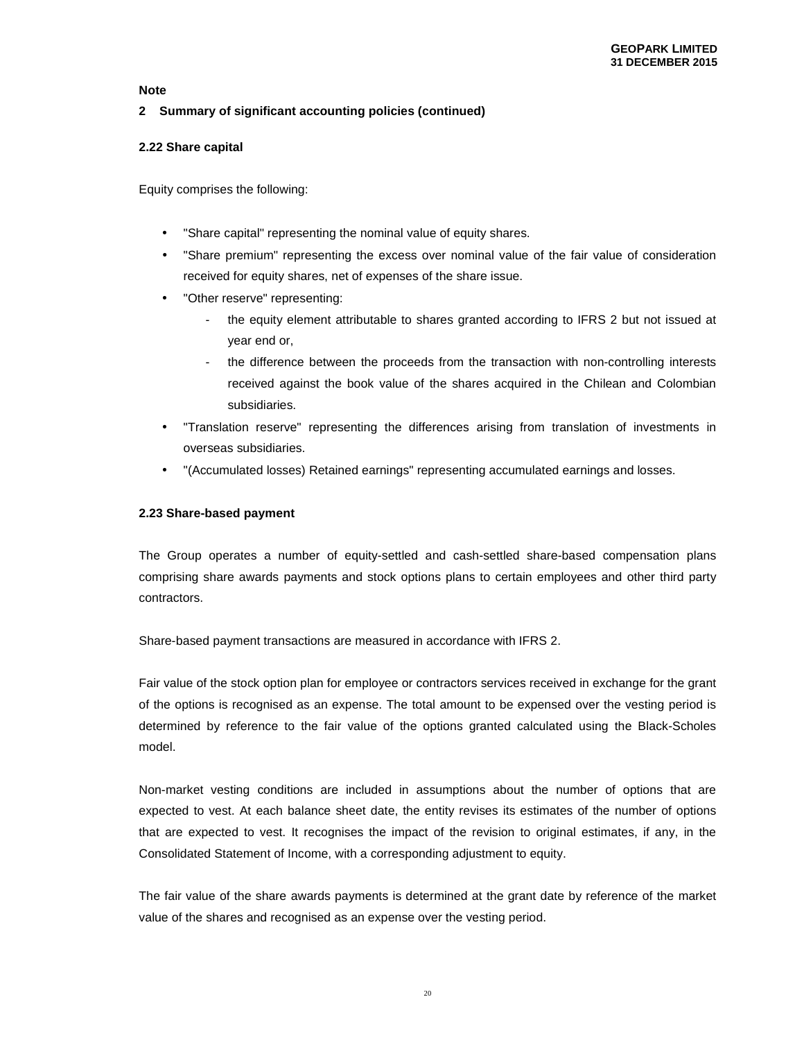**Note**

## 2 Summary of significant accounting policies (continued)

### 2.22 Share capital

Equity comprises the following:

- "Share capital" representing the nominal value of equity shares.
- "Share premium" representing the excess over nominal value of the fair value of consideration received for equity shares, net of expenses of the share issue.
- "Other reserve" representing:
  - the equity element attributable to shares granted according to IFRS 2 but not issued at year end or,
  - the difference between the proceeds from the transaction with non-controlling interests received against the book value of the shares acquired in the Chilean and Colombian subsidiaries.
- "Translation reserve" representing the differences arising from translation of investments in overseas subsidiaries.
- "(Accumulated losses) Retained earnings" representing accumulated earnings and losses.

### 2.23 Share-based payment

The Group operates a number of equity-settled and cash-settled share-based compensation plans comprising share awards payments and stock options plans to certain employees and other third party contractors.

Share-based payment transactions are measured in accordance with IFRS 2.

Fair value of the stock option plan for employee or contractors services received in exchange for the grant of the options is recognised as an expense. The total amount to be expensed over the vesting period is determined by reference to the fair value of the options granted calculated using the Black-Scholes model.

Non-market vesting conditions are included in assumptions about the number of options that are expected to vest. At each balance sheet date, the entity revises its estimates of the number of options that are expected to vest. It recognises the impact of the revision to original estimates, if any, in the Consolidated Statement of Income, with a corresponding adjustment to equity.

The fair value of the share awards payments is determined at the grant date by reference of the market value of the shares and recognised as an expense over the vesting period.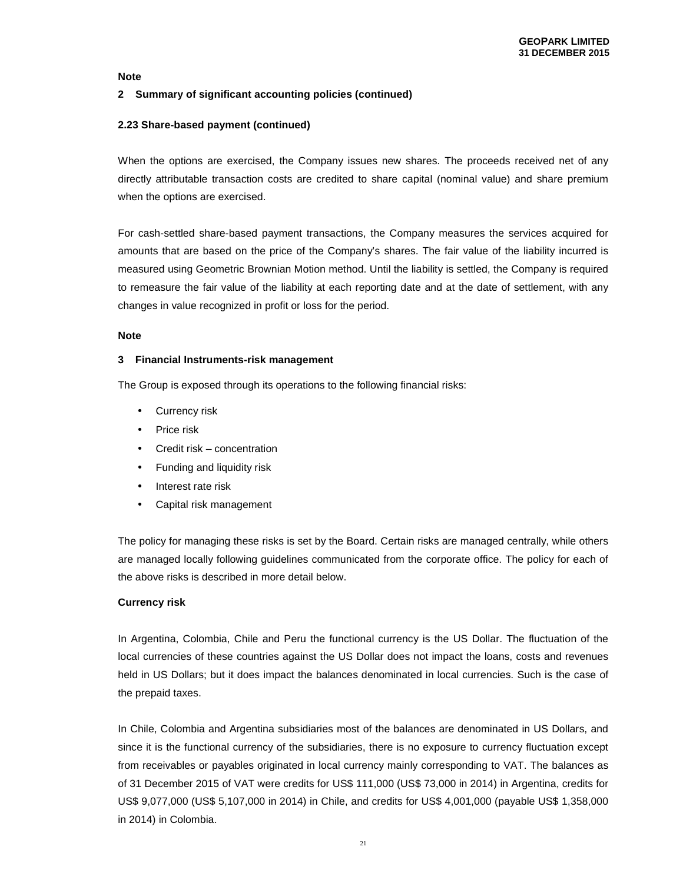**Note**

**2 Summary of significant accounting policies (continued)**

**2.23 Share-based payment (continued)**

When the options are exercised, the Company issues new shares. The proceeds received net of any directly attributable transaction costs are credited to share capital (nominal value) and share premium when the options are exercised.

For cash-settled share-based payment transactions, the Company measures the services acquired for amounts that are based on the price of the Company's shares. The fair value of the liability incurred is measured using Geometric Brownian Motion method. Until the liability is settled, the Company is required to remeasure the fair value of the liability at each reporting date and at the date of settlement, with any changes in value recognized in profit or loss for the period.

**Note**

**3 Financial Instruments-risk management**

The Group is exposed through its operations to the following financial risks:

- Currency risk
- Price risk
- Credit risk – concentration
- Funding and liquidity risk
- Interest rate risk
- Capital risk management

The policy for managing these risks is set by the Board. Certain risks are managed centrally, while others are managed locally following guidelines communicated from the corporate office. The policy for each of the above risks is described in more detail below.

**Currency risk**

In Argentina, Colombia, Chile and Peru the functional currency is the US Dollar. The fluctuation of the local currencies of these countries against the US Dollar does not impact the loans, costs and revenues held in US Dollars; but it does impact the balances denominated in local currencies. Such is the case of the prepaid taxes.

In Chile, Colombia and Argentina subsidiaries most of the balances are denominated in US Dollars, and since it is the functional currency of the subsidiaries, there is no exposure to currency fluctuation except from receivables or payables originated in local currency mainly corresponding to VAT. The balances as of 31 December 2015 of VAT were credits for US$ 111,000 (US$ 73,000 in 2014) in Argentina, credits for US$ 9,077,000 (US$ 5,107,000 in 2014) in Chile, and credits for US$ 4,001,000 (payable US$ 1,358,000 in 2014) in Colombia.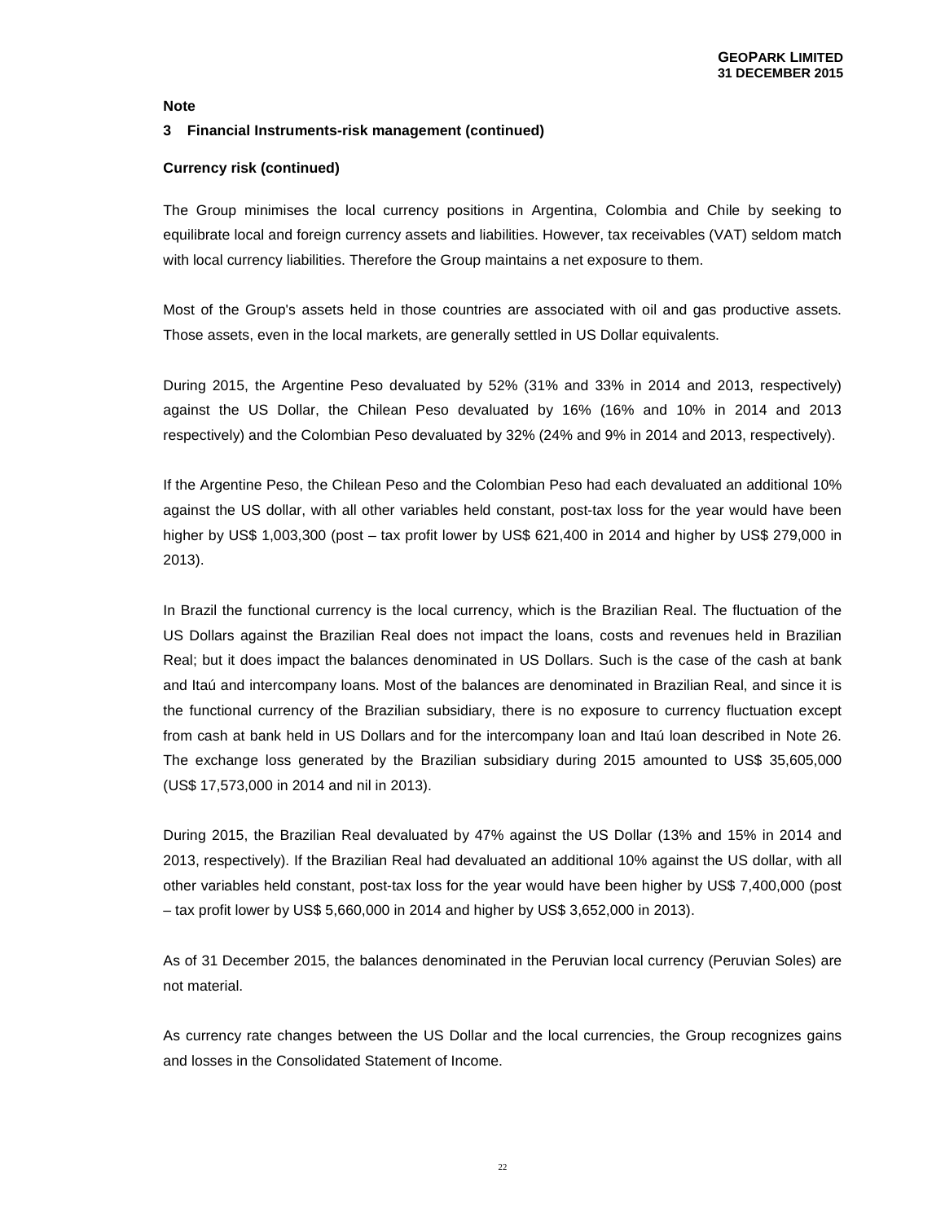**Note**

**3 Financial Instruments-risk management (continued)**

**Currency risk (continued)**

The Group minimises the local currency positions in Argentina, Colombia and Chile by seeking to equilibrate local and foreign currency assets and liabilities. However, tax receivables (VAT) seldom match with local currency liabilities. Therefore the Group maintains a net exposure to them.

Most of the Group's assets held in those countries are associated with oil and gas productive assets. Those assets, even in the local markets, are generally settled in US Dollar equivalents.

During 2015, the Argentine Peso devaluated by 52% (31% and 33% in 2014 and 2013, respectively) against the US Dollar, the Chilean Peso devaluated by 16% (16% and 10% in 2014 and 2013 respectively) and the Colombian Peso devaluated by 32% (24% and 9% in 2014 and 2013, respectively).

If the Argentine Peso, the Chilean Peso and the Colombian Peso had each devaluated an additional 10% against the US dollar, with all other variables held constant, post-tax loss for the year would have been higher by US$ 1,003,300 (post – tax profit lower by US$ 621,400 in 2014 and higher by US$ 279,000 in 2013).

In Brazil the functional currency is the local currency, which is the Brazilian Real. The fluctuation of the US Dollars against the Brazilian Real does not impact the loans, costs and revenues held in Brazilian Real; but it does impact the balances denominated in US Dollars. Such is the case of the cash at bank and Itaú and intercompany loans. Most of the balances are denominated in Brazilian Real, and since it is the functional currency of the Brazilian subsidiary, there is no exposure to currency fluctuation except from cash at bank held in US Dollars and for the intercompany loan and Itaú loan described in Note 26. The exchange loss generated by the Brazilian subsidiary during 2015 amounted to US$ 35,605,000 (US$ 17,573,000 in 2014 and nil in 2013).

During 2015, the Brazilian Real devaluated by 47% against the US Dollar (13% and 15% in 2014 and 2013, respectively). If the Brazilian Real had devaluated an additional 10% against the US dollar, with all other variables held constant, post-tax loss for the year would have been higher by US$ 7,400,000 (post – tax profit lower by US$ 5,660,000 in 2014 and higher by US$ 3,652,000 in 2013).

As of 31 December 2015, the balances denominated in the Peruvian local currency (Peruvian Soles) are not material.

As currency rate changes between the US Dollar and the local currencies, the Group recognizes gains and losses in the Consolidated Statement of Income.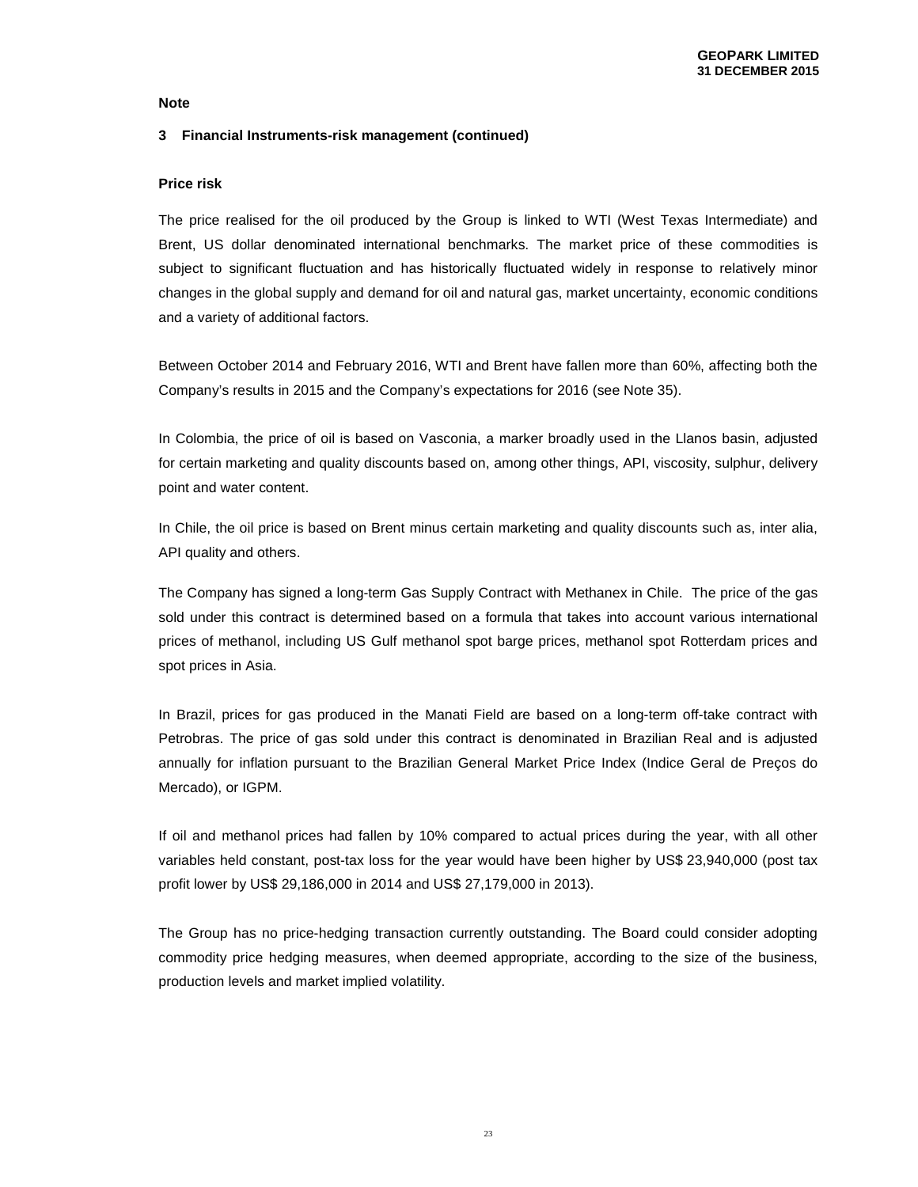**Note**

**3 Financial Instruments-risk management (continued)**

**Price risk**

The price realised for the oil produced by the Group is linked to WTI (West Texas Intermediate) and Brent, US dollar denominated international benchmarks. The market price of these commodities is subject to significant fluctuation and has historically fluctuated widely in response to relatively minor changes in the global supply and demand for oil and natural gas, market uncertainty, economic conditions and a variety of additional factors.

Between October 2014 and February 2016, WTI and Brent have fallen more than 60%, affecting both the Company's results in 2015 and the Company's expectations for 2016 (see Note 35).

In Colombia, the price of oil is based on Vasconia, a marker broadly used in the Llanos basin, adjusted for certain marketing and quality discounts based on, among other things, API, viscosity, sulphur, delivery point and water content.

In Chile, the oil price is based on Brent minus certain marketing and quality discounts such as, inter alia, API quality and others.

The Company has signed a long-term Gas Supply Contract with Methanex in Chile. The price of the gas sold under this contract is determined based on a formula that takes into account various international prices of methanol, including US Gulf methanol spot barge prices, methanol spot Rotterdam prices and spot prices in Asia.

In Brazil, prices for gas produced in the Manati Field are based on a long-term off-take contract with Petrobras. The price of gas sold under this contract is denominated in Brazilian Real and is adjusted annually for inflation pursuant to the Brazilian General Market Price Index (Indice Geral de Preços do Mercado), or IGPM.

If oil and methanol prices had fallen by 10% compared to actual prices during the year, with all other variables held constant, post-tax loss for the year would have been higher by US$ 23,940,000 (post tax profit lower by US$ 29,186,000 in 2014 and US$ 27,179,000 in 2013).

The Group has no price-hedging transaction currently outstanding. The Board could consider adopting commodity price hedging measures, when deemed appropriate, according to the size of the business, production levels and market implied volatility.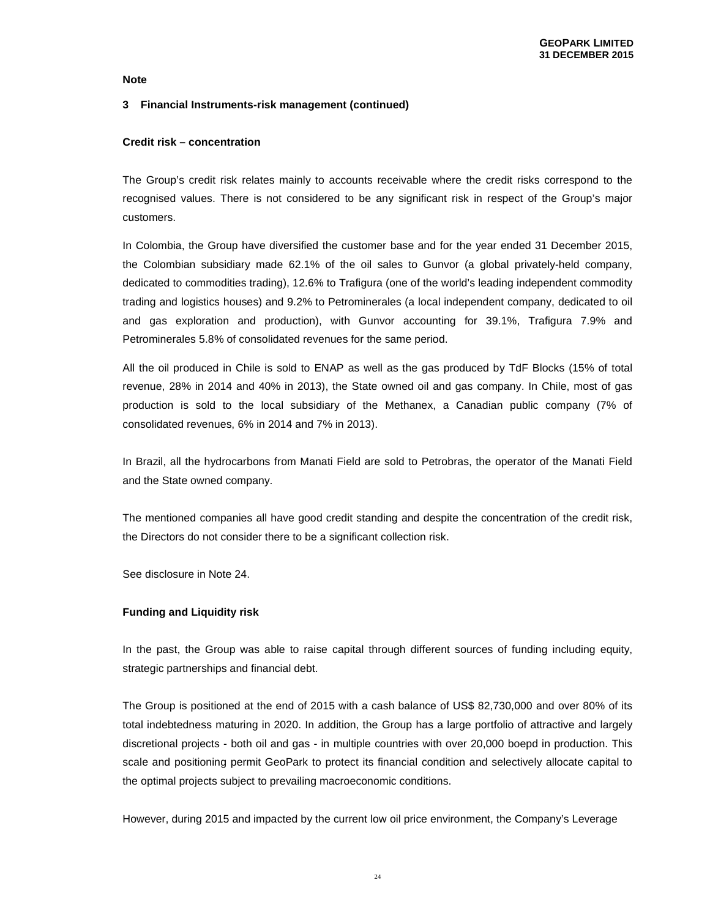**Note**

**3 Financial Instruments-risk management (continued)**

**Credit risk – concentration**

The Group's credit risk relates mainly to accounts receivable where the credit risks correspond to the recognised values. There is not considered to be any significant risk in respect of the Group's major customers.

In Colombia, the Group have diversified the customer base and for the year ended 31 December 2015, the Colombian subsidiary made 62.1% of the oil sales to Gunvor (a global privately-held company, dedicated to commodities trading), 12.6% to Trafigura (one of the world's leading independent commodity trading and logistics houses) and 9.2% to Petrominerales (a local independent company, dedicated to oil and gas exploration and production), with Gunvor accounting for 39.1%, Trafigura 7.9% and Petrominerales 5.8% of consolidated revenues for the same period.

All the oil produced in Chile is sold to ENAP as well as the gas produced by TdF Blocks (15% of total revenue, 28% in 2014 and 40% in 2013), the State owned oil and gas company. In Chile, most of gas production is sold to the local subsidiary of the Methanex, a Canadian public company (7% of consolidated revenues, 6% in 2014 and 7% in 2013).

In Brazil, all the hydrocarbons from Manati Field are sold to Petrobras, the operator of the Manati Field and the State owned company.

The mentioned companies all have good credit standing and despite the concentration of the credit risk, the Directors do not consider there to be a significant collection risk.

See disclosure in Note 24.

**Funding and Liquidity risk**

In the past, the Group was able to raise capital through different sources of funding including equity, strategic partnerships and financial debt.

The Group is positioned at the end of 2015 with a cash balance of US$ 82,730,000 and over 80% of its total indebtedness maturing in 2020. In addition, the Group has a large portfolio of attractive and largely discretional projects - both oil and gas - in multiple countries with over 20,000 boepd in production. This scale and positioning permit GeoPark to protect its financial condition and selectively allocate capital to the optimal projects subject to prevailing macroeconomic conditions.

However, during 2015 and impacted by the current low oil price environment, the Company's Leverage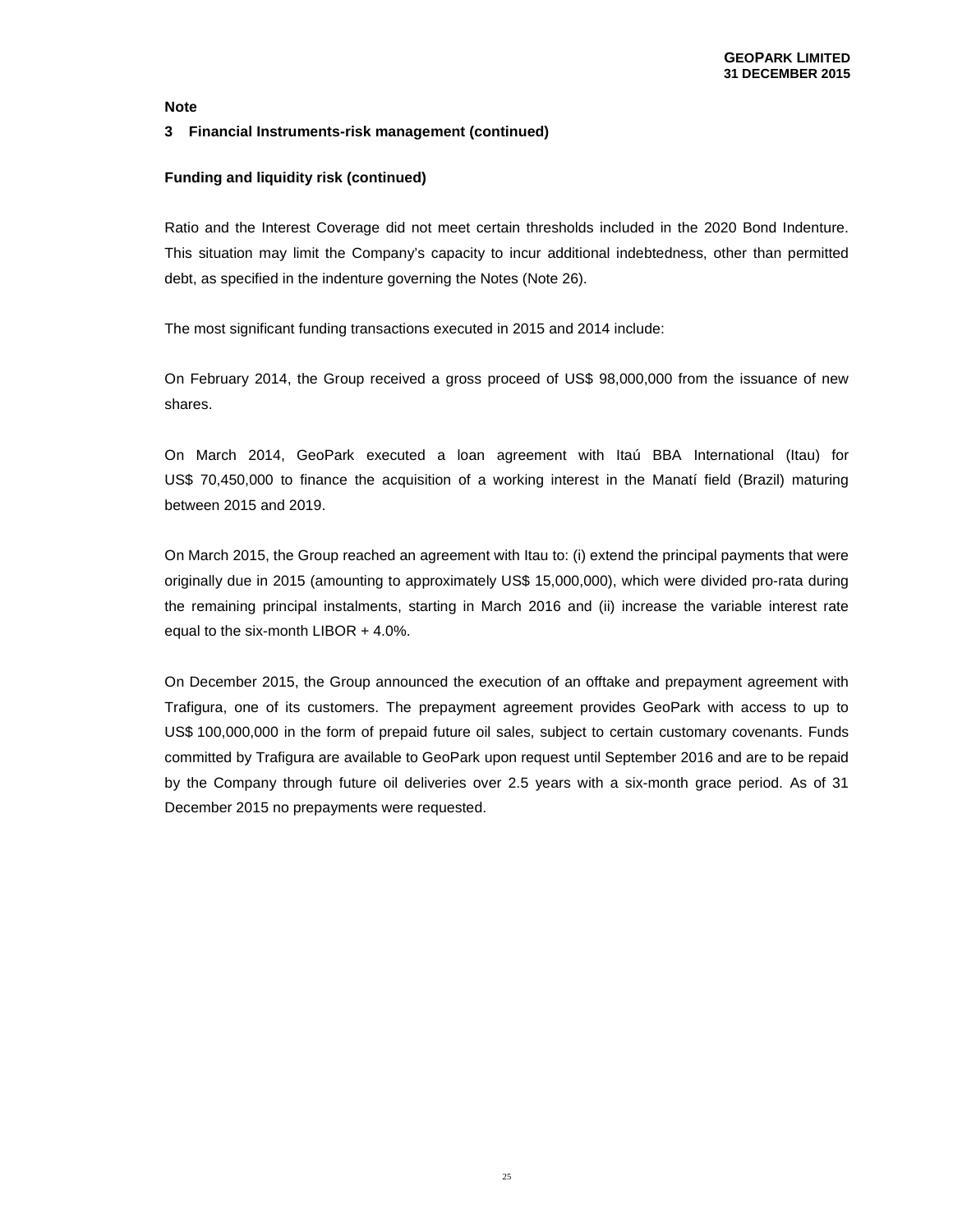**Note**

**3 Financial Instruments-risk management (continued)**

**Funding and liquidity risk (continued)**

Ratio and the Interest Coverage did not meet certain thresholds included in the 2020 Bond Indenture. This situation may limit the Company's capacity to incur additional indebtedness, other than permitted debt, as specified in the indenture governing the Notes (Note 26).

The most significant funding transactions executed in 2015 and 2014 include:

On February 2014, the Group received a gross proceed of US$ 98,000,000 from the issuance of new shares.

On March 2014, GeoPark executed a loan agreement with Itaú BBA International (Itau) for US$ 70,450,000 to finance the acquisition of a working interest in the Manatí field (Brazil) maturing between 2015 and 2019.

On March 2015, the Group reached an agreement with Itau to: (i) extend the principal payments that were originally due in 2015 (amounting to approximately US$ 15,000,000), which were divided pro-rata during the remaining principal instalments, starting in March 2016 and (ii) increase the variable interest rate equal to the six-month LIBOR + 4.0%.

On December 2015, the Group announced the execution of an offtake and prepayment agreement with Trafigura, one of its customers. The prepayment agreement provides GeoPark with access to up to US$ 100,000,000 in the form of prepaid future oil sales, subject to certain customary covenants. Funds committed by Trafigura are available to GeoPark upon request until September 2016 and are to be repaid by the Company through future oil deliveries over 2.5 years with a six-month grace period. As of 31 December 2015 no prepayments were requested.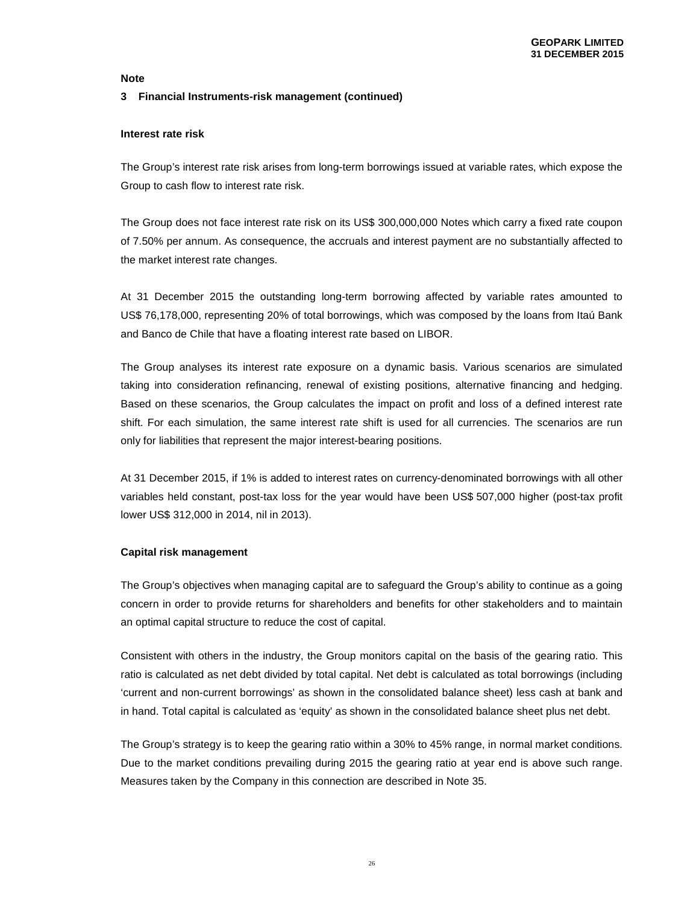**Note**

**3 Financial Instruments-risk management (continued)**

**Interest rate risk**

The Group's interest rate risk arises from long-term borrowings issued at variable rates, which expose the Group to cash flow to interest rate risk.

The Group does not face interest rate risk on its US$ 300,000,000 Notes which carry a fixed rate coupon of 7.50% per annum. As consequence, the accruals and interest payment are no substantially affected to the market interest rate changes.

At 31 December 2015 the outstanding long-term borrowing affected by variable rates amounted to US$ 76,178,000, representing 20% of total borrowings, which was composed by the loans from Itaú Bank and Banco de Chile that have a floating interest rate based on LIBOR.

The Group analyses its interest rate exposure on a dynamic basis. Various scenarios are simulated taking into consideration refinancing, renewal of existing positions, alternative financing and hedging. Based on these scenarios, the Group calculates the impact on profit and loss of a defined interest rate shift. For each simulation, the same interest rate shift is used for all currencies. The scenarios are run only for liabilities that represent the major interest-bearing positions.

At 31 December 2015, if 1% is added to interest rates on currency-denominated borrowings with all other variables held constant, post-tax loss for the year would have been US$ 507,000 higher (post-tax profit lower US$ 312,000 in 2014, nil in 2013).

**Capital risk management**

The Group's objectives when managing capital are to safeguard the Group's ability to continue as a going concern in order to provide returns for shareholders and benefits for other stakeholders and to maintain an optimal capital structure to reduce the cost of capital.

Consistent with others in the industry, the Group monitors capital on the basis of the gearing ratio. This ratio is calculated as net debt divided by total capital. Net debt is calculated as total borrowings (including 'current and non-current borrowings' as shown in the consolidated balance sheet) less cash at bank and in hand. Total capital is calculated as 'equity' as shown in the consolidated balance sheet plus net debt.

The Group's strategy is to keep the gearing ratio within a 30% to 45% range, in normal market conditions. Due to the market conditions prevailing during 2015 the gearing ratio at year end is above such range. Measures taken by the Company in this connection are described in Note 35.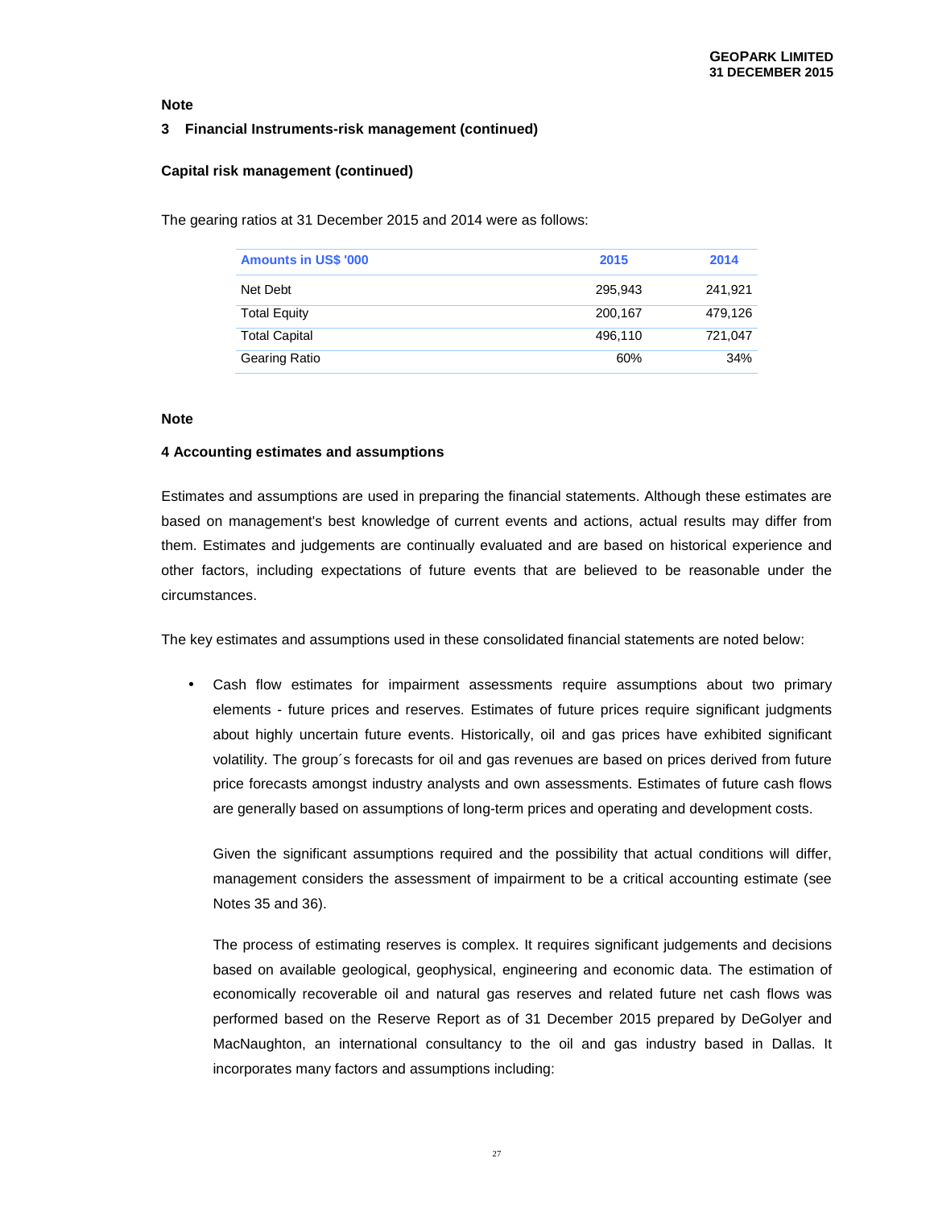**Note**

**3 Financial Instruments-risk management (continued)**

**Capital risk management (continued)**

The gearing ratios at 31 December 2015 and 2014 were as follows:

| Amounts in US$ '000 | 2015 | 2014 |
|---|---|---|
| Net Debt | 295,943 | 241,921 |
| Total Equity | 200,167 | 479,126 |
| Total Capital | 496,110 | 721,047 |
| Gearing Ratio | 60% | 34% |

**Note**

**4 Accounting estimates and assumptions**

Estimates and assumptions are used in preparing the financial statements. Although these estimates are based on management's best knowledge of current events and actions, actual results may differ from them. Estimates and judgements are continually evaluated and are based on historical experience and other factors, including expectations of future events that are believed to be reasonable under the circumstances.

The key estimates and assumptions used in these consolidated financial statements are noted below:

- Cash flow estimates for impairment assessments require assumptions about two primary elements - future prices and reserves. Estimates of future prices require significant judgments about highly uncertain future events. Historically, oil and gas prices have exhibited significant volatility. The group´s forecasts for oil and gas revenues are based on prices derived from future price forecasts amongst industry analysts and own assessments. Estimates of future cash flows are generally based on assumptions of long-term prices and operating and development costs.

  Given the significant assumptions required and the possibility that actual conditions will differ, management considers the assessment of impairment to be a critical accounting estimate (see Notes 35 and 36).

  The process of estimating reserves is complex. It requires significant judgements and decisions based on available geological, geophysical, engineering and economic data. The estimation of economically recoverable oil and natural gas reserves and related future net cash flows was performed based on the Reserve Report as of 31 December 2015 prepared by DeGolyer and MacNaughton, an international consultancy to the oil and gas industry based in Dallas. It incorporates many factors and assumptions including: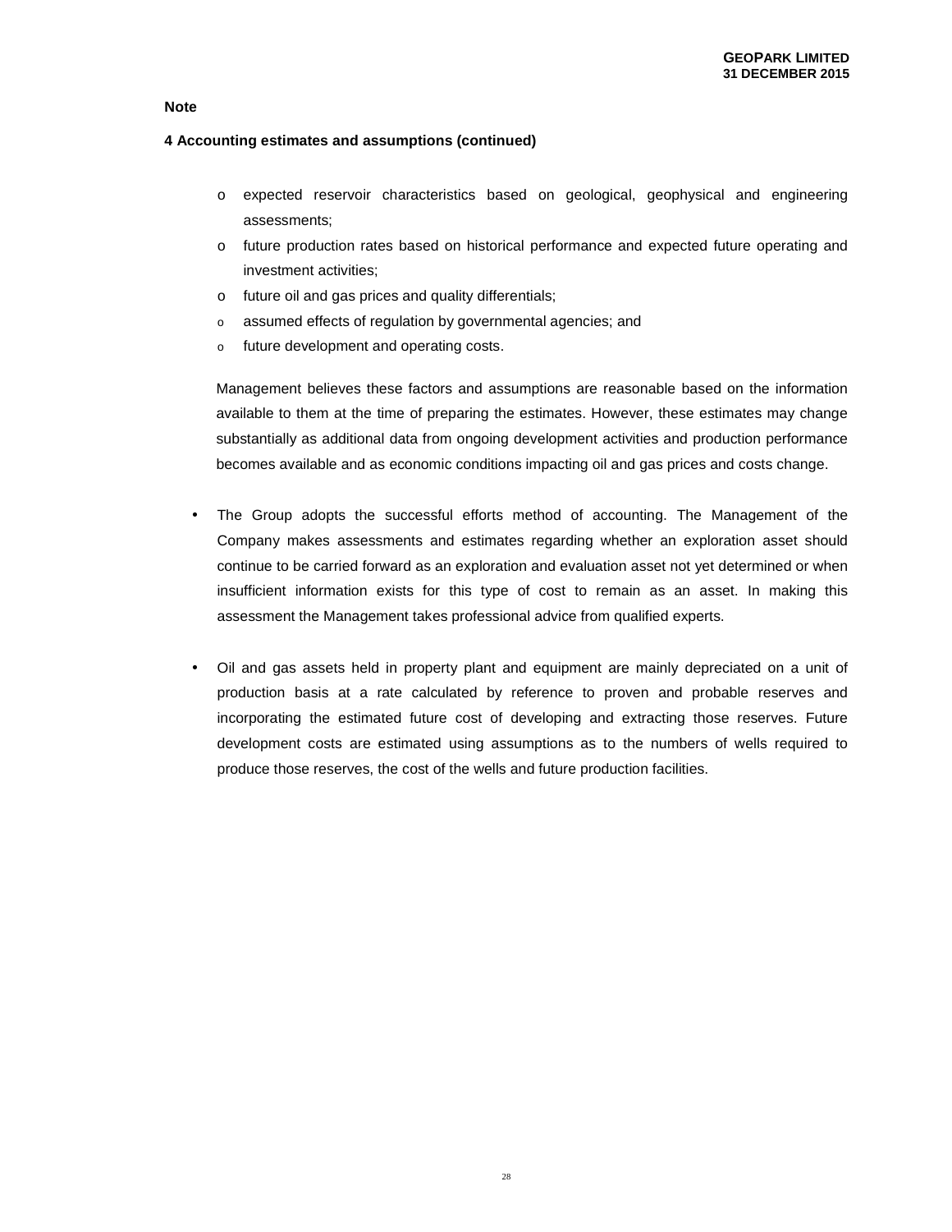**Note**

**4 Accounting estimates and assumptions (continued)**

- expected reservoir characteristics based on geological, geophysical and engineering assessments;
- future production rates based on historical performance and expected future operating and investment activities;
- future oil and gas prices and quality differentials;
- assumed effects of regulation by governmental agencies; and
- future development and operating costs.

Management believes these factors and assumptions are reasonable based on the information available to them at the time of preparing the estimates. However, these estimates may change substantially as additional data from ongoing development activities and production performance becomes available and as economic conditions impacting oil and gas prices and costs change.

- The Group adopts the successful efforts method of accounting. The Management of the Company makes assessments and estimates regarding whether an exploration asset should continue to be carried forward as an exploration and evaluation asset not yet determined or when insufficient information exists for this type of cost to remain as an asset. In making this assessment the Management takes professional advice from qualified experts.

- Oil and gas assets held in property plant and equipment are mainly depreciated on a unit of production basis at a rate calculated by reference to proven and probable reserves and incorporating the estimated future cost of developing and extracting those reserves. Future development costs are estimated using assumptions as to the numbers of wells required to produce those reserves, the cost of the wells and future production facilities.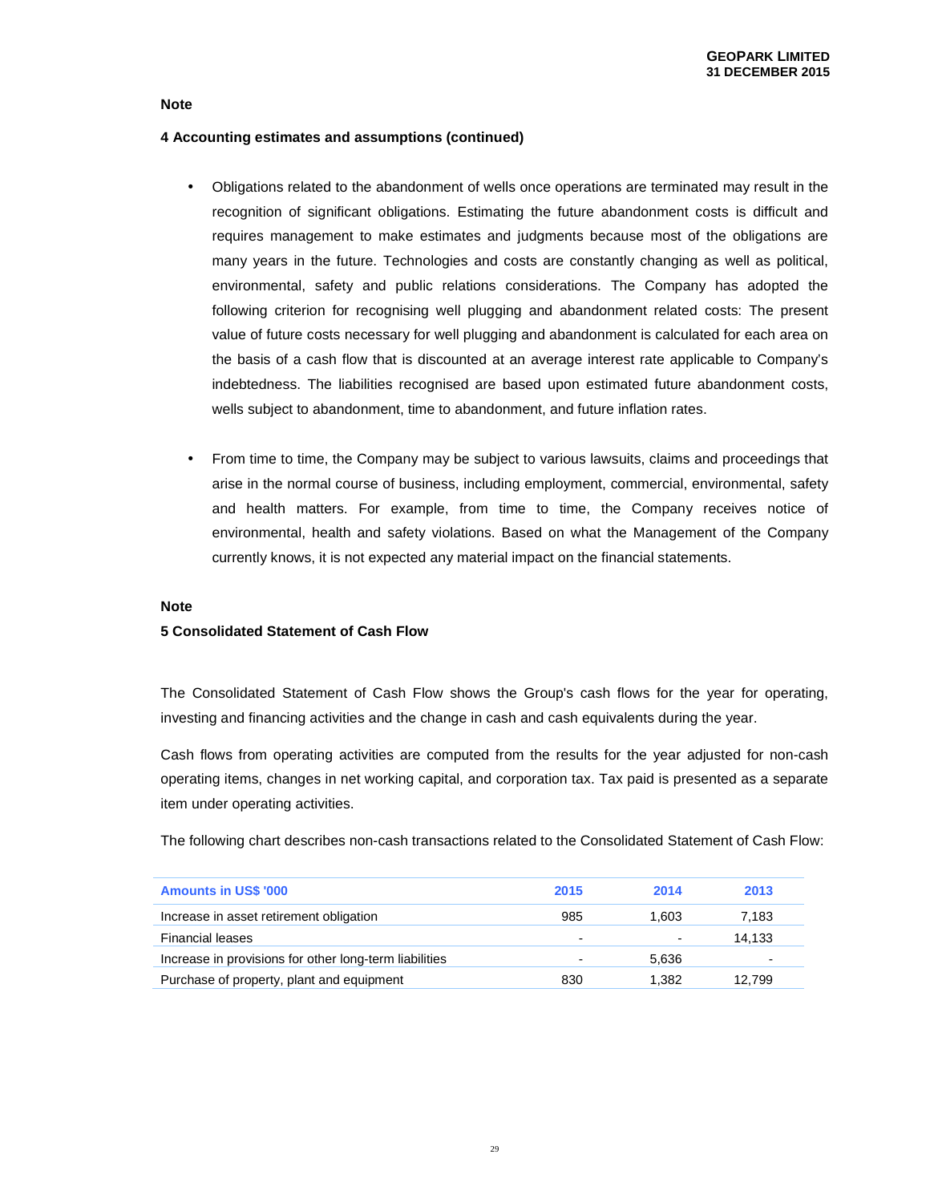**Note**

**4 Accounting estimates and assumptions (continued)**

- Obligations related to the abandonment of wells once operations are terminated may result in the recognition of significant obligations. Estimating the future abandonment costs is difficult and requires management to make estimates and judgments because most of the obligations are many years in the future. Technologies and costs are constantly changing as well as political, environmental, safety and public relations considerations. The Company has adopted the following criterion for recognising well plugging and abandonment related costs: The present value of future costs necessary for well plugging and abandonment is calculated for each area on the basis of a cash flow that is discounted at an average interest rate applicable to Company's indebtedness. The liabilities recognised are based upon estimated future abandonment costs, wells subject to abandonment, time to abandonment, and future inflation rates.

- From time to time, the Company may be subject to various lawsuits, claims and proceedings that arise in the normal course of business, including employment, commercial, environmental, safety and health matters. For example, from time to time, the Company receives notice of environmental, health and safety violations. Based on what the Management of the Company currently knows, it is not expected any material impact on the financial statements.

**Note**

**5 Consolidated Statement of Cash Flow**

The Consolidated Statement of Cash Flow shows the Group's cash flows for the year for operating, investing and financing activities and the change in cash and cash equivalents during the year.

Cash flows from operating activities are computed from the results for the year adjusted for non-cash operating items, changes in net working capital, and corporation tax. Tax paid is presented as a separate item under operating activities.

The following chart describes non-cash transactions related to the Consolidated Statement of Cash Flow:

| Amounts in US$ '000 | 2015 | 2014 | 2013 |
|---|---|---|---|
| Increase in asset retirement obligation | 985 | 1,603 | 7,183 |
| Financial leases | - | - | 14,133 |
| Increase in provisions for other long-term liabilities | - | 5,636 | - |
| Purchase of property, plant and equipment | 830 | 1,382 | 12,799 |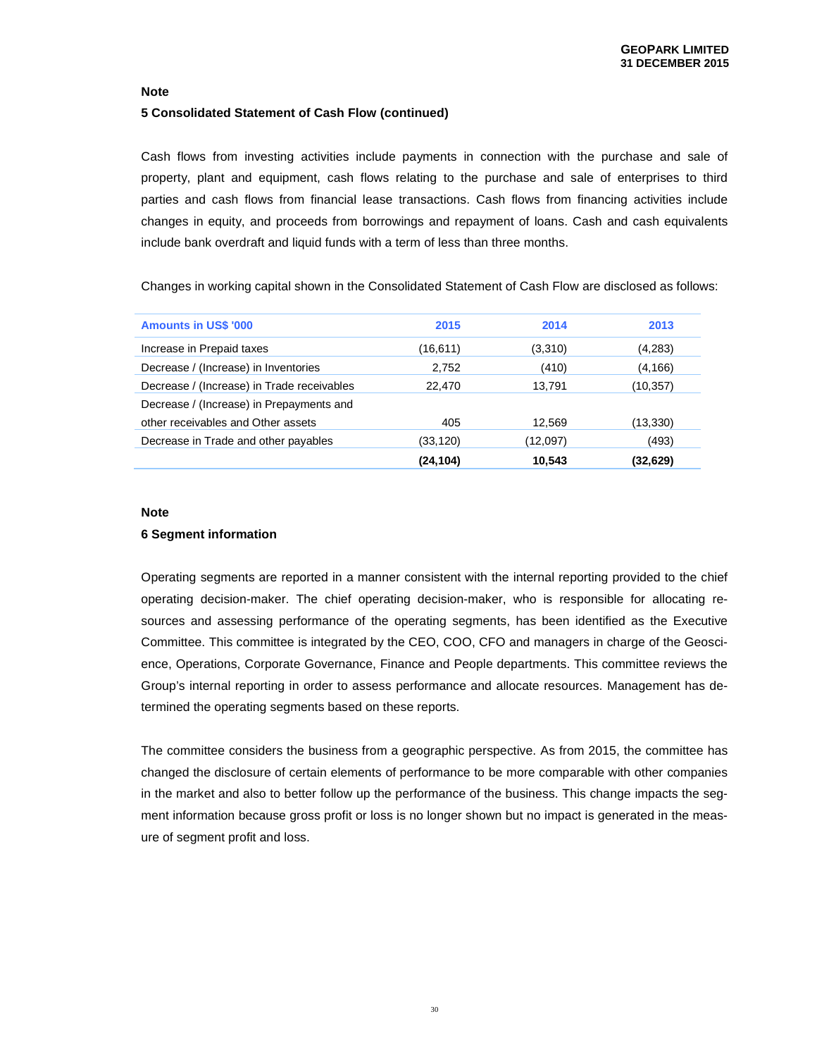**Note**

**5 Consolidated Statement of Cash Flow (continued)**

Cash flows from investing activities include payments in connection with the purchase and sale of property, plant and equipment, cash flows relating to the purchase and sale of enterprises to third parties and cash flows from financial lease transactions. Cash flows from financing activities include changes in equity, and proceeds from borrowings and repayment of loans. Cash and cash equivalents include bank overdraft and liquid funds with a term of less than three months.

Changes in working capital shown in the Consolidated Statement of Cash Flow are disclosed as follows:

| Amounts in US$ '000 | 2015 | 2014 | 2013 |
|---|---|---|---|
| Increase in Prepaid taxes | (16,611) | (3,310) | (4,283) |
| Decrease / (Increase) in Inventories | 2,752 | (410) | (4,166) |
| Decrease / (Increase) in Trade receivables | 22,470 | 13,791 | (10,357) |
| Decrease / (Increase) in Prepayments and other receivables and Other assets | 405 | 12,569 | (13,330) |
| Decrease in Trade and other payables | (33,120) | (12,097) | (493) |
| | **(24,104)** | **10,543** | **(32,629)** |

**Note**

**6 Segment information**

Operating segments are reported in a manner consistent with the internal reporting provided to the chief operating decision-maker. The chief operating decision-maker, who is responsible for allocating resources and assessing performance of the operating segments, has been identified as the Executive Committee. This committee is integrated by the CEO, COO, CFO and managers in charge of the Geoscience, Operations, Corporate Governance, Finance and People departments. This committee reviews the Group's internal reporting in order to assess performance and allocate resources. Management has determined the operating segments based on these reports.

The committee considers the business from a geographic perspective. As from 2015, the committee has changed the disclosure of certain elements of performance to be more comparable with other companies in the market and also to better follow up the performance of the business. This change impacts the segment information because gross profit or loss is no longer shown but no impact is generated in the measure of segment profit and loss.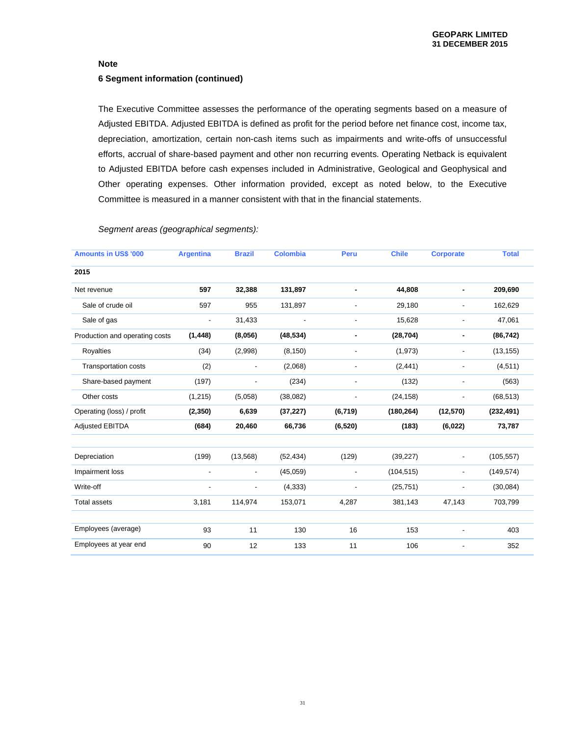**Note**

**6 Segment information (continued)**

The Executive Committee assesses the performance of the operating segments based on a measure of Adjusted EBITDA. Adjusted EBITDA is defined as profit for the period before net finance cost, income tax, depreciation, amortization, certain non-cash items such as impairments and write-offs of unsuccessful efforts, accrual of share-based payment and other non recurring events. Operating Netback is equivalent to Adjusted EBITDA before cash expenses included in Administrative, Geological and Geophysical and Other operating expenses. Other information provided, except as noted below, to the Executive Committee is measured in a manner consistent with that in the financial statements.

*Segment areas (geographical segments):*

| Amounts in US$ '000 | Argentina | Brazil | Colombia | Peru | Chile | Corporate | Total |
|---|---|---|---|---|---|---|---|
| **2015** | | | | | | | |
| Net revenue | **597** | **32,388** | **131,897** | **-** | **44,808** | **-** | **209,690** |
| Sale of crude oil | 597 | 955 | 131,897 | - | 29,180 | - | 162,629 |
| Sale of gas | - | 31,433 | - | - | 15,628 | - | 47,061 |
| Production and operating costs | **(1,448)** | **(8,056)** | **(48,534)** | **-** | **(28,704)** | **-** | **(86,742)** |
| Royalties | (34) | (2,998) | (8,150) | - | (1,973) | - | (13,155) |
| Transportation costs | (2) | - | (2,068) | - | (2,441) | - | (4,511) |
| Share-based payment | (197) | - | (234) | - | (132) | - | (563) |
| Other costs | (1,215) | (5,058) | (38,082) | - | (24,158) | - | (68,513) |
| Operating (loss) / profit | **(2,350)** | **6,639** | **(37,227)** | **(6,719)** | **(180,264)** | **(12,570)** | **(232,491)** |
| Adjusted EBITDA | **(684)** | **20,460** | **66,736** | **(6,520)** | **(183)** | **(6,022)** | **73,787** |
| | | | | | | | |
| Depreciation | (199) | (13,568) | (52,434) | (129) | (39,227) | - | (105,557) |
| Impairment loss | - | - | (45,059) | - | (104,515) | - | (149,574) |
| Write-off | - | - | (4,333) | - | (25,751) | - | (30,084) |
| Total assets | 3,181 | 114,974 | 153,071 | 4,287 | 381,143 | 47,143 | 703,799 |
| | | | | | | | |
| Employees (average) | 93 | 11 | 130 | 16 | 153 | - | 403 |
| Employees at year end | 90 | 12 | 133 | 11 | 106 | - | 352 |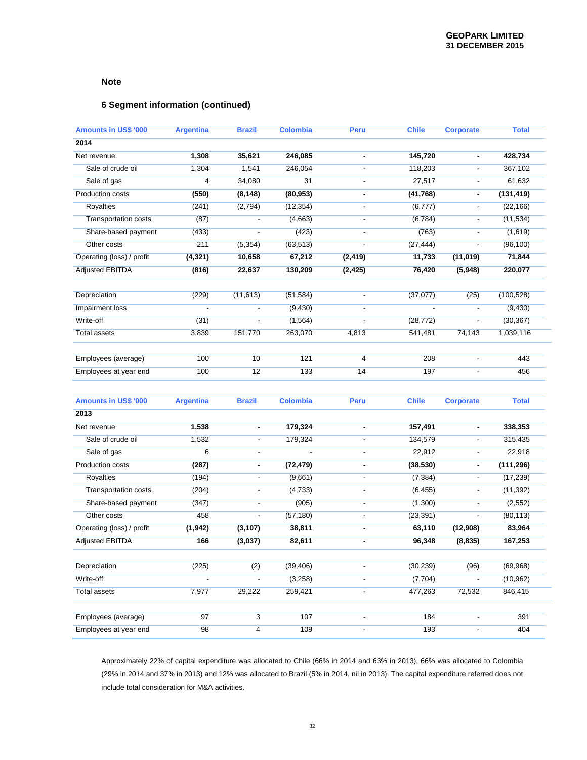Note

## 6 Segment information (continued)

| Amounts in US$ '000 | Argentina | Brazil | Colombia | Peru | Chile | Corporate | Total |
|---|---|---|---|---|---|---|---|
| **2014** | | | | | | | |
| Net revenue | **1,308** | **35,621** | **246,085** | **-** | **145,720** | **-** | **428,734** |
| Sale of crude oil | 1,304 | 1,541 | 246,054 | - | 118,203 | - | 367,102 |
| Sale of gas | 4 | 34,080 | 31 | - | 27,517 | - | 61,632 |
| Production costs | **(550)** | **(8,148)** | **(80,953)** | **-** | **(41,768)** | **-** | **(131,419)** |
| Royalties | (241) | (2,794) | (12,354) | - | (6,777) | - | (22,166) |
| Transportation costs | (87) | - | (4,663) | - | (6,784) | - | (11,534) |
| Share-based payment | (433) | - | (423) | - | (763) | - | (1,619) |
| Other costs | 211 | (5,354) | (63,513) | - | (27,444) | - | (96,100) |
| Operating (loss) / profit | **(4,321)** | **10,658** | **67,212** | **(2,419)** | **11,733** | **(11,019)** | **71,844** |
| Adjusted EBITDA | **(816)** | **22,637** | **130,209** | **(2,425)** | **76,420** | **(5,948)** | **220,077** |
| | | | | | | | |
| Depreciation | (229) | (11,613) | (51,584) | - | (37,077) | (25) | (100,528) |
| Impairment loss | - | - | (9,430) | - | - | - | (9,430) |
| Write-off | (31) | - | (1,564) | - | (28,772) | - | (30,367) |
| Total assets | 3,839 | 151,770 | 263,070 | 4,813 | 541,481 | 74,143 | 1,039,116 |
| | | | | | | | |
| Employees (average) | 100 | 10 | 121 | 4 | 208 | - | 443 |
| Employees at year end | 100 | 12 | 133 | 14 | 197 | - | 456 |

| Amounts in US$ '000 | Argentina | Brazil | Colombia | Peru | Chile | Corporate | Total |
|---|---|---|---|---|---|---|---|
| **2013** | | | | | | | |
| Net revenue | **1,538** | **-** | **179,324** | **-** | **157,491** | **-** | **338,353** |
| Sale of crude oil | 1,532 | - | 179,324 | - | 134,579 | - | 315,435 |
| Sale of gas | 6 | - | - | - | 22,912 | - | 22,918 |
| Production costs | **(287)** | **-** | **(72,479)** | **-** | **(38,530)** | **-** | **(111,296)** |
| Royalties | (194) | - | (9,661) | - | (7,384) | - | (17,239) |
| Transportation costs | (204) | - | (4,733) | - | (6,455) | - | (11,392) |
| Share-based payment | (347) | - | (905) | - | (1,300) | - | (2,552) |
| Other costs | 458 | - | (57,180) | - | (23,391) | - | (80,113) |
| Operating (loss) / profit | **(1,942)** | **(3,107)** | **38,811** | **-** | **63,110** | **(12,908)** | **83,964** |
| Adjusted EBITDA | **166** | **(3,037)** | **82,611** | **-** | **96,348** | **(8,835)** | **167,253** |
| | | | | | | | |
| Depreciation | (225) | (2) | (39,406) | - | (30,239) | (96) | (69,968) |
| Write-off | - | - | (3,258) | - | (7,704) | - | (10,962) |
| Total assets | 7,977 | 29,222 | 259,421 | - | 477,263 | 72,532 | 846,415 |
| | | | | | | | |
| Employees (average) | 97 | 3 | 107 | - | 184 | - | 391 |
| Employees at year end | 98 | 4 | 109 | - | 193 | - | 404 |

Approximately 22% of capital expenditure was allocated to Chile (66% in 2014 and 63% in 2013), 66% was allocated to Colombia (29% in 2014 and 37% in 2013) and 12% was allocated to Brazil (5% in 2014, nil in 2013). The capital expenditure referred does not include total consideration for M&A activities.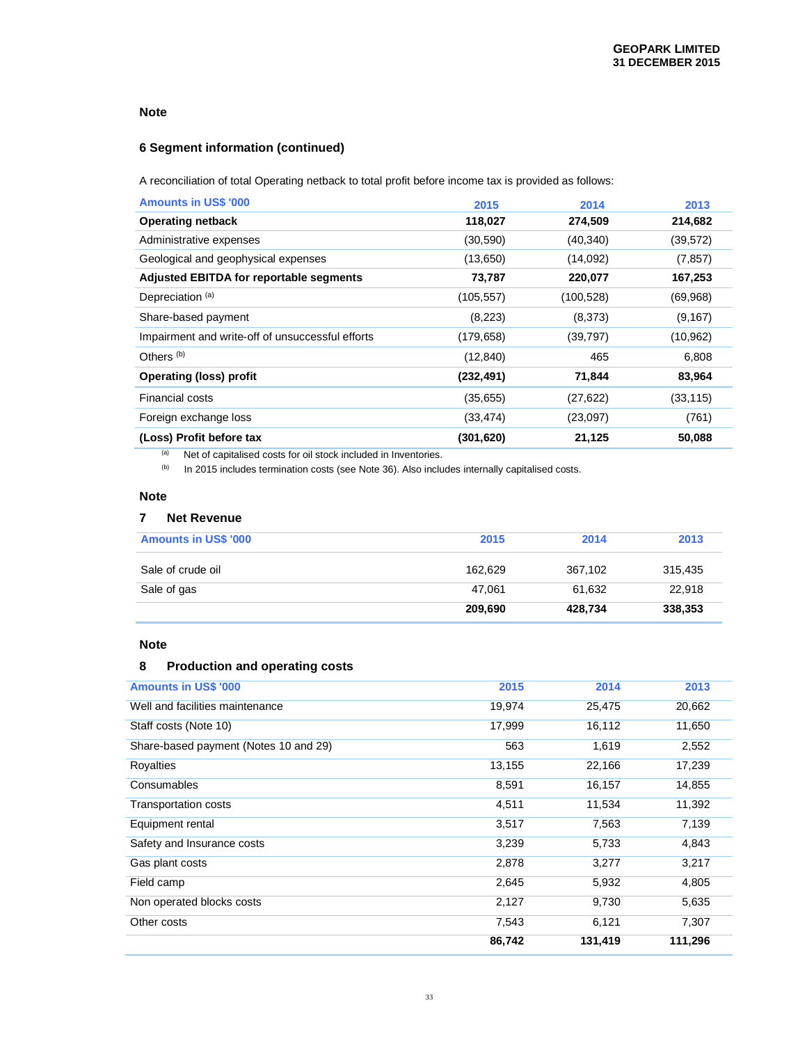**Note**

## 6 Segment information (continued)

A reconciliation of total Operating netback to total profit before income tax is provided as follows:

| Amounts in US$ '000 | 2015 | 2014 | 2013 |
|---|---|---|---|
| **Operating netback** | **118,027** | **274,509** | **214,682** |
| Administrative expenses | (30,590) | (40,340) | (39,572) |
| Geological and geophysical expenses | (13,650) | (14,092) | (7,857) |
| **Adjusted EBITDA for reportable segments** | **73,787** | **220,077** | **167,253** |
| Depreciation [(a)] | (105,557) | (100,528) | (69,968) |
| Share-based payment | (8,223) | (8,373) | (9,167) |
| Impairment and write-off of unsuccessful efforts | (179,658) | (39,797) | (10,962) |
| Others [(b)] | (12,840) | 465 | 6,808 |
| **Operating (loss) profit** | **(232,491)** | **71,844** | **83,964** |
| Financial costs | (35,655) | (27,622) | (33,115) |
| Foreign exchange loss | (33,474) | (23,097) | (761) |
| **(Loss) Profit before tax** | **(301,620)** | **21,125** | **50,088** |

(a) Net of capitalised costs for oil stock included in Inventories.

(b) In 2015 includes termination costs (see Note 36). Also includes internally capitalised costs.

**Note**

## 7 Net Revenue

| Amounts in US$ '000 | 2015 | 2014 | 2013 |
|---|---|---|---|
| Sale of crude oil | 162,629 | 367,102 | 315,435 |
| Sale of gas | 47,061 | 61,632 | 22,918 |
| | **209,690** | **428,734** | **338,353** |

**Note**

## 8 Production and operating costs

| Amounts in US$ '000 | 2015 | 2014 | 2013 |
|---|---|---|---|
| Well and facilities maintenance | 19,974 | 25,475 | 20,662 |
| Staff costs (Note 10) | 17,999 | 16,112 | 11,650 |
| Share-based payment (Notes 10 and 29) | 563 | 1,619 | 2,552 |
| Royalties | 13,155 | 22,166 | 17,239 |
| Consumables | 8,591 | 16,157 | 14,855 |
| Transportation costs | 4,511 | 11,534 | 11,392 |
| Equipment rental | 3,517 | 7,563 | 7,139 |
| Safety and Insurance costs | 3,239 | 5,733 | 4,843 |
| Gas plant costs | 2,878 | 3,277 | 3,217 |
| Field camp | 2,645 | 5,932 | 4,805 |
| Non operated blocks costs | 2,127 | 9,730 | 5,635 |
| Other costs | 7,543 | 6,121 | 7,307 |
| | **86,742** | **131,419** | **111,296** |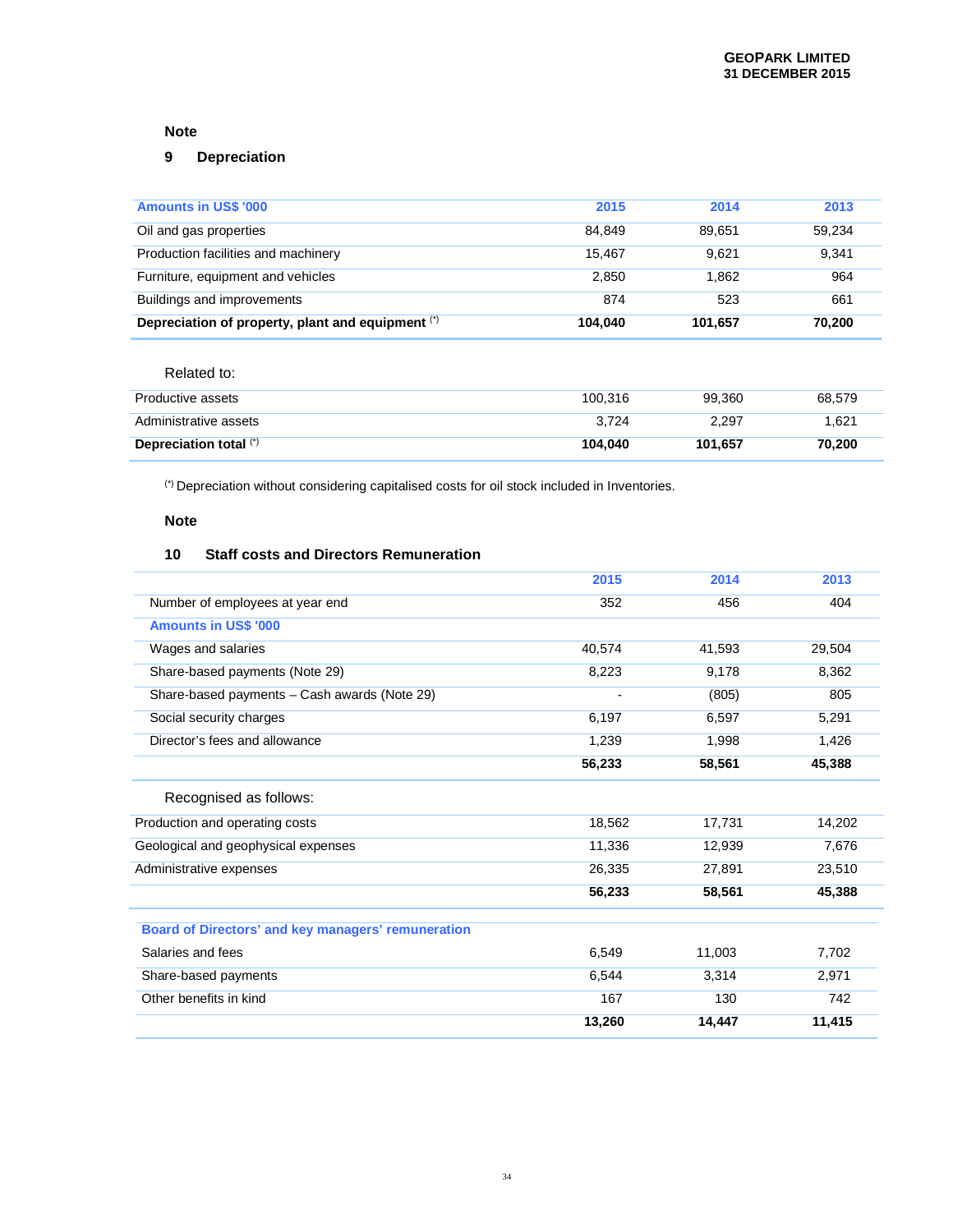**Note**

## 9 Depreciation

| Amounts in US$ '000 | 2015 | 2014 | 2013 |
|---|---|---|---|
| Oil and gas properties | 84,849 | 89,651 | 59,234 |
| Production facilities and machinery | 15,467 | 9,621 | 9,341 |
| Furniture, equipment and vehicles | 2,850 | 1,862 | 964 |
| Buildings and improvements | 874 | 523 | 661 |
| **Depreciation of property, plant and equipment (\*)** | **104,040** | **101,657** | **70,200** |

Related to:

| | 2015 | 2014 | 2013 |
|---|---|---|---|
| Productive assets | 100,316 | 99,360 | 68,579 |
| Administrative assets | 3,724 | 2,297 | 1,621 |
| **Depreciation total (\*)** | **104,040** | **101,657** | **70,200** |

(\*) Depreciation without considering capitalised costs for oil stock included in Inventories.

**Note**

## 10 Staff costs and Directors Remuneration

| | 2015 | 2014 | 2013 |
|---|---|---|---|
| Number of employees at year end | 352 | 456 | 404 |
| **Amounts in US$ '000** | | | |
| Wages and salaries | 40,574 | 41,593 | 29,504 |
| Share-based payments (Note 29) | 8,223 | 9,178 | 8,362 |
| Share-based payments – Cash awards (Note 29) | - | (805) | 805 |
| Social security charges | 6,197 | 6,597 | 5,291 |
| Director's fees and allowance | 1,239 | 1,998 | 1,426 |
| | **56,233** | **58,561** | **45,388** |

Recognised as follows:

| | 2015 | 2014 | 2013 |
|---|---|---|---|
| Production and operating costs | 18,562 | 17,731 | 14,202 |
| Geological and geophysical expenses | 11,336 | 12,939 | 7,676 |
| Administrative expenses | 26,335 | 27,891 | 23,510 |
| | **56,233** | **58,561** | **45,388** |

| Board of Directors' and key managers' remuneration | 2015 | 2014 | 2013 |
|---|---|---|---|
| Salaries and fees | 6,549 | 11,003 | 7,702 |
| Share-based payments | 6,544 | 3,314 | 2,971 |
| Other benefits in kind | 167 | 130 | 742 |
| | **13,260** | **14,447** | **11,415** |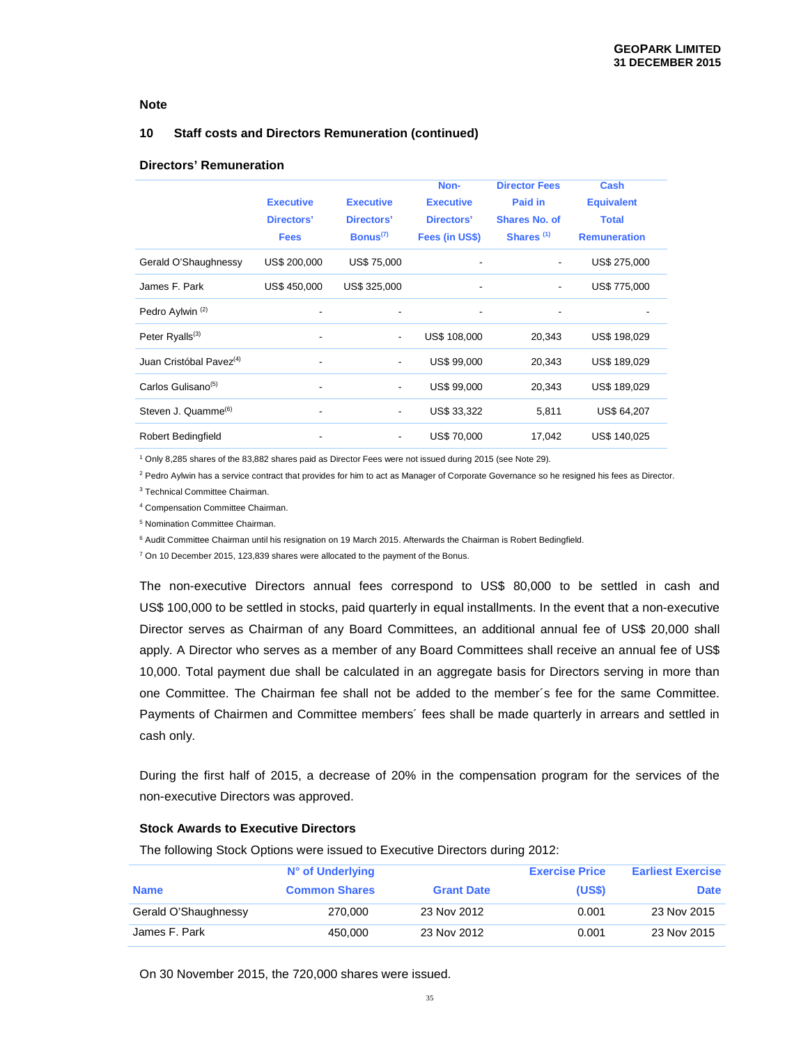Note

## 10 Staff costs and Directors Remuneration (continued)

### Directors' Remuneration

| | Executive Directors' Fees | Executive Directors' Bonus[7] | Non-Executive Directors' Fees (in US$) | Director Fees Paid in Shares No. of Shares [1] | Cash Equivalent Total Remuneration |
|---|---|---|---|---|---|
| Gerald O'Shaughnessy | US$ 200,000 | US$ 75,000 | - | - | US$ 275,000 |
| James F. Park | US$ 450,000 | US$ 325,000 | - | - | US$ 775,000 |
| Pedro Aylwin [2] | - | - | - | - | - |
| Peter Ryalls[3] | - | - | US$ 108,000 | 20,343 | US$ 198,029 |
| Juan Cristóbal Pavez[4] | - | - | US$ 99,000 | 20,343 | US$ 189,029 |
| Carlos Gulisano[5] | - | - | US$ 99,000 | 20,343 | US$ 189,029 |
| Steven J. Quamme[6] | - | - | US$ 33,322 | 5,811 | US$ 64,207 |
| Robert Bedingfield | - | - | US$ 70,000 | 17,042 | US$ 140,025 |

[1] Only 8,285 shares of the 83,882 shares paid as Director Fees were not issued during 2015 (see Note 29).

[2] Pedro Aylwin has a service contract that provides for him to act as Manager of Corporate Governance so he resigned his fees as Director.

[3] Technical Committee Chairman.

[4] Compensation Committee Chairman.

[5] Nomination Committee Chairman.

[6] Audit Committee Chairman until his resignation on 19 March 2015. Afterwards the Chairman is Robert Bedingfield.

[7] On 10 December 2015, 123,839 shares were allocated to the payment of the Bonus.

The non-executive Directors annual fees correspond to US$ 80,000 to be settled in cash and US$ 100,000 to be settled in stocks, paid quarterly in equal installments. In the event that a non-executive Director serves as Chairman of any Board Committees, an additional annual fee of US$ 20,000 shall apply. A Director who serves as a member of any Board Committees shall receive an annual fee of US$ 10,000. Total payment due shall be calculated in an aggregate basis for Directors serving in more than one Committee. The Chairman fee shall not be added to the member´s fee for the same Committee. Payments of Chairmen and Committee members´ fees shall be made quarterly in arrears and settled in cash only.

During the first half of 2015, a decrease of 20% in the compensation program for the services of the non-executive Directors was approved.

### Stock Awards to Executive Directors

The following Stock Options were issued to Executive Directors during 2012:

| Name | N° of Underlying Common Shares | Grant Date | Exercise Price (US$) | Earliest Exercise Date |
|---|---|---|---|---|
| Gerald O'Shaughnessy | 270,000 | 23 Nov 2012 | 0.001 | 23 Nov 2015 |
| James F. Park | 450,000 | 23 Nov 2012 | 0.001 | 23 Nov 2015 |

On 30 November 2015, the 720,000 shares were issued.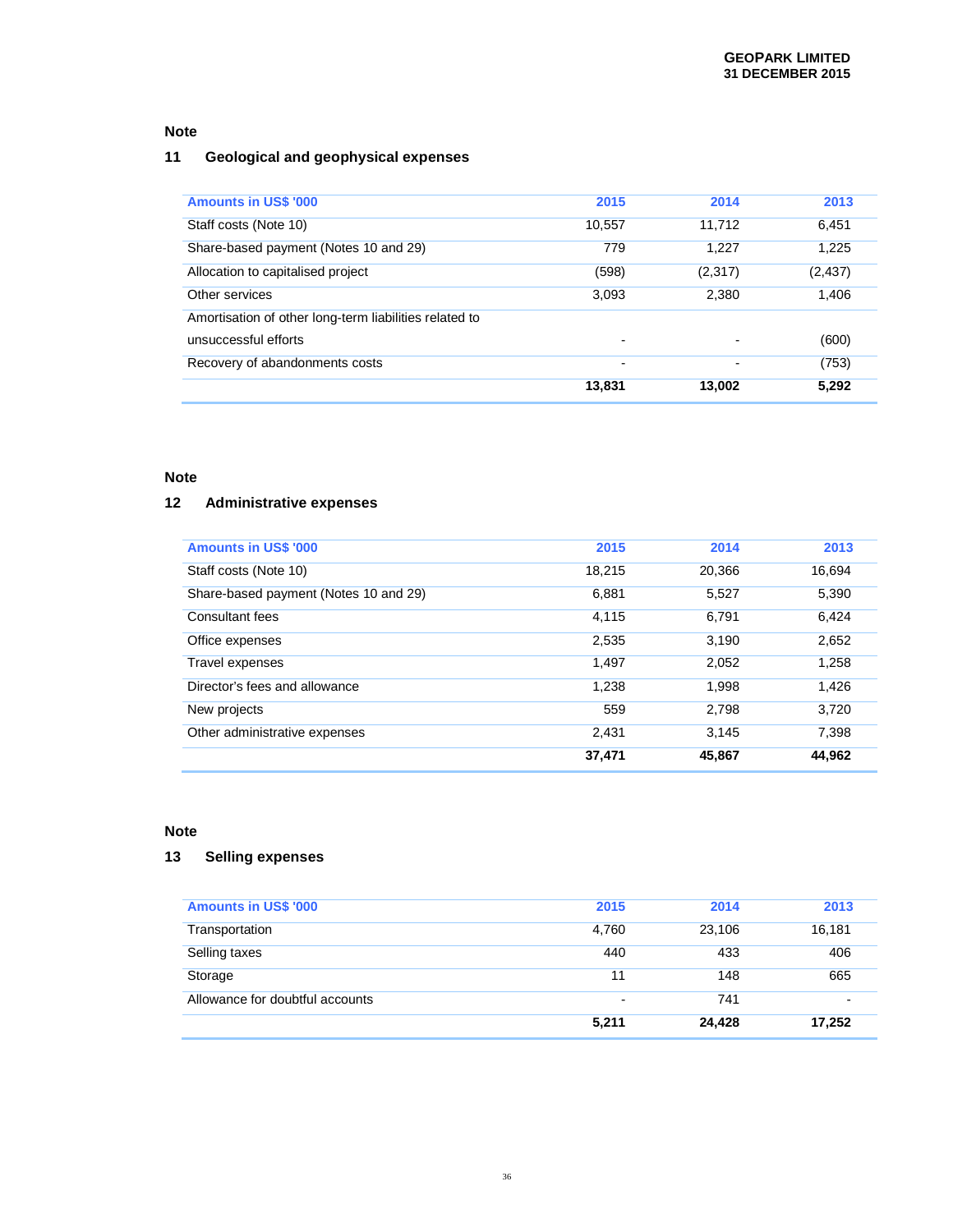Note

## 11 Geological and geophysical expenses

| Amounts in US$ '000 | 2015 | 2014 | 2013 |
|---|---|---|---|
| Staff costs (Note 10) | 10,557 | 11,712 | 6,451 |
| Share-based payment (Notes 10 and 29) | 779 | 1,227 | 1,225 |
| Allocation to capitalised project | (598) | (2,317) | (2,437) |
| Other services | 3,093 | 2,380 | 1,406 |
| Amortisation of other long-term liabilities related to unsuccessful efforts | - | - | (600) |
| Recovery of abandonments costs | - | - | (753) |
| | **13,831** | **13,002** | **5,292** |

Note

## 12 Administrative expenses

| Amounts in US$ '000 | 2015 | 2014 | 2013 |
|---|---|---|---|
| Staff costs (Note 10) | 18,215 | 20,366 | 16,694 |
| Share-based payment (Notes 10 and 29) | 6,881 | 5,527 | 5,390 |
| Consultant fees | 4,115 | 6,791 | 6,424 |
| Office expenses | 2,535 | 3,190 | 2,652 |
| Travel expenses | 1,497 | 2,052 | 1,258 |
| Director's fees and allowance | 1,238 | 1,998 | 1,426 |
| New projects | 559 | 2,798 | 3,720 |
| Other administrative expenses | 2,431 | 3,145 | 7,398 |
| | **37,471** | **45,867** | **44,962** |

Note

## 13 Selling expenses

| Amounts in US$ '000 | 2015 | 2014 | 2013 |
|---|---|---|---|
| Transportation | 4,760 | 23,106 | 16,181 |
| Selling taxes | 440 | 433 | 406 |
| Storage | 11 | 148 | 665 |
| Allowance for doubtful accounts | - | 741 | - |
| | **5,211** | **24,428** | **17,252** |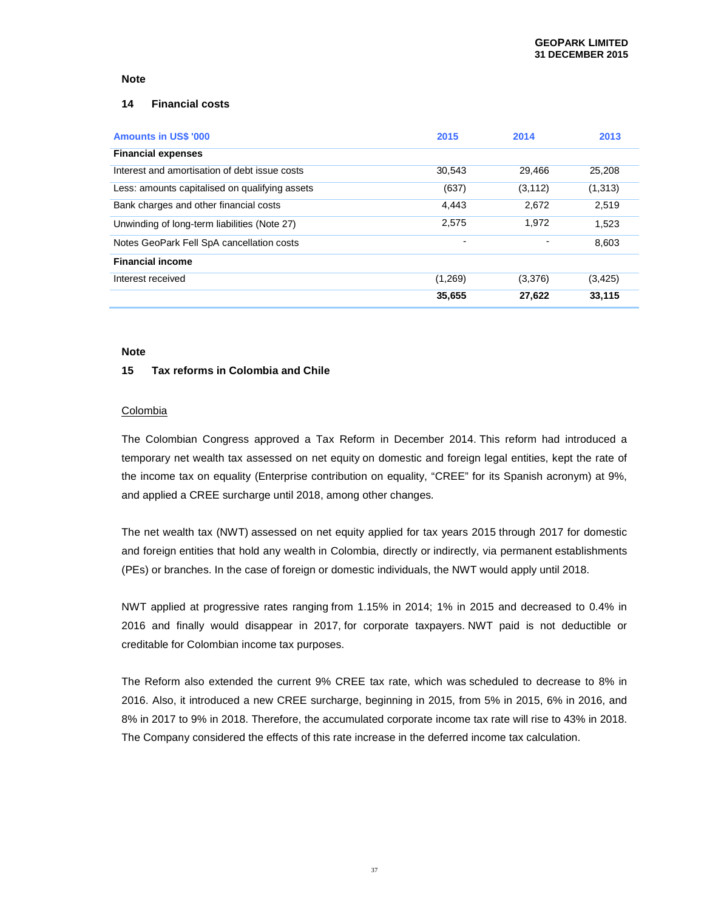**Note**

## 14 Financial costs

| Amounts in US$ '000 | 2015 | 2014 | 2013 |
|---|---|---|---|
| **Financial expenses** | | | |
| Interest and amortisation of debt issue costs | 30,543 | 29,466 | 25,208 |
| Less: amounts capitalised on qualifying assets | (637) | (3,112) | (1,313) |
| Bank charges and other financial costs | 4,443 | 2,672 | 2,519 |
| Unwinding of long-term liabilities (Note 27) | 2,575 | 1,972 | 1,523 |
| Notes GeoPark Fell SpA cancellation costs | - | - | 8,603 |
| **Financial income** | | | |
| Interest received | (1,269) | (3,376) | (3,425) |
| | **35,655** | **27,622** | **33,115** |

**Note**

## 15 Tax reforms in Colombia and Chile

Colombia

The Colombian Congress approved a Tax Reform in December 2014. This reform had introduced a temporary net wealth tax assessed on net equity on domestic and foreign legal entities, kept the rate of the income tax on equality (Enterprise contribution on equality, "CREE" for its Spanish acronym) at 9%, and applied a CREE surcharge until 2018, among other changes.

The net wealth tax (NWT) assessed on net equity applied for tax years 2015 through 2017 for domestic and foreign entities that hold any wealth in Colombia, directly or indirectly, via permanent establishments (PEs) or branches. In the case of foreign or domestic individuals, the NWT would apply until 2018.

NWT applied at progressive rates ranging from 1.15% in 2014; 1% in 2015 and decreased to 0.4% in 2016 and finally would disappear in 2017, for corporate taxpayers. NWT paid is not deductible or creditable for Colombian income tax purposes.

The Reform also extended the current 9% CREE tax rate, which was scheduled to decrease to 8% in 2016. Also, it introduced a new CREE surcharge, beginning in 2015, from 5% in 2015, 6% in 2016, and 8% in 2017 to 9% in 2018. Therefore, the accumulated corporate income tax rate will rise to 43% in 2018. The Company considered the effects of this rate increase in the deferred income tax calculation.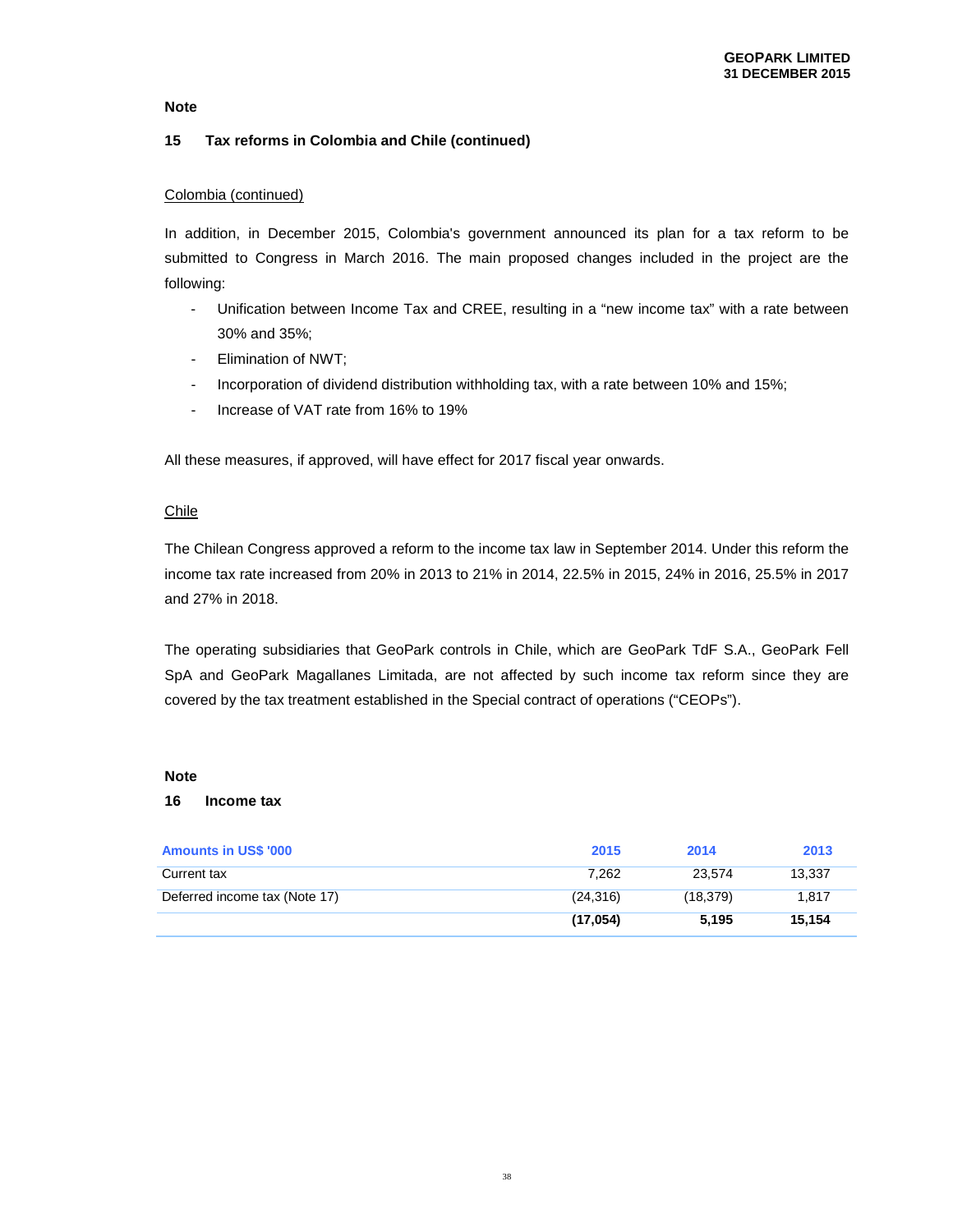**Note**

## 15 Tax reforms in Colombia and Chile (continued)

Colombia (continued)

In addition, in December 2015, Colombia's government announced its plan for a tax reform to be submitted to Congress in March 2016. The main proposed changes included in the project are the following:

- Unification between Income Tax and CREE, resulting in a "new income tax" with a rate between 30% and 35%;
- Elimination of NWT;
- Incorporation of dividend distribution withholding tax, with a rate between 10% and 15%;
- Increase of VAT rate from 16% to 19%

All these measures, if approved, will have effect for 2017 fiscal year onwards.

Chile

The Chilean Congress approved a reform to the income tax law in September 2014. Under this reform the income tax rate increased from 20% in 2013 to 21% in 2014, 22.5% in 2015, 24% in 2016, 25.5% in 2017 and 27% in 2018.

The operating subsidiaries that GeoPark controls in Chile, which are GeoPark TdF S.A., GeoPark Fell SpA and GeoPark Magallanes Limitada, are not affected by such income tax reform since they are covered by the tax treatment established in the Special contract of operations ("CEOPs").

**Note**

## 16 Income tax

| Amounts in US$ '000 | 2015 | 2014 | 2013 |
|---|---|---|---|
| Current tax | 7,262 | 23,574 | 13,337 |
| Deferred income tax (Note 17) | (24,316) | (18,379) | 1,817 |
| | **(17,054)** | **5,195** | **15,154** |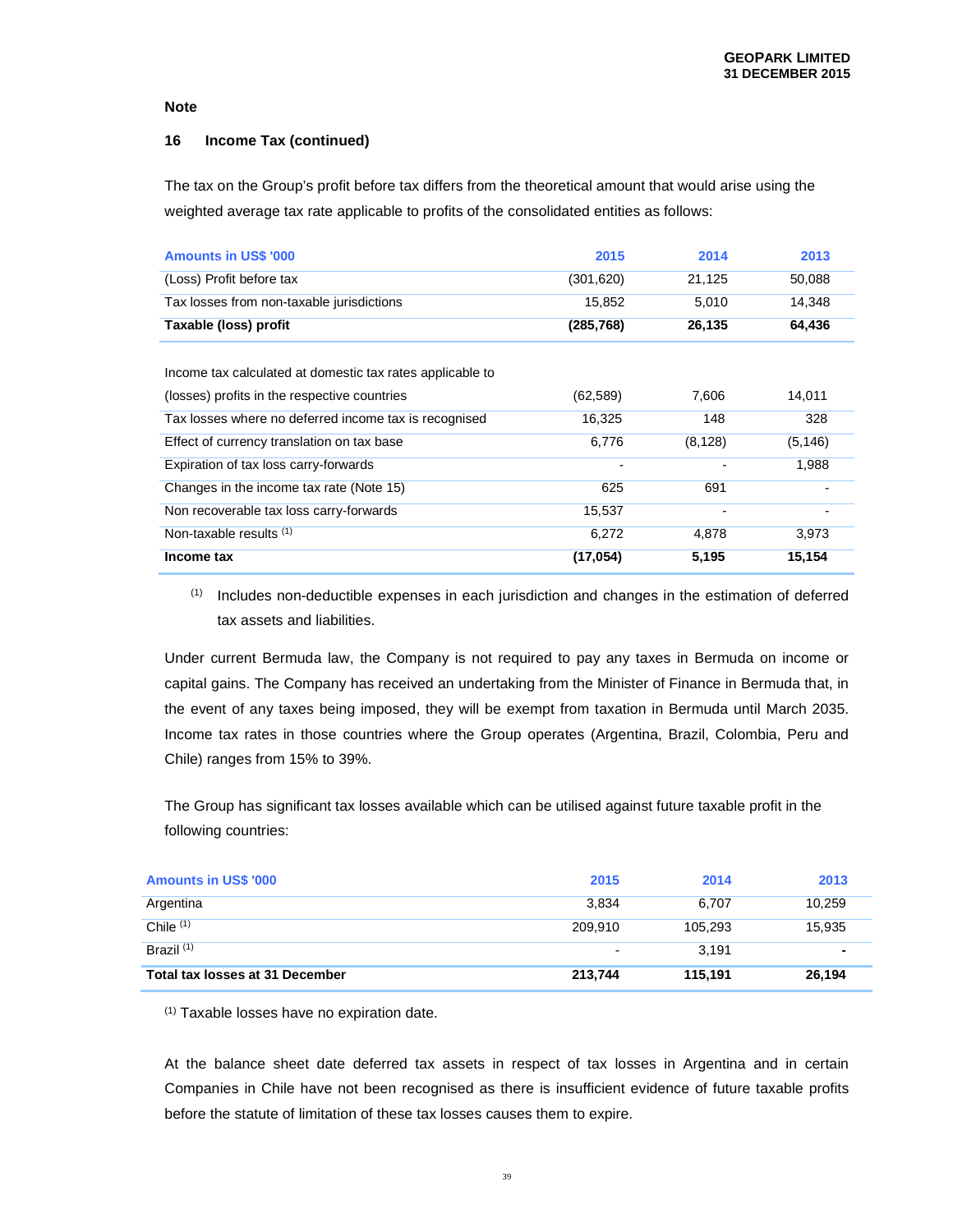**Note**

## 16 Income Tax (continued)

The tax on the Group's profit before tax differs from the theoretical amount that would arise using the weighted average tax rate applicable to profits of the consolidated entities as follows:

| Amounts in US$ '000 | 2015 | 2014 | 2013 |
|---|---|---|---|
| (Loss) Profit before tax | (301,620) | 21,125 | 50,088 |
| Tax losses from non-taxable jurisdictions | 15,852 | 5,010 | 14,348 |
| **Taxable (loss) profit** | **(285,768)** | **26,135** | **64,436** |
| | | | |
| Income tax calculated at domestic tax rates applicable to (losses) profits in the respective countries | (62,589) | 7,606 | 14,011 |
| Tax losses where no deferred income tax is recognised | 16,325 | 148 | 328 |
| Effect of currency translation on tax base | 6,776 | (8,128) | (5,146) |
| Expiration of tax loss carry-forwards | - | - | 1,988 |
| Changes in the income tax rate (Note 15) | 625 | 691 | - |
| Non recoverable tax loss carry-forwards | 15,537 | - | - |
| Non-taxable results [(1)] | 6,272 | 4,878 | 3,973 |
| **Income tax** | **(17,054)** | **5,195** | **15,154** |

[(1)] Includes non-deductible expenses in each jurisdiction and changes in the estimation of deferred tax assets and liabilities.

Under current Bermuda law, the Company is not required to pay any taxes in Bermuda on income or capital gains. The Company has received an undertaking from the Minister of Finance in Bermuda that, in the event of any taxes being imposed, they will be exempt from taxation in Bermuda until March 2035. Income tax rates in those countries where the Group operates (Argentina, Brazil, Colombia, Peru and Chile) ranges from 15% to 39%.

The Group has significant tax losses available which can be utilised against future taxable profit in the following countries:

| Amounts in US$ '000 | 2015 | 2014 | 2013 |
|---|---|---|---|
| Argentina | 3,834 | 6,707 | 10,259 |
| Chile [(1)] | 209,910 | 105,293 | 15,935 |
| Brazil [(1)] | - | 3,191 | - |
| **Total tax losses at 31 December** | **213,744** | **115,191** | **26,194** |

[(1)] Taxable losses have no expiration date.

At the balance sheet date deferred tax assets in respect of tax losses in Argentina and in certain Companies in Chile have not been recognised as there is insufficient evidence of future taxable profits before the statute of limitation of these tax losses causes them to expire.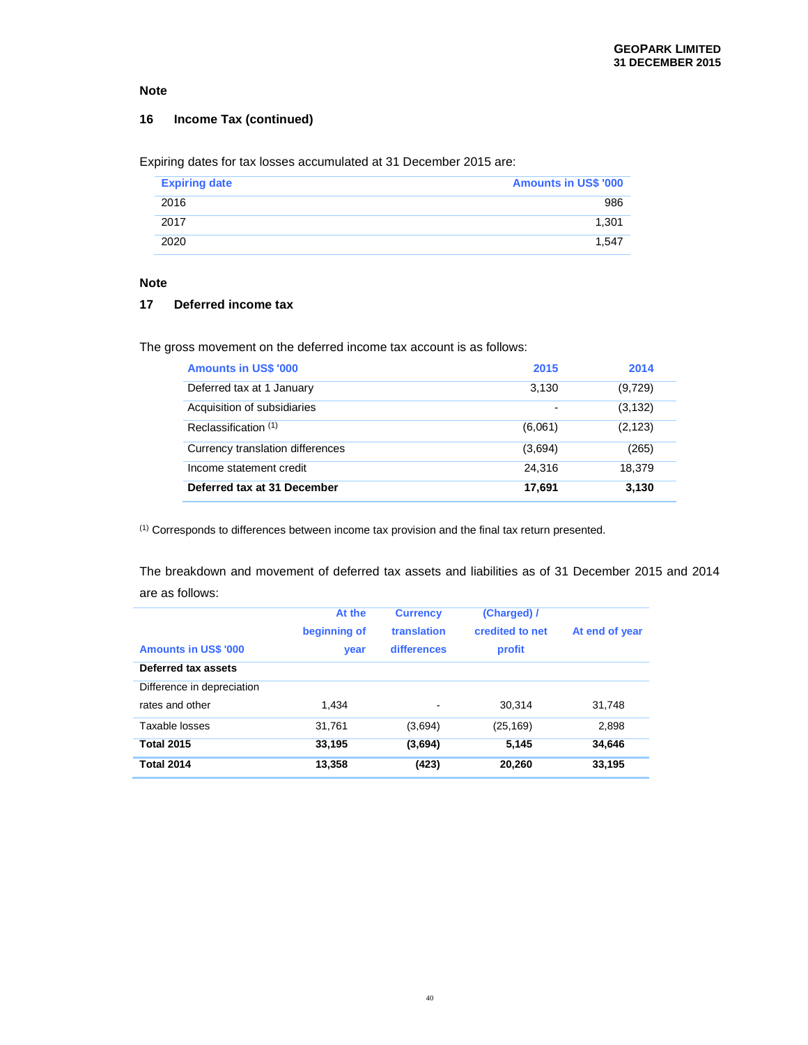Note

## 16 Income Tax (continued)

Expiring dates for tax losses accumulated at 31 December 2015 are:

| Expiring date | Amounts in US$ '000 |
|---|---|
| 2016 | 986 |
| 2017 | 1,301 |
| 2020 | 1,547 |

Note

## 17 Deferred income tax

The gross movement on the deferred income tax account is as follows:

| Amounts in US$ '000 | 2015 | 2014 |
|---|---|---|
| Deferred tax at 1 January | 3,130 | (9,729) |
| Acquisition of subsidiaries | - | (3,132) |
| Reclassification [(1)] | (6,061) | (2,123) |
| Currency translation differences | (3,694) | (265) |
| Income statement credit | 24,316 | 18,379 |
| **Deferred tax at 31 December** | **17,691** | **3,130** |

[(1)] Corresponds to differences between income tax provision and the final tax return presented.

The breakdown and movement of deferred tax assets and liabilities as of 31 December 2015 and 2014 are as follows:

| Amounts in US$ '000 | At the beginning of year | Currency translation differences | (Charged) / credited to net profit | At end of year |
|---|---|---|---|---|
| **Deferred tax assets** | | | | |
| Difference in depreciation rates and other | 1,434 | - | 30,314 | 31,748 |
| Taxable losses | 31,761 | (3,694) | (25,169) | 2,898 |
| **Total 2015** | **33,195** | **(3,694)** | **5,145** | **34,646** |
| **Total 2014** | **13,358** | **(423)** | **20,260** | **33,195** |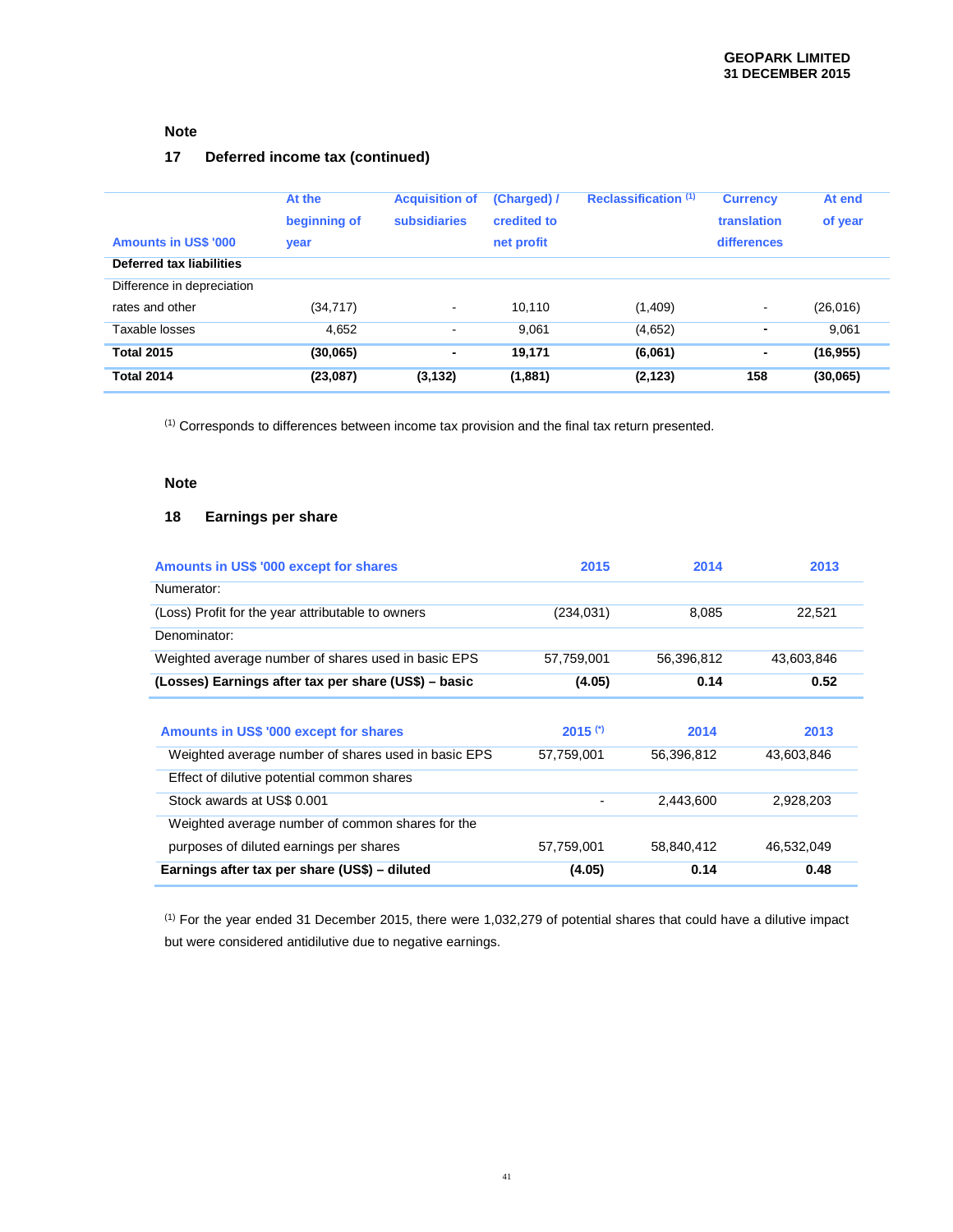## Note

## 17 Deferred income tax (continued)

| Amounts in US$ '000 | At the beginning of year | Acquisition of subsidiaries | (Charged) / credited to net profit | Reclassification (1) | Currency translation differences | At end of year |
|---|---|---|---|---|---|---|
| **Deferred tax liabilities** | | | | | | |
| Difference in depreciation rates and other | (34,717) | - | 10,110 | (1,409) | - | (26,016) |
| Taxable losses | 4,652 | - | 9,061 | (4,652) | - | 9,061 |
| **Total 2015** | **(30,065)** | **-** | **19,171** | **(6,061)** | **-** | **(16,955)** |
| **Total 2014** | **(23,087)** | **(3,132)** | **(1,881)** | **(2,123)** | **158** | **(30,065)** |

(1) Corresponds to differences between income tax provision and the final tax return presented.

## Note

## 18 Earnings per share

| Amounts in US$ '000 except for shares | 2015 | 2014 | 2013 |
|---|---|---|---|
| Numerator: | | | |
| (Loss) Profit for the year attributable to owners | (234,031) | 8,085 | 22,521 |
| Denominator: | | | |
| Weighted average number of shares used in basic EPS | 57,759,001 | 56,396,812 | 43,603,846 |
| **(Losses) Earnings after tax per share (US$) – basic** | **(4.05)** | **0.14** | **0.52** |

| Amounts in US$ '000 except for shares | 2015 (*) | 2014 | 2013 |
|---|---|---|---|
| Weighted average number of shares used in basic EPS | 57,759,001 | 56,396,812 | 43,603,846 |
| Effect of dilutive potential common shares | | | |
| Stock awards at US$ 0.001 | - | 2,443,600 | 2,928,203 |
| Weighted average number of common shares for the purposes of diluted earnings per shares | 57,759,001 | 58,840,412 | 46,532,049 |
| **Earnings after tax per share (US$) – diluted** | **(4.05)** | **0.14** | **0.48** |

(1) For the year ended 31 December 2015, there were 1,032,279 of potential shares that could have a dilutive impact but were considered antidilutive due to negative earnings.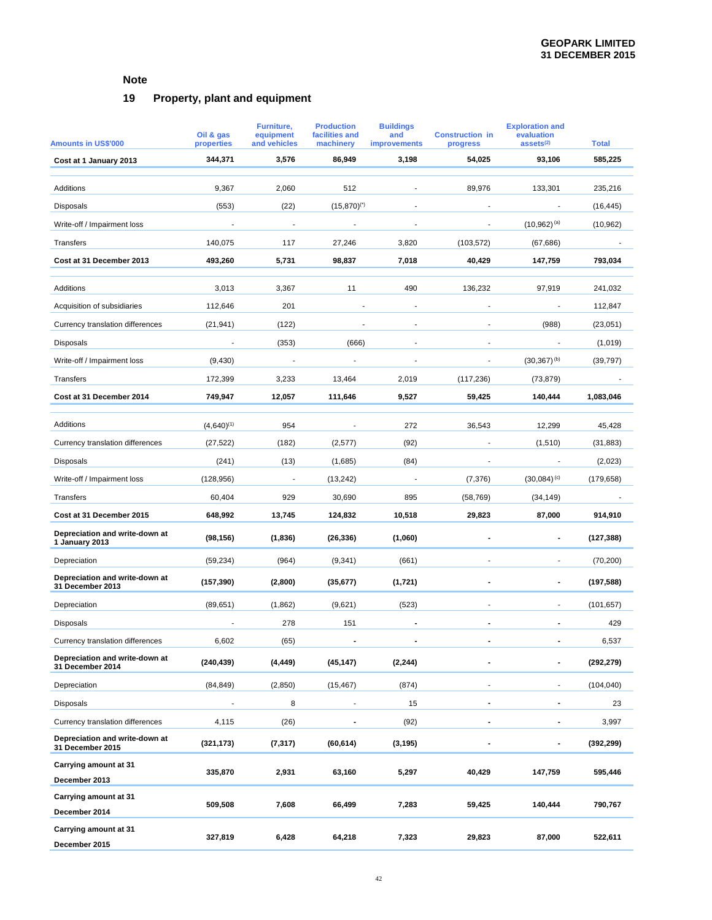**Note**

## 19 Property, plant and equipment

| Amounts in US$'000 | Oil & gas properties | Furniture, equipment and vehicles | Production facilities and machinery | Buildings and improvements | Construction in progress | Exploration and evaluation assets[(2)] | Total |
|---|---|---|---|---|---|---|---|
| **Cost at 1 January 2013** | **344,371** | **3,576** | **86,949** | **3,198** | **54,025** | **93,106** | **585,225** |
| Additions | 9,367 | 2,060 | 512 | - | 89,976 | 133,301 | 235,216 |
| Disposals | (553) | (22) | (15,870)[(*)] | - | - | - | (16,445) |
| Write-off / Impairment loss | - | - | - | - | - | (10,962)[(a)] | (10,962) |
| Transfers | 140,075 | 117 | 27,246 | 3,820 | (103,572) | (67,686) | - |
| **Cost at 31 December 2013** | **493,260** | **5,731** | **98,837** | **7,018** | **40,429** | **147,759** | **793,034** |
| Additions | 3,013 | 3,367 | 11 | 490 | 136,232 | 97,919 | 241,032 |
| Acquisition of subsidiaries | 112,646 | 201 | - | - | - | - | 112,847 |
| Currency translation differences | (21,941) | (122) | - | - | - | (988) | (23,051) |
| Disposals | - | (353) | (666) | - | - | - | (1,019) |
| Write-off / Impairment loss | (9,430) | - | - | - | - | (30,367)[(b)] | (39,797) |
| Transfers | 172,399 | 3,233 | 13,464 | 2,019 | (117,236) | (73,879) | - |
| **Cost at 31 December 2014** | **749,947** | **12,057** | **111,646** | **9,527** | **59,425** | **140,444** | **1,083,046** |
| Additions | (4,640)[(1)] | 954 | - | 272 | 36,543 | 12,299 | 45,428 |
| Currency translation differences | (27,522) | (182) | (2,577) | (92) | - | (1,510) | (31,883) |
| Disposals | (241) | (13) | (1,685) | (84) | - | - | (2,023) |
| Write-off / Impairment loss | (128,956) | - | (13,242) | - | (7,376) | (30,084)[(c)] | (179,658) |
| Transfers | 60,404 | 929 | 30,690 | 895 | (58,769) | (34,149) | - |
| **Cost at 31 December 2015** | **648,992** | **13,745** | **124,832** | **10,518** | **29,823** | **87,000** | **914,910** |
| **Depreciation and write-down at 1 January 2013** | **(98,156)** | **(1,836)** | **(26,336)** | **(1,060)** | **-** | **-** | **(127,388)** |
| Depreciation | (59,234) | (964) | (9,341) | (661) | - | - | (70,200) |
| **Depreciation and write-down at 31 December 2013** | **(157,390)** | **(2,800)** | **(35,677)** | **(1,721)** | **-** | **-** | **(197,588)** |
| Depreciation | (89,651) | (1,862) | (9,621) | (523) | - | - | (101,657) |
| Disposals | - | 278 | 151 | - | - | - | 429 |
| Currency translation differences | 6,602 | (65) | - | - | - | - | 6,537 |
| **Depreciation and write-down at 31 December 2014** | **(240,439)** | **(4,449)** | **(45,147)** | **(2,244)** | **-** | **-** | **(292,279)** |
| Depreciation | (84,849) | (2,850) | (15,467) | (874) | - | - | (104,040) |
| Disposals | - | 8 | - | 15 | - | - | 23 |
| Currency translation differences | 4,115 | (26) | - | (92) | - | - | 3,997 |
| **Depreciation and write-down at 31 December 2015** | **(321,173)** | **(7,317)** | **(60,614)** | **(3,195)** | **-** | **-** | **(392,299)** |
| **Carrying amount at 31 December 2013** | **335,870** | **2,931** | **63,160** | **5,297** | **40,429** | **147,759** | **595,446** |
| **Carrying amount at 31 December 2014** | **509,508** | **7,608** | **66,499** | **7,283** | **59,425** | **140,444** | **790,767** |
| **Carrying amount at 31 December 2015** | **327,819** | **6,428** | **64,218** | **7,323** | **29,823** | **87,000** | **522,611** |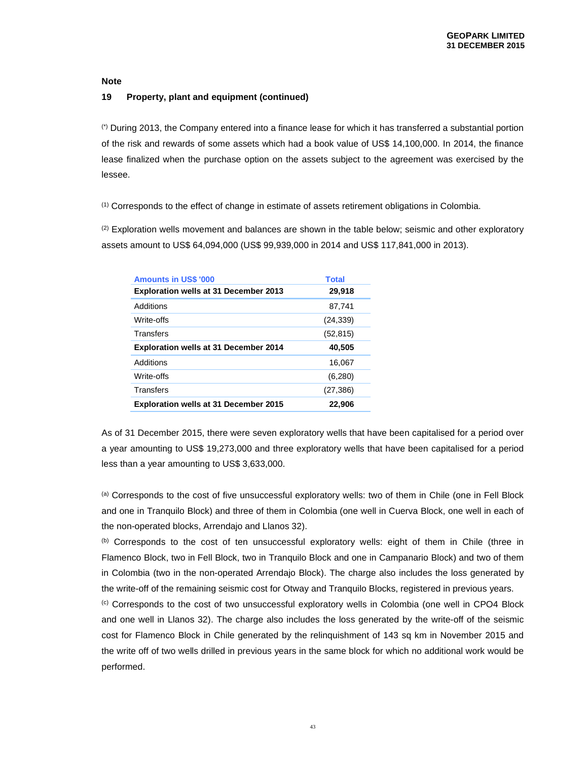**Note**

**19 Property, plant and equipment (continued)**

(*) During 2013, the Company entered into a finance lease for which it has transferred a substantial portion of the risk and rewards of some assets which had a book value of US$ 14,100,000. In 2014, the finance lease finalized when the purchase option on the assets subject to the agreement was exercised by the lessee.

(1) Corresponds to the effect of change in estimate of assets retirement obligations in Colombia.

(2) Exploration wells movement and balances are shown in the table below; seismic and other exploratory assets amount to US$ 64,094,000 (US$ 99,939,000 in 2014 and US$ 117,841,000 in 2013).

| Amounts in US$ '000 | Total |
|---|---|
| **Exploration wells at 31 December 2013** | **29,918** |
| Additions | 87,741 |
| Write-offs | (24,339) |
| Transfers | (52,815) |
| **Exploration wells at 31 December 2014** | **40,505** |
| Additions | 16,067 |
| Write-offs | (6,280) |
| Transfers | (27,386) |
| **Exploration wells at 31 December 2015** | **22,906** |

As of 31 December 2015, there were seven exploratory wells that have been capitalised for a period over a year amounting to US$ 19,273,000 and three exploratory wells that have been capitalised for a period less than a year amounting to US$ 3,633,000.

(a) Corresponds to the cost of five unsuccessful exploratory wells: two of them in Chile (one in Fell Block and one in Tranquilo Block) and three of them in Colombia (one well in Cuerva Block, one well in each of the non-operated blocks, Arrendajo and Llanos 32).

(b) Corresponds to the cost of ten unsuccessful exploratory wells: eight of them in Chile (three in Flamenco Block, two in Fell Block, two in Tranquilo Block and one in Campanario Block) and two of them in Colombia (two in the non-operated Arrendajo Block). The charge also includes the loss generated by the write-off of the remaining seismic cost for Otway and Tranquilo Blocks, registered in previous years.

(c) Corresponds to the cost of two unsuccessful exploratory wells in Colombia (one well in CPO4 Block and one well in Llanos 32). The charge also includes the loss generated by the write-off of the seismic cost for Flamenco Block in Chile generated by the relinquishment of 143 sq km in November 2015 and the write off of two wells drilled in previous years in the same block for which no additional work would be performed.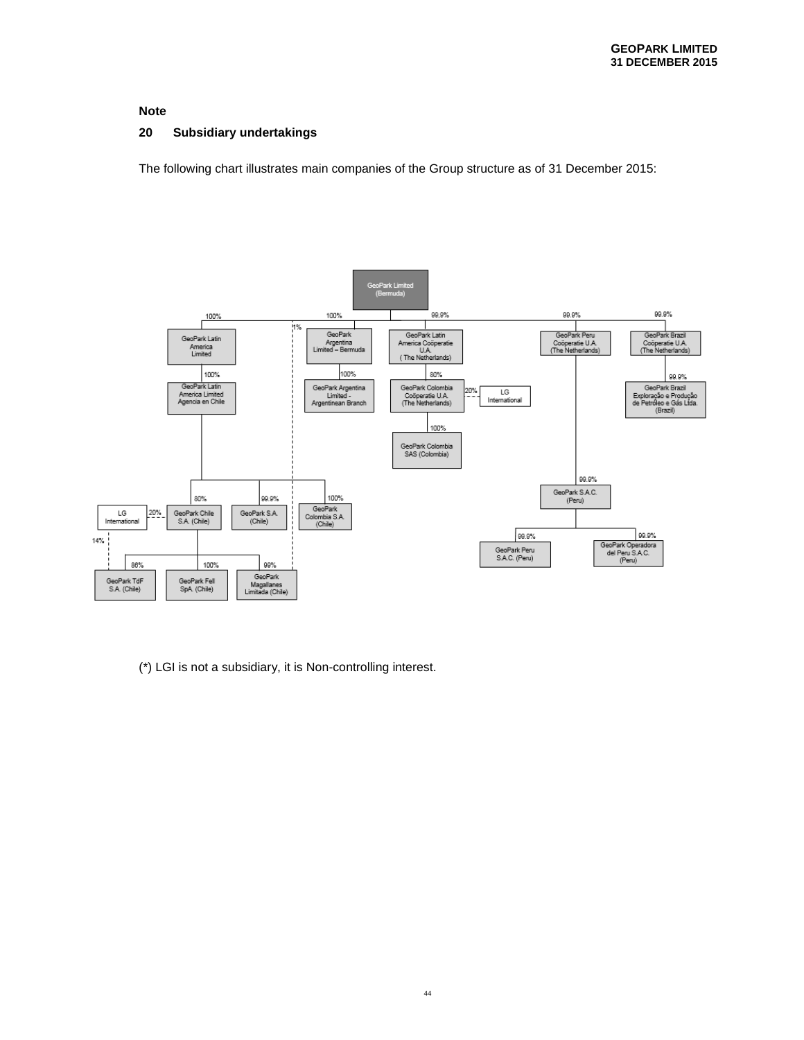**Note**

**20 Subsidiary undertakings**

The following chart illustrates main companies of the Group structure as of 31 December 2015:

- GeoPark Limited (Bermuda)
  - 100% GeoPark Latin America Limited
    - 100% GeoPark Latin America Limited Agencia en Chile
      - 80% GeoPark Chile S.A. (Chile) (20% LG International)
        - 86% GeoPark TdF S.A. (Chile) (14% LG International)
        - 100% GeoPark Fell SpA. (Chile)
        - 99% GeoPark Magallanes Limitada (Chile)
      - 99.9% GeoPark S.A. (Chile)
      - 100% GeoPark Colombia S.A. (Chile)
  - 1% GeoPark Magallanes Limitada (Chile)
  - 100% GeoPark Argentina Limited – Bermuda
    - 100% GeoPark Argentina Limited - Argentinean Branch
  - 99.9% GeoPark Latin America Coöperatie U.A. (The Netherlands)
    - 80% GeoPark Colombia Coöperatie U.A. (The Netherlands) (20% LG International)
      - 100% GeoPark Colombia SAS (Colombia)
  - 99.9% GeoPark Peru Coöperatie U.A. (The Netherlands)
    - 99.9% GeoPark S.A.C. (Peru)
      - 99.9% GeoPark Peru S.A.C. (Peru)
      - 99.9% GeoPark Operadora del Peru S.A.C. (Peru)
  - 99.9% GeoPark Brazil Coöperatie U.A. (The Netherlands)
    - 99.9% GeoPark Brazil Exploração e Produção de Petróleo e Gás Ltda. (Brazil)

(*) LGI is not a subsidiary, it is Non-controlling interest.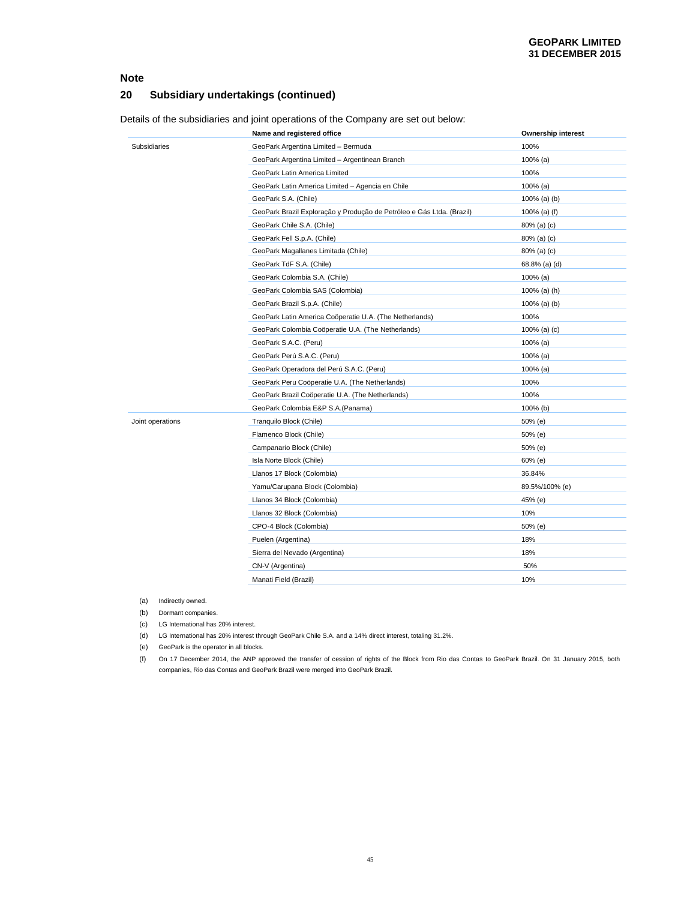**Note**

## 20 Subsidiary undertakings (continued)

Details of the subsidiaries and joint operations of the Company are set out below:

| | Name and registered office | Ownership interest |
|---|---|---|
| Subsidiaries | GeoPark Argentina Limited – Bermuda | 100% |
| | GeoPark Argentina Limited – Argentinean Branch | 100% (a) |
| | GeoPark Latin America Limited | 100% |
| | GeoPark Latin America Limited – Agencia en Chile | 100% (a) |
| | GeoPark S.A. (Chile) | 100% (a) (b) |
| | GeoPark Brazil Exploração y Produção de Petróleo e Gás Ltda. (Brazil) | 100% (a) (f) |
| | GeoPark Chile S.A. (Chile) | 80% (a) (c) |
| | GeoPark Fell S.p.A. (Chile) | 80% (a) (c) |
| | GeoPark Magallanes Limitada (Chile) | 80% (a) (c) |
| | GeoPark TdF S.A. (Chile) | 68.8% (a) (d) |
| | GeoPark Colombia S.A. (Chile) | 100% (a) |
| | GeoPark Colombia SAS (Colombia) | 100% (a) (h) |
| | GeoPark Brazil S.p.A. (Chile) | 100% (a) (b) |
| | GeoPark Latin America Coöperatie U.A. (The Netherlands) | 100% |
| | GeoPark Colombia Coöperatie U.A. (The Netherlands) | 100% (a) (c) |
| | GeoPark S.A.C. (Peru) | 100% (a) |
| | GeoPark Perú S.A.C. (Peru) | 100% (a) |
| | GeoPark Operadora del Perú S.A.C. (Peru) | 100% (a) |
| | GeoPark Peru Coöperatie U.A. (The Netherlands) | 100% |
| | GeoPark Brazil Coöperatie U.A. (The Netherlands) | 100% |
| | GeoPark Colombia E&P S.A.(Panama) | 100% (b) |
| Joint operations | Tranquilo Block (Chile) | 50% (e) |
| | Flamenco Block (Chile) | 50% (e) |
| | Campanario Block (Chile) | 50% (e) |
| | Isla Norte Block (Chile) | 60% (e) |
| | Llanos 17 Block (Colombia) | 36.84% |
| | Yamu/Carupana Block (Colombia) | 89.5%/100% (e) |
| | Llanos 34 Block (Colombia) | 45% (e) |
| | Llanos 32 Block (Colombia) | 10% |
| | CPO-4 Block (Colombia) | 50% (e) |
| | Puelen (Argentina) | 18% |
| | Sierra del Nevado (Argentina) | 18% |
| | CN-V (Argentina) | 50% |
| | Manati Field (Brazil) | 10% |

(a) Indirectly owned.

(b) Dormant companies.

(c) LG International has 20% interest.

(d) LG International has 20% interest through GeoPark Chile S.A. and a 14% direct interest, totaling 31.2%.

(e) GeoPark is the operator in all blocks.

(f) On 17 December 2014, the ANP approved the transfer of cession of rights of the Block from Rio das Contas to GeoPark Brazil. On 31 January 2015, both companies, Rio das Contas and GeoPark Brazil were merged into GeoPark Brazil.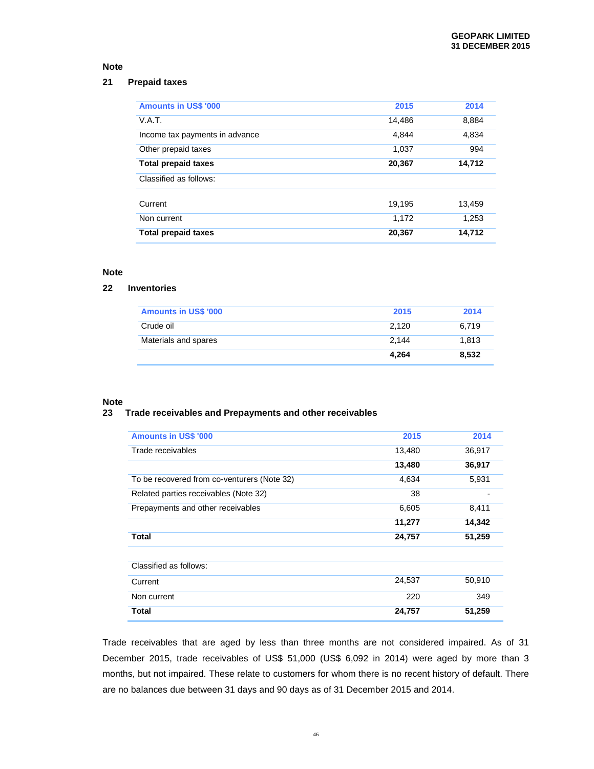## Note

## 21 Prepaid taxes

| Amounts in US$ '000 | 2015 | 2014 |
|---|---|---|
| V.A.T. | 14,486 | 8,884 |
| Income tax payments in advance | 4,844 | 4,834 |
| Other prepaid taxes | 1,037 | 994 |
| **Total prepaid taxes** | **20,367** | **14,712** |
| Classified as follows: | | |
| Current | 19,195 | 13,459 |
| Non current | 1,172 | 1,253 |
| **Total prepaid taxes** | **20,367** | **14,712** |

## Note

## 22 Inventories

| Amounts in US$ '000 | 2015 | 2014 |
|---|---|---|
| Crude oil | 2,120 | 6,719 |
| Materials and spares | 2,144 | 1,813 |
| | **4,264** | **8,532** |

## Note

## 23 Trade receivables and Prepayments and other receivables

| Amounts in US$ '000 | 2015 | 2014 |
|---|---|---|
| Trade receivables | 13,480 | 36,917 |
| | **13,480** | **36,917** |
| To be recovered from co-venturers (Note 32) | 4,634 | 5,931 |
| Related parties receivables (Note 32) | 38 | - |
| Prepayments and other receivables | 6,605 | 8,411 |
| | **11,277** | **14,342** |
| **Total** | **24,757** | **51,259** |
| | | |
| Classified as follows: | | |
| Current | 24,537 | 50,910 |
| Non current | 220 | 349 |
| **Total** | **24,757** | **51,259** |

Trade receivables that are aged by less than three months are not considered impaired. As of 31 December 2015, trade receivables of US$ 51,000 (US$ 6,092 in 2014) were aged by more than 3 months, but not impaired. These relate to customers for whom there is no recent history of default. There are no balances due between 31 days and 90 days as of 31 December 2015 and 2014.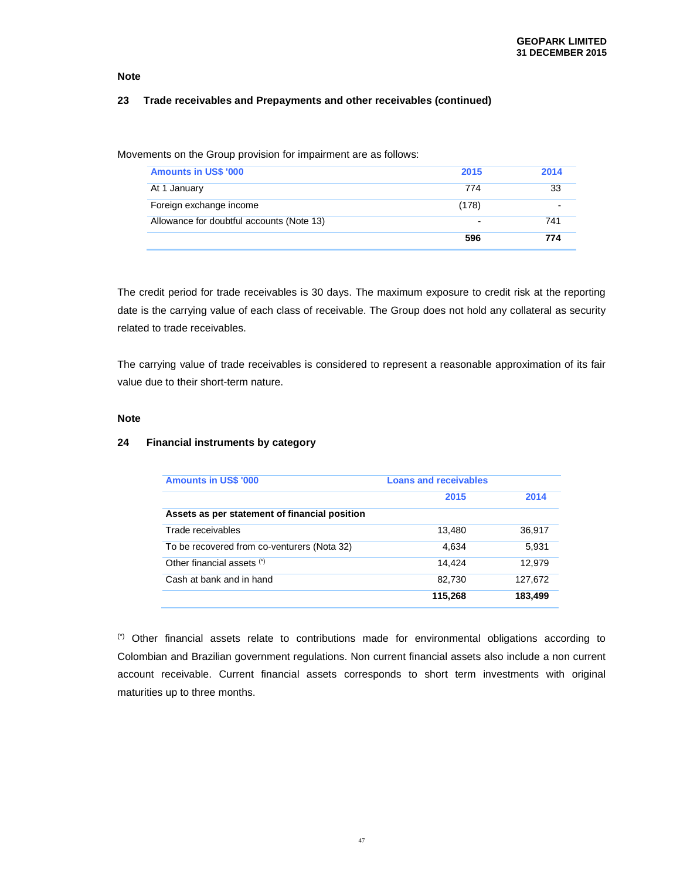**Note**

**23 Trade receivables and Prepayments and other receivables (continued)**

Movements on the Group provision for impairment are as follows:

| Amounts in US$ '000 | 2015 | 2014 |
|---|---|---|
| At 1 January | 774 | 33 |
| Foreign exchange income | (178) | - |
| Allowance for doubtful accounts (Note 13) | - | 741 |
| | **596** | **774** |

The credit period for trade receivables is 30 days. The maximum exposure to credit risk at the reporting date is the carrying value of each class of receivable. The Group does not hold any collateral as security related to trade receivables.

The carrying value of trade receivables is considered to represent a reasonable approximation of its fair value due to their short-term nature.

**Note**

**24 Financial instruments by category**

| Amounts in US$ '000 | Loans and receivables | |
|---|---|---|
| | 2015 | 2014 |
| **Assets as per statement of financial position** | | |
| Trade receivables | 13,480 | 36,917 |
| To be recovered from co-venturers (Nota 32) | 4,634 | 5,931 |
| Other financial assets (*) | 14,424 | 12,979 |
| Cash at bank and in hand | 82,730 | 127,672 |
| | **115,268** | **183,499** |

(*) Other financial assets relate to contributions made for environmental obligations according to Colombian and Brazilian government regulations. Non current financial assets also include a non current account receivable. Current financial assets corresponds to short term investments with original maturities up to three months.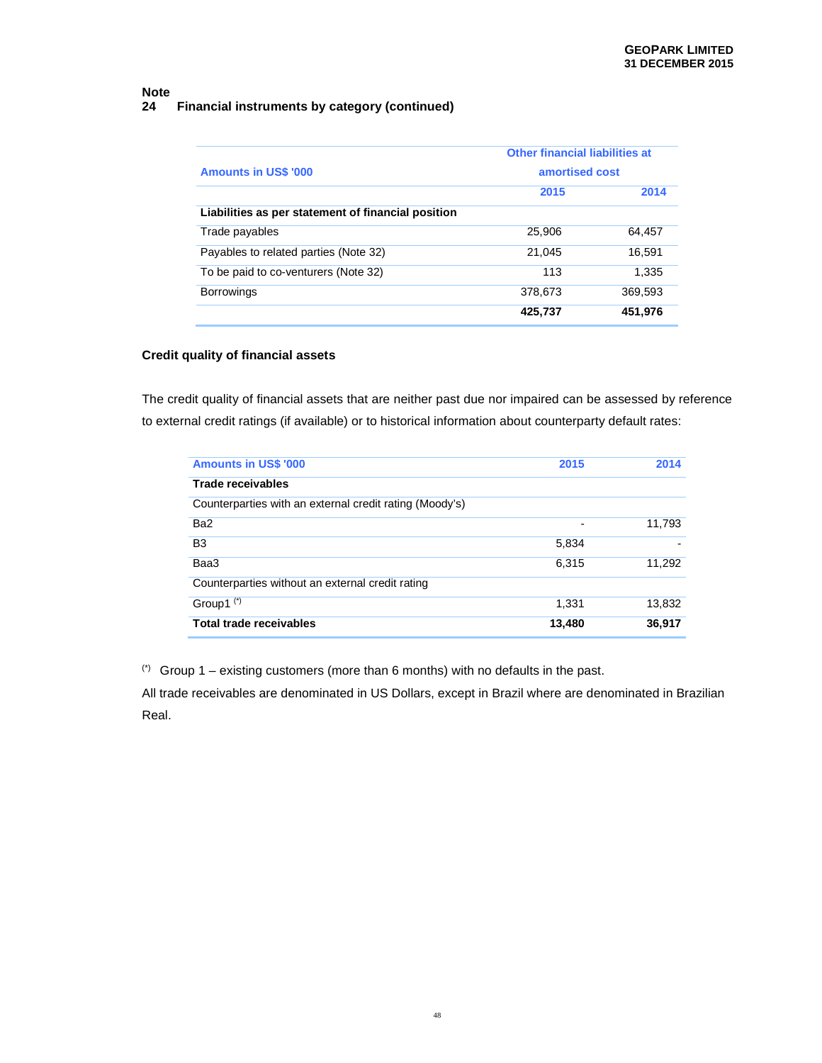Note
## 24 Financial instruments by category (continued)

| Amounts in US$ '000 | Other financial liabilities at amortised cost | |
|---|---|---|
| | 2015 | 2014 |
| **Liabilities as per statement of financial position** | | |
| Trade payables | 25,906 | 64,457 |
| Payables to related parties (Note 32) | 21,045 | 16,591 |
| To be paid to co-venturers (Note 32) | 113 | 1,335 |
| Borrowings | 378,673 | 369,593 |
| | **425,737** | **451,976** |

### Credit quality of financial assets

The credit quality of financial assets that are neither past due nor impaired can be assessed by reference to external credit ratings (if available) or to historical information about counterparty default rates:

| Amounts in US$ '000 | 2015 | 2014 |
|---|---|---|
| **Trade receivables** | | |
| Counterparties with an external credit rating (Moody's) | | |
| Ba2 | - | 11,793 |
| B3 | 5,834 | - |
| Baa3 | 6,315 | 11,292 |
| Counterparties without an external credit rating | | |
| Group1 (*) | 1,331 | 13,832 |
| **Total trade receivables** | **13,480** | **36,917** |

(*) Group 1 – existing customers (more than 6 months) with no defaults in the past.

All trade receivables are denominated in US Dollars, except in Brazil where are denominated in Brazilian Real.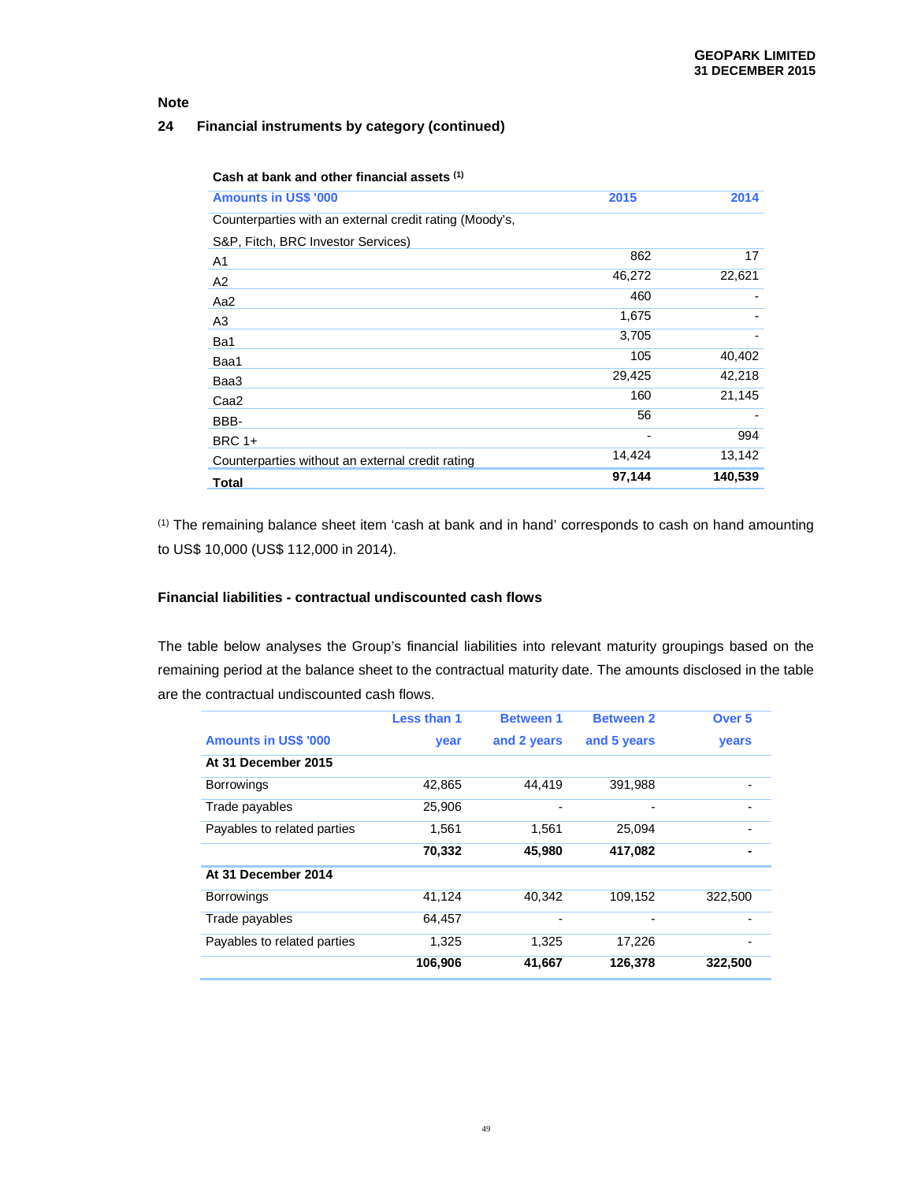Note

## 24 Financial instruments by category (continued)

**Cash at bank and other financial assets** [(1)]

| Amounts in US$ '000 | 2015 | 2014 |
|---|---|---|
| Counterparties with an external credit rating (Moody's, S&P, Fitch, BRC Investor Services) | | |
| A1 | 862 | 17 |
| A2 | 46,272 | 22,621 |
| Aa2 | 460 | - |
| A3 | 1,675 | - |
| Ba1 | 3,705 | - |
| Baa1 | 105 | 40,402 |
| Baa3 | 29,425 | 42,218 |
| Caa2 | 160 | 21,145 |
| BBB- | 56 | - |
| BRC 1+ | - | 994 |
| Counterparties without an external credit rating | 14,424 | 13,142 |
| **Total** | **97,144** | **140,539** |

(1) The remaining balance sheet item 'cash at bank and in hand' corresponds to cash on hand amounting to US$ 10,000 (US$ 112,000 in 2014).

**Financial liabilities - contractual undiscounted cash flows**

The table below analyses the Group's financial liabilities into relevant maturity groupings based on the remaining period at the balance sheet to the contractual maturity date. The amounts disclosed in the table are the contractual undiscounted cash flows.

| Amounts in US$ '000 | Less than 1 year | Between 1 and 2 years | Between 2 and 5 years | Over 5 years |
|---|---|---|---|---|
| **At 31 December 2015** | | | | |
| Borrowings | 42,865 | 44,419 | 391,988 | - |
| Trade payables | 25,906 | - | - | - |
| Payables to related parties | 1,561 | 1,561 | 25,094 | - |
| | **70,332** | **45,980** | **417,082** | **-** |
| **At 31 December 2014** | | | | |
| Borrowings | 41,124 | 40,342 | 109,152 | 322,500 |
| Trade payables | 64,457 | - | - | - |
| Payables to related parties | 1,325 | 1,325 | 17,226 | - |
| | **106,906** | **41,667** | **126,378** | **322,500** |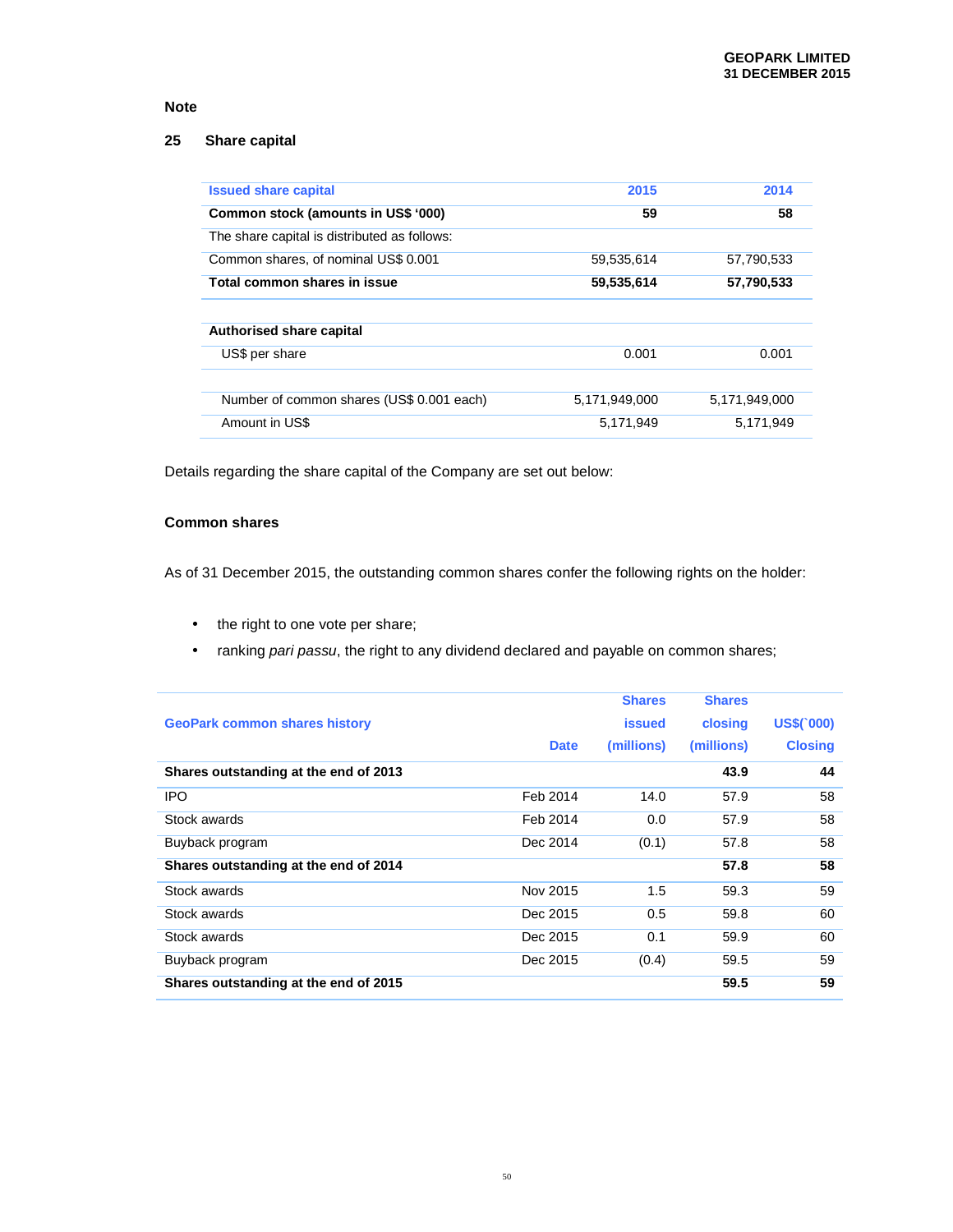Note

## 25 Share capital

| Issued share capital | 2015 | 2014 |
|---|---|---|
| **Common stock (amounts in US$ '000)** | **59** | **58** |
| The share capital is distributed as follows: | | |
| Common shares, of nominal US$ 0.001 | 59,535,614 | 57,790,533 |
| **Total common shares in issue** | **59,535,614** | **57,790,533** |

| Authorised share capital | | |
|---|---|---|
| US$ per share | 0.001 | 0.001 |
| | | |
| Number of common shares (US$ 0.001 each) | 5,171,949,000 | 5,171,949,000 |
| Amount in US$ | 5,171,949 | 5,171,949 |

Details regarding the share capital of the Company are set out below:

### Common shares

As of 31 December 2015, the outstanding common shares confer the following rights on the holder:

- the right to one vote per share;
- ranking *pari passu*, the right to any dividend declared and payable on common shares;

| GeoPark common shares history | Date | Shares issued (millions) | Shares closing (millions) | US$(`000) Closing |
|---|---|---|---|---|
| **Shares outstanding at the end of 2013** | | | **43.9** | **44** |
| IPO | Feb 2014 | 14.0 | 57.9 | 58 |
| Stock awards | Feb 2014 | 0.0 | 57.9 | 58 |
| Buyback program | Dec 2014 | (0.1) | 57.8 | 58 |
| **Shares outstanding at the end of 2014** | | | **57.8** | **58** |
| Stock awards | Nov 2015 | 1.5 | 59.3 | 59 |
| Stock awards | Dec 2015 | 0.5 | 59.8 | 60 |
| Stock awards | Dec 2015 | 0.1 | 59.9 | 60 |
| Buyback program | Dec 2015 | (0.4) | 59.5 | 59 |
| **Shares outstanding at the end of 2015** | | | **59.5** | **59** |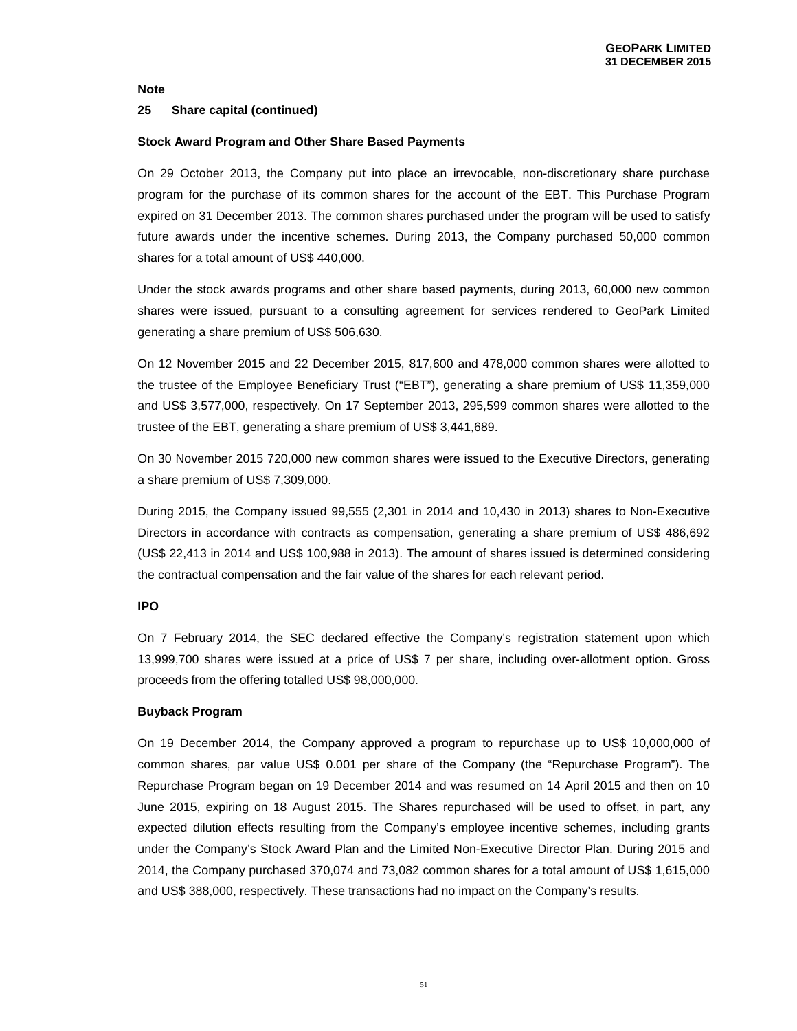**Note**

**25 Share capital (continued)**

**Stock Award Program and Other Share Based Payments**

On 29 October 2013, the Company put into place an irrevocable, non-discretionary share purchase program for the purchase of its common shares for the account of the EBT. This Purchase Program expired on 31 December 2013. The common shares purchased under the program will be used to satisfy future awards under the incentive schemes. During 2013, the Company purchased 50,000 common shares for a total amount of US$ 440,000.

Under the stock awards programs and other share based payments, during 2013, 60,000 new common shares were issued, pursuant to a consulting agreement for services rendered to GeoPark Limited generating a share premium of US$ 506,630.

On 12 November 2015 and 22 December 2015, 817,600 and 478,000 common shares were allotted to the trustee of the Employee Beneficiary Trust ("EBT"), generating a share premium of US$ 11,359,000 and US$ 3,577,000, respectively. On 17 September 2013, 295,599 common shares were allotted to the trustee of the EBT, generating a share premium of US$ 3,441,689.

On 30 November 2015 720,000 new common shares were issued to the Executive Directors, generating a share premium of US$ 7,309,000.

During 2015, the Company issued 99,555 (2,301 in 2014 and 10,430 in 2013) shares to Non-Executive Directors in accordance with contracts as compensation, generating a share premium of US$ 486,692 (US$ 22,413 in 2014 and US$ 100,988 in 2013). The amount of shares issued is determined considering the contractual compensation and the fair value of the shares for each relevant period.

**IPO**

On 7 February 2014, the SEC declared effective the Company's registration statement upon which 13,999,700 shares were issued at a price of US$ 7 per share, including over-allotment option. Gross proceeds from the offering totalled US$ 98,000,000.

**Buyback Program**

On 19 December 2014, the Company approved a program to repurchase up to US$ 10,000,000 of common shares, par value US$ 0.001 per share of the Company (the "Repurchase Program"). The Repurchase Program began on 19 December 2014 and was resumed on 14 April 2015 and then on 10 June 2015, expiring on 18 August 2015. The Shares repurchased will be used to offset, in part, any expected dilution effects resulting from the Company's employee incentive schemes, including grants under the Company's Stock Award Plan and the Limited Non-Executive Director Plan. During 2015 and 2014, the Company purchased 370,074 and 73,082 common shares for a total amount of US$ 1,615,000 and US$ 388,000, respectively. These transactions had no impact on the Company's results.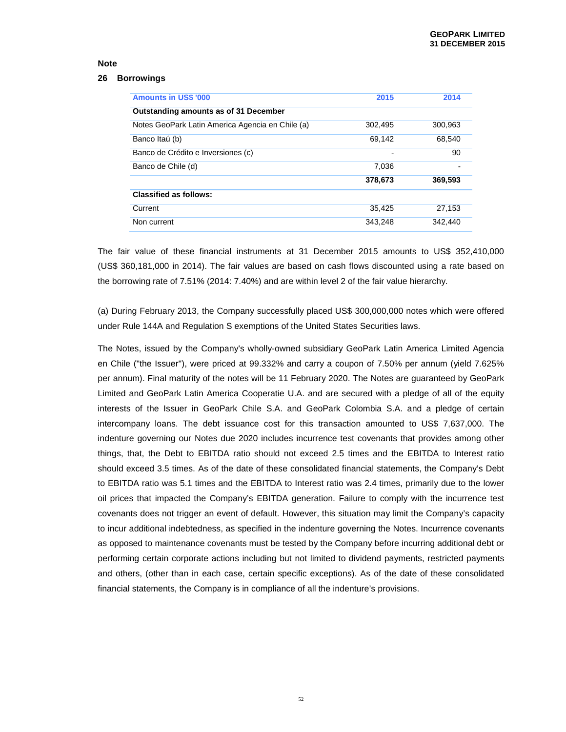**Note**

## 26 Borrowings

| Amounts in US$ '000 | 2015 | 2014 |
|---|---|---|
| **Outstanding amounts as of 31 December** | | |
| Notes GeoPark Latin America Agencia en Chile (a) | 302,495 | 300,963 |
| Banco Itaú (b) | 69,142 | 68,540 |
| Banco de Crédito e Inversiones (c) | - | 90 |
| Banco de Chile (d) | 7,036 | - |
| | **378,673** | **369,593** |
| **Classified as follows:** | | |
| Current | 35,425 | 27,153 |
| Non current | 343,248 | 342,440 |

The fair value of these financial instruments at 31 December 2015 amounts to US$ 352,410,000 (US$ 360,181,000 in 2014). The fair values are based on cash flows discounted using a rate based on the borrowing rate of 7.51% (2014: 7.40%) and are within level 2 of the fair value hierarchy.

(a) During February 2013, the Company successfully placed US$ 300,000,000 notes which were offered under Rule 144A and Regulation S exemptions of the United States Securities laws.

The Notes, issued by the Company's wholly-owned subsidiary GeoPark Latin America Limited Agencia en Chile ("the Issuer"), were priced at 99.332% and carry a coupon of 7.50% per annum (yield 7.625% per annum). Final maturity of the notes will be 11 February 2020. The Notes are guaranteed by GeoPark Limited and GeoPark Latin America Cooperatie U.A. and are secured with a pledge of all of the equity interests of the Issuer in GeoPark Chile S.A. and GeoPark Colombia S.A. and a pledge of certain intercompany loans. The debt issuance cost for this transaction amounted to US$ 7,637,000. The indenture governing our Notes due 2020 includes incurrence test covenants that provides among other things, that, the Debt to EBITDA ratio should not exceed 2.5 times and the EBITDA to Interest ratio should exceed 3.5 times. As of the date of these consolidated financial statements, the Company's Debt to EBITDA ratio was 5.1 times and the EBITDA to Interest ratio was 2.4 times, primarily due to the lower oil prices that impacted the Company's EBITDA generation. Failure to comply with the incurrence test covenants does not trigger an event of default. However, this situation may limit the Company's capacity to incur additional indebtedness, as specified in the indenture governing the Notes. Incurrence covenants as opposed to maintenance covenants must be tested by the Company before incurring additional debt or performing certain corporate actions including but not limited to dividend payments, restricted payments and others, (other than in each case, certain specific exceptions). As of the date of these consolidated financial statements, the Company is in compliance of all the indenture's provisions.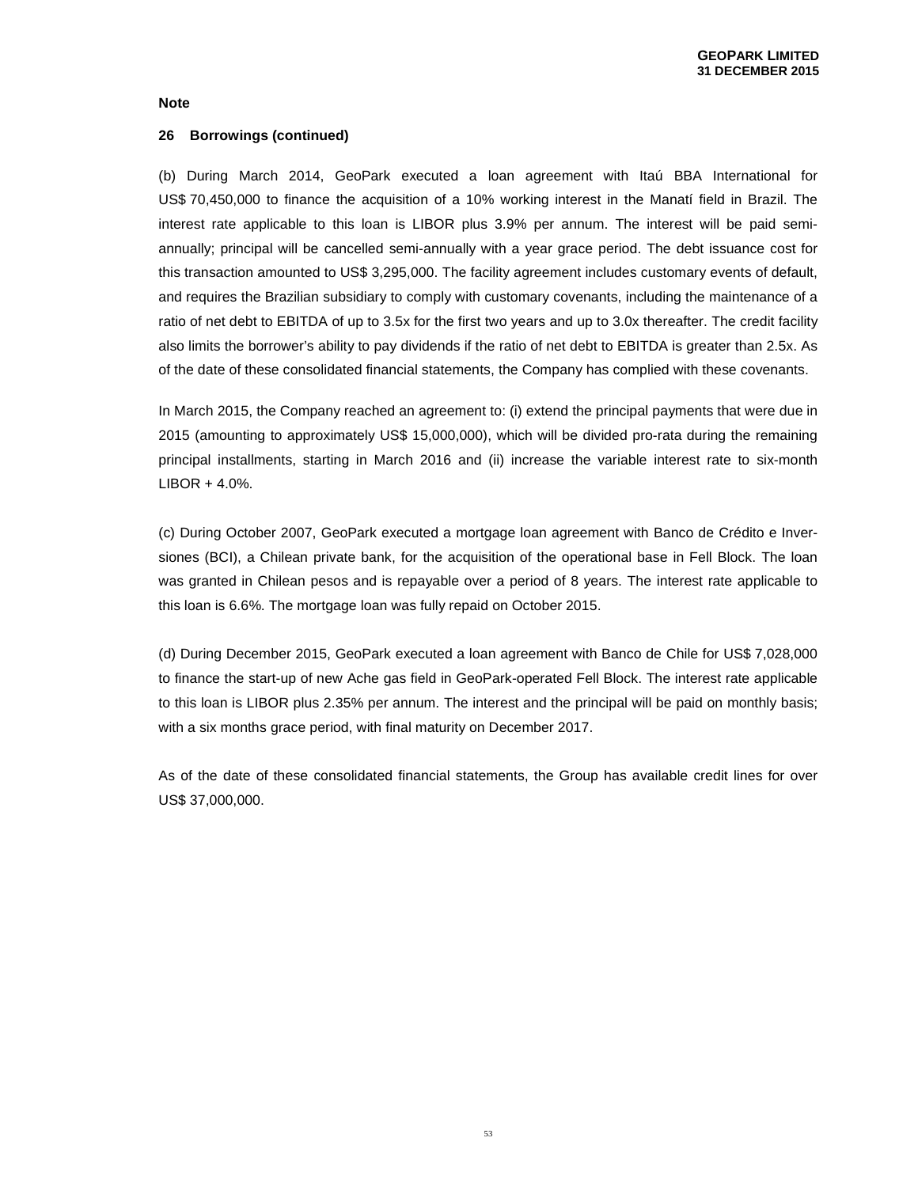**Note**

**26 Borrowings (continued)**

(b) During March 2014, GeoPark executed a loan agreement with Itaú BBA International for US$ 70,450,000 to finance the acquisition of a 10% working interest in the Manatí field in Brazil. The interest rate applicable to this loan is LIBOR plus 3.9% per annum. The interest will be paid semi-annually; principal will be cancelled semi-annually with a year grace period. The debt issuance cost for this transaction amounted to US$ 3,295,000. The facility agreement includes customary events of default, and requires the Brazilian subsidiary to comply with customary covenants, including the maintenance of a ratio of net debt to EBITDA of up to 3.5x for the first two years and up to 3.0x thereafter. The credit facility also limits the borrower's ability to pay dividends if the ratio of net debt to EBITDA is greater than 2.5x. As of the date of these consolidated financial statements, the Company has complied with these covenants.

In March 2015, the Company reached an agreement to: (i) extend the principal payments that were due in 2015 (amounting to approximately US$ 15,000,000), which will be divided pro-rata during the remaining principal installments, starting in March 2016 and (ii) increase the variable interest rate to six-month LIBOR + 4.0%.

(c) During October 2007, GeoPark executed a mortgage loan agreement with Banco de Crédito e Inversiones (BCI), a Chilean private bank, for the acquisition of the operational base in Fell Block. The loan was granted in Chilean pesos and is repayable over a period of 8 years. The interest rate applicable to this loan is 6.6%. The mortgage loan was fully repaid on October 2015.

(d) During December 2015, GeoPark executed a loan agreement with Banco de Chile for US$ 7,028,000 to finance the start-up of new Ache gas field in GeoPark-operated Fell Block. The interest rate applicable to this loan is LIBOR plus 2.35% per annum. The interest and the principal will be paid on monthly basis; with a six months grace period, with final maturity on December 2017.

As of the date of these consolidated financial statements, the Group has available credit lines for over US$ 37,000,000.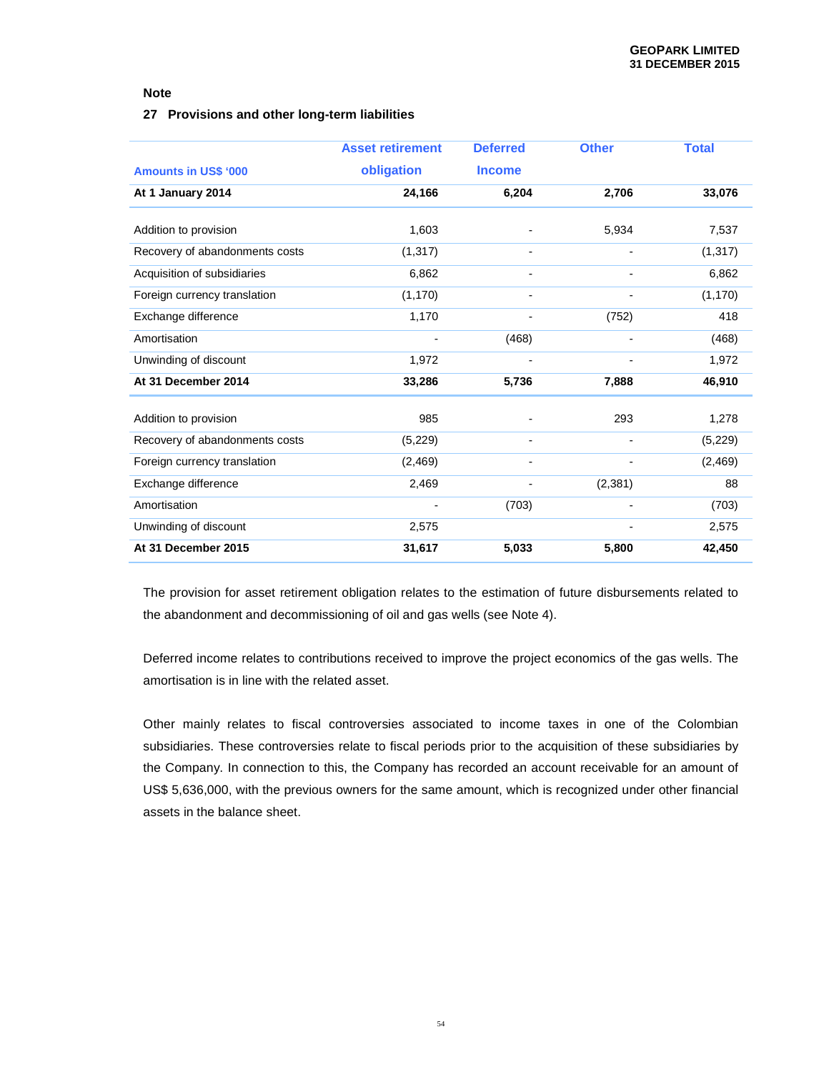**Note**

## 27 Provisions and other long-term liabilities

| Amounts in US$ '000 | Asset retirement obligation | Deferred Income | Other | Total |
|---|---|---|---|---|
| **At 1 January 2014** | **24,166** | **6,204** | **2,706** | **33,076** |
| Addition to provision | 1,603 | - | 5,934 | 7,537 |
| Recovery of abandonments costs | (1,317) | - | - | (1,317) |
| Acquisition of subsidiaries | 6,862 | - | - | 6,862 |
| Foreign currency translation | (1,170) | - | - | (1,170) |
| Exchange difference | 1,170 | - | (752) | 418 |
| Amortisation | - | (468) | - | (468) |
| Unwinding of discount | 1,972 | - | - | 1,972 |
| **At 31 December 2014** | **33,286** | **5,736** | **7,888** | **46,910** |
| Addition to provision | 985 | - | 293 | 1,278 |
| Recovery of abandonments costs | (5,229) | - | - | (5,229) |
| Foreign currency translation | (2,469) | - | - | (2,469) |
| Exchange difference | 2,469 | - | (2,381) | 88 |
| Amortisation | - | (703) | - | (703) |
| Unwinding of discount | 2,575 | | - | 2,575 |
| **At 31 December 2015** | **31,617** | **5,033** | **5,800** | **42,450** |

The provision for asset retirement obligation relates to the estimation of future disbursements related to the abandonment and decommissioning of oil and gas wells (see Note 4).

Deferred income relates to contributions received to improve the project economics of the gas wells. The amortisation is in line with the related asset.

Other mainly relates to fiscal controversies associated to income taxes in one of the Colombian subsidiaries. These controversies relate to fiscal periods prior to the acquisition of these subsidiaries by the Company. In connection to this, the Company has recorded an account receivable for an amount of US$ 5,636,000, with the previous owners for the same amount, which is recognized under other financial assets in the balance sheet.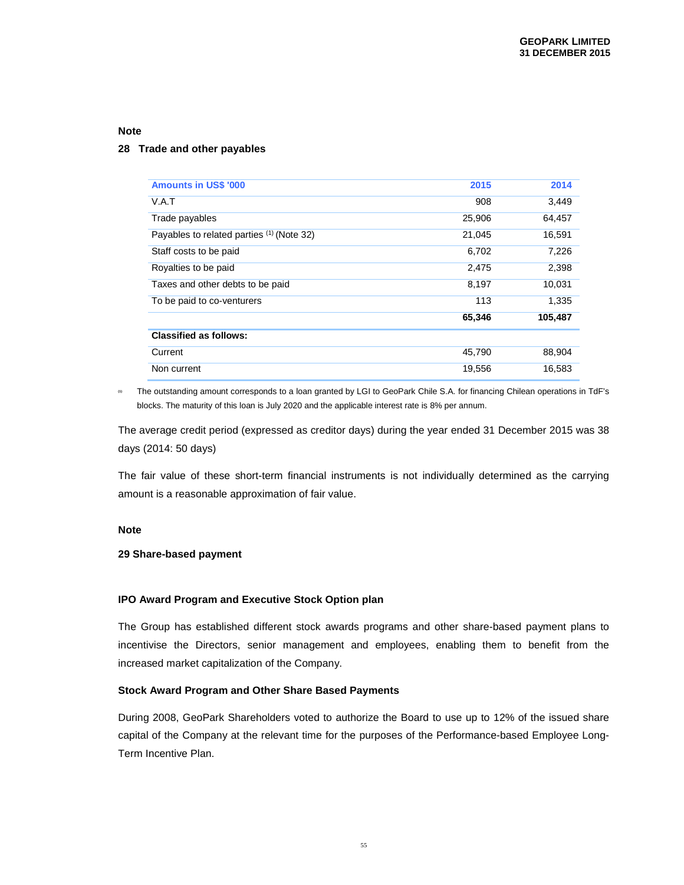**Note**

## 28 Trade and other payables

| Amounts in US$ '000 | 2015 | 2014 |
|---|---|---|
| V.A.T | 908 | 3,449 |
| Trade payables | 25,906 | 64,457 |
| Payables to related parties (1) (Note 32) | 21,045 | 16,591 |
| Staff costs to be paid | 6,702 | 7,226 |
| Royalties to be paid | 2,475 | 2,398 |
| Taxes and other debts to be paid | 8,197 | 10,031 |
| To be paid to co-venturers | 113 | 1,335 |
| | **65,346** | **105,487** |
| **Classified as follows:** | | |
| Current | 45,790 | 88,904 |
| Non current | 19,556 | 16,583 |

(1) The outstanding amount corresponds to a loan granted by LGI to GeoPark Chile S.A. for financing Chilean operations in TdF's blocks. The maturity of this loan is July 2020 and the applicable interest rate is 8% per annum.

The average credit period (expressed as creditor days) during the year ended 31 December 2015 was 38 days (2014: 50 days)

The fair value of these short-term financial instruments is not individually determined as the carrying amount is a reasonable approximation of fair value.

**Note**

## 29 Share-based payment

### IPO Award Program and Executive Stock Option plan

The Group has established different stock awards programs and other share-based payment plans to incentivise the Directors, senior management and employees, enabling them to benefit from the increased market capitalization of the Company.

### Stock Award Program and Other Share Based Payments

During 2008, GeoPark Shareholders voted to authorize the Board to use up to 12% of the issued share capital of the Company at the relevant time for the purposes of the Performance-based Employee Long-Term Incentive Plan.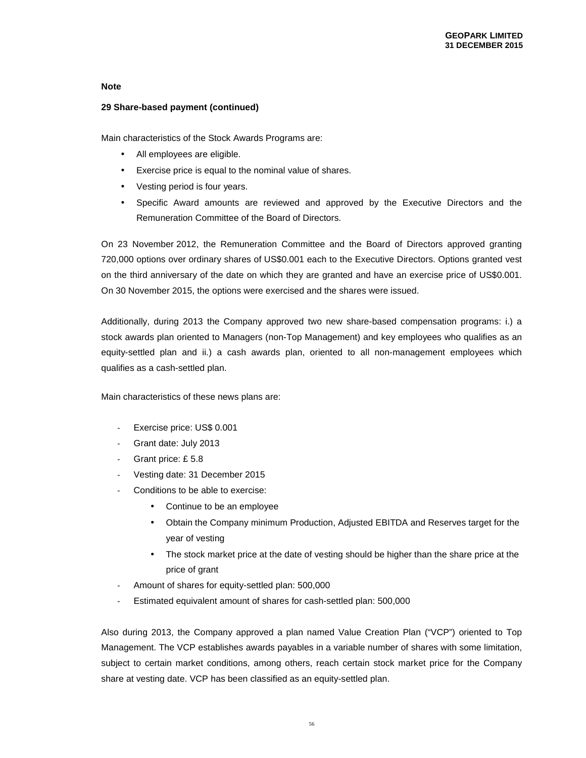**Note**

**29 Share-based payment (continued)**

Main characteristics of the Stock Awards Programs are:

- All employees are eligible.
- Exercise price is equal to the nominal value of shares.
- Vesting period is four years.
- Specific Award amounts are reviewed and approved by the Executive Directors and the Remuneration Committee of the Board of Directors.

On 23 November 2012, the Remuneration Committee and the Board of Directors approved granting 720,000 options over ordinary shares of US$0.001 each to the Executive Directors. Options granted vest on the third anniversary of the date on which they are granted and have an exercise price of US$0.001. On 30 November 2015, the options were exercised and the shares were issued.

Additionally, during 2013 the Company approved two new share-based compensation programs: i.) a stock awards plan oriented to Managers (non-Top Management) and key employees who qualifies as an equity-settled plan and ii.) a cash awards plan, oriented to all non-management employees which qualifies as a cash-settled plan.

Main characteristics of these news plans are:

- Exercise price: US$ 0.001
- Grant date: July 2013
- Grant price: £ 5.8
- Vesting date: 31 December 2015
- Conditions to be able to exercise:
  - Continue to be an employee
  - Obtain the Company minimum Production, Adjusted EBITDA and Reserves target for the year of vesting
  - The stock market price at the date of vesting should be higher than the share price at the price of grant
- Amount of shares for equity-settled plan: 500,000
- Estimated equivalent amount of shares for cash-settled plan: 500,000

Also during 2013, the Company approved a plan named Value Creation Plan ("VCP") oriented to Top Management. The VCP establishes awards payables in a variable number of shares with some limitation, subject to certain market conditions, among others, reach certain stock market price for the Company share at vesting date. VCP has been classified as an equity-settled plan.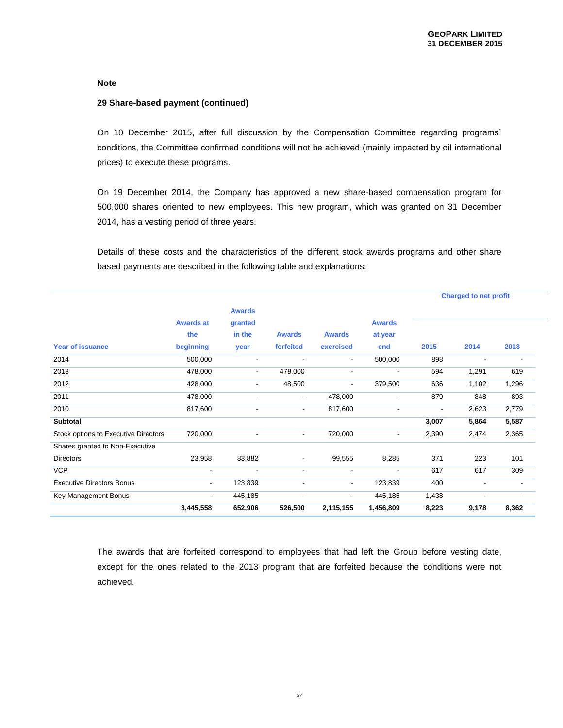**Note**

**29 Share-based payment (continued)**

On 10 December 2015, after full discussion by the Compensation Committee regarding programs´ conditions, the Committee confirmed conditions will not be achieved (mainly impacted by oil international prices) to execute these programs.

On 19 December 2014, the Company has approved a new share-based compensation program for 500,000 shares oriented to new employees. This new program, which was granted on 31 December 2014, has a vesting period of three years.

Details of these costs and the characteristics of the different stock awards programs and other share based payments are described in the following table and explanations:

| | | | | | | Charged to net profit | | |
|---|---|---|---|---|---|---|---|---|
| Year of issuance | Awards at the beginning | Awards granted in the year | Awards forfeited | Awards exercised | Awards at year end | 2015 | 2014 | 2013 |
| 2014 | 500,000 | - | - | - | 500,000 | 898 | - | - |
| 2013 | 478,000 | - | 478,000 | - | - | 594 | 1,291 | 619 |
| 2012 | 428,000 | - | 48,500 | - | 379,500 | 636 | 1,102 | 1,296 |
| 2011 | 478,000 | - | - | 478,000 | - | 879 | 848 | 893 |
| 2010 | 817,600 | - | - | 817,600 | - | - | 2,623 | 2,779 |
| **Subtotal** | | | | | | **3,007** | **5,864** | **5,587** |
| Stock options to Executive Directors | 720,000 | - | - | 720,000 | - | 2,390 | 2,474 | 2,365 |
| Shares granted to Non-Executive Directors | 23,958 | 83,882 | - | 99,555 | 8,285 | 371 | 223 | 101 |
| VCP | - | - | - | - | - | 617 | 617 | 309 |
| Executive Directors Bonus | - | 123,839 | - | - | 123,839 | 400 | - | - |
| Key Management Bonus | - | 445,185 | - | - | 445,185 | 1,438 | - | - |
| | **3,445,558** | **652,906** | **526,500** | **2,115,155** | **1,456,809** | **8,223** | **9,178** | **8,362** |

The awards that are forfeited correspond to employees that had left the Group before vesting date, except for the ones related to the 2013 program that are forfeited because the conditions were not achieved.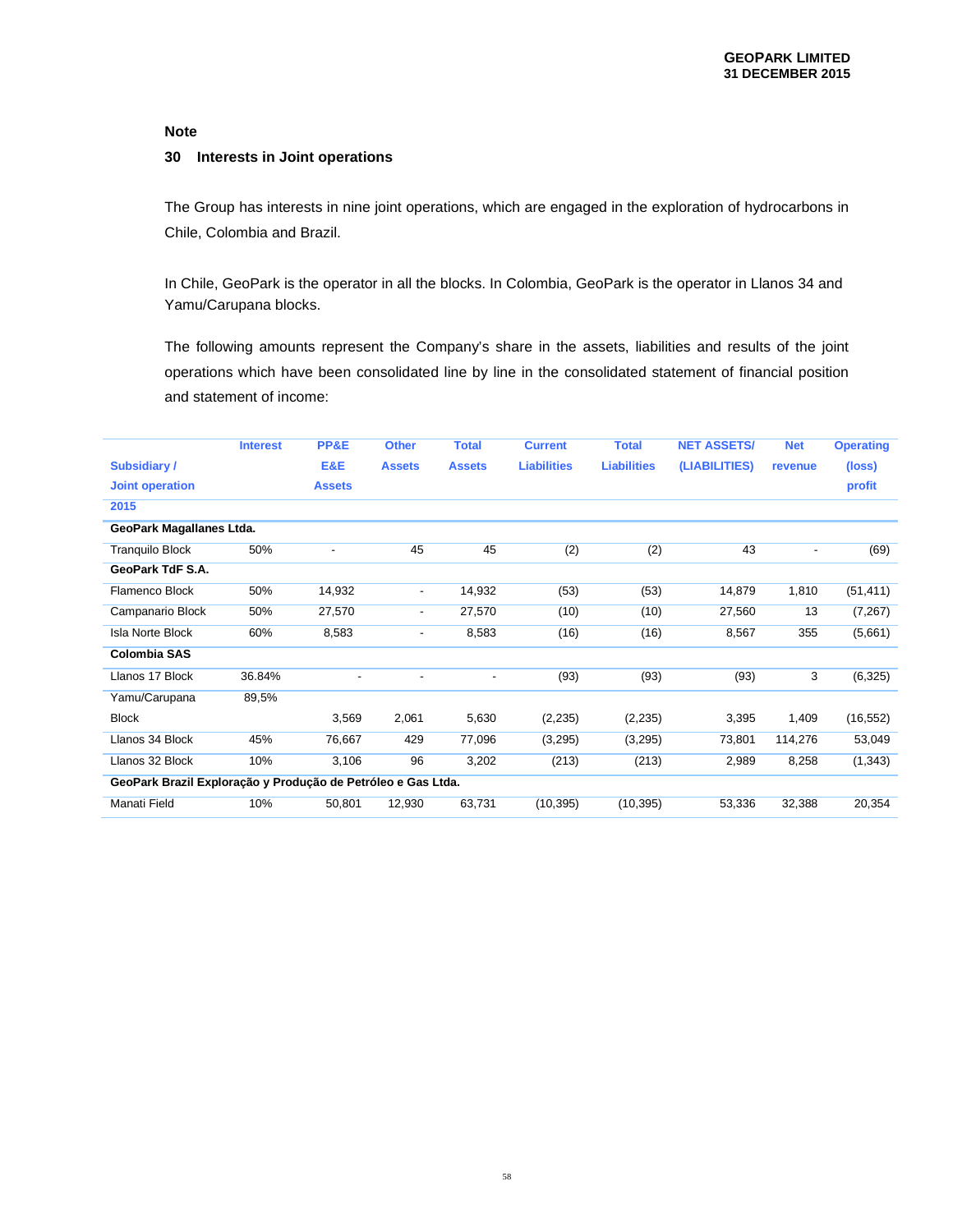**Note**

**30 Interests in Joint operations**

The Group has interests in nine joint operations, which are engaged in the exploration of hydrocarbons in Chile, Colombia and Brazil.

In Chile, GeoPark is the operator in all the blocks. In Colombia, GeoPark is the operator in Llanos 34 and Yamu/Carupana blocks.

The following amounts represent the Company's share in the assets, liabilities and results of the joint operations which have been consolidated line by line in the consolidated statement of financial position and statement of income:

| Subsidiary / Joint operation | Interest | PP&E E&E Assets | Other Assets | Total Assets | Current Liabilities | Total Liabilities | NET ASSETS/ (LIABILITIES) | Net revenue | Operating (loss) profit |
|---|---|---|---|---|---|---|---|---|---|
| **2015** | | | | | | | | | |
| **GeoPark Magallanes Ltda.** | | | | | | | | | |
| Tranquilo Block | 50% | - | 45 | 45 | (2) | (2) | 43 | - | (69) |
| **GeoPark TdF S.A.** | | | | | | | | | |
| Flamenco Block | 50% | 14,932 | - | 14,932 | (53) | (53) | 14,879 | 1,810 | (51,411) |
| Campanario Block | 50% | 27,570 | - | 27,570 | (10) | (10) | 27,560 | 13 | (7,267) |
| Isla Norte Block | 60% | 8,583 | - | 8,583 | (16) | (16) | 8,567 | 355 | (5,661) |
| **Colombia SAS** | | | | | | | | | |
| Llanos 17 Block | 36.84% | - | - | - | (93) | (93) | (93) | 3 | (6,325) |
| Yamu/Carupana Block | 89,5% | 3,569 | 2,061 | 5,630 | (2,235) | (2,235) | 3,395 | 1,409 | (16,552) |
| Llanos 34 Block | 45% | 76,667 | 429 | 77,096 | (3,295) | (3,295) | 73,801 | 114,276 | 53,049 |
| Llanos 32 Block | 10% | 3,106 | 96 | 3,202 | (213) | (213) | 2,989 | 8,258 | (1,343) |
| **GeoPark Brazil Exploração y Produção de Petróleo e Gas Ltda.** | | | | | | | | | |
| Manati Field | 10% | 50,801 | 12,930 | 63,731 | (10,395) | (10,395) | 53,336 | 32,388 | 20,354 |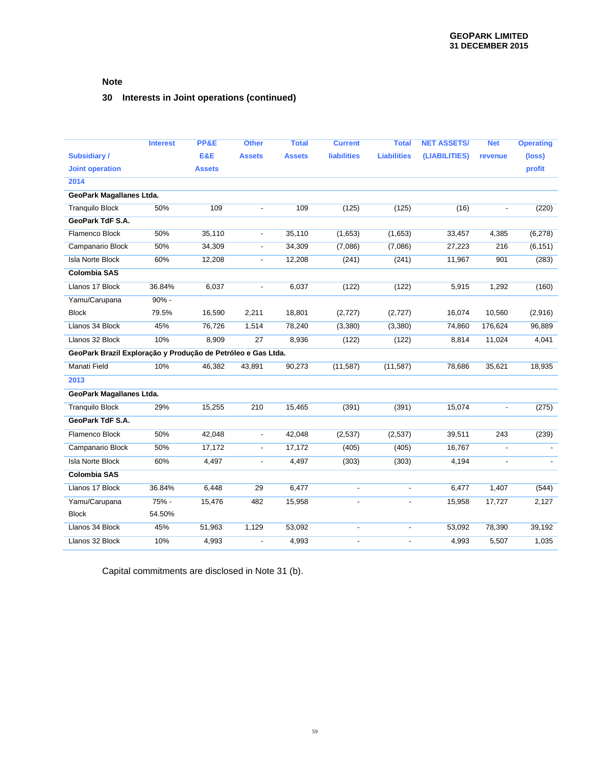## Note

## 30 Interests in Joint operations (continued)

| Subsidiary / Joint operation | Interest | PP&E E&E Assets | Other Assets | Total Assets | Current liabilities | Total Liabilities | NET ASSETS/ (LIABILITIES) | Net revenue | Operating (loss) profit |
|---|---|---|---|---|---|---|---|---|---|
| **2014** | | | | | | | | | |
| **GeoPark Magallanes Ltda.** | | | | | | | | | |
| Tranquilo Block | 50% | 109 | - | 109 | (125) | (125) | (16) | - | (220) |
| **GeoPark TdF S.A.** | | | | | | | | | |
| Flamenco Block | 50% | 35,110 | - | 35,110 | (1,653) | (1,653) | 33,457 | 4,385 | (6,278) |
| Campanario Block | 50% | 34,309 | - | 34,309 | (7,086) | (7,086) | 27,223 | 216 | (6,151) |
| Isla Norte Block | 60% | 12,208 | - | 12,208 | (241) | (241) | 11,967 | 901 | (283) |
| **Colombia SAS** | | | | | | | | | |
| Llanos 17 Block | 36.84% | 6,037 | - | 6,037 | (122) | (122) | 5,915 | 1,292 | (160) |
| Yamu/Carupana Block | 90% - 79.5% | 16,590 | 2,211 | 18,801 | (2,727) | (2,727) | 16,074 | 10,560 | (2,916) |
| Llanos 34 Block | 45% | 76,726 | 1,514 | 78,240 | (3,380) | (3,380) | 74,860 | 176,624 | 96,889 |
| Llanos 32 Block | 10% | 8,909 | 27 | 8,936 | (122) | (122) | 8,814 | 11,024 | 4,041 |
| **GeoPark Brazil Exploração y Produção de Petróleo e Gas Ltda.** | | | | | | | | | |
| Manati Field | 10% | 46,382 | 43,891 | 90,273 | (11,587) | (11,587) | 78,686 | 35,621 | 18,935 |
| **2013** | | | | | | | | | |
| **GeoPark Magallanes Ltda.** | | | | | | | | | |
| Tranquilo Block | 29% | 15,255 | 210 | 15,465 | (391) | (391) | 15,074 | - | (275) |
| **GeoPark TdF S.A.** | | | | | | | | | |
| Flamenco Block | 50% | 42,048 | - | 42,048 | (2,537) | (2,537) | 39,511 | 243 | (239) |
| Campanario Block | 50% | 17,172 | - | 17,172 | (405) | (405) | 16,767 | - | - |
| Isla Norte Block | 60% | 4,497 | - | 4,497 | (303) | (303) | 4,194 | - | - |
| **Colombia SAS** | | | | | | | | | |
| Llanos 17 Block | 36.84% | 6,448 | 29 | 6,477 | - | - | 6,477 | 1,407 | (544) |
| Yamu/Carupana Block | 75% - 54.50% | 15,476 | 482 | 15,958 | - | - | 15,958 | 17,727 | 2,127 |
| Llanos 34 Block | 45% | 51,963 | 1,129 | 53,092 | - | - | 53,092 | 78,390 | 39,192 |
| Llanos 32 Block | 10% | 4,993 | - | 4,993 | - | - | 4,993 | 5,507 | 1,035 |

Capital commitments are disclosed in Note 31 (b).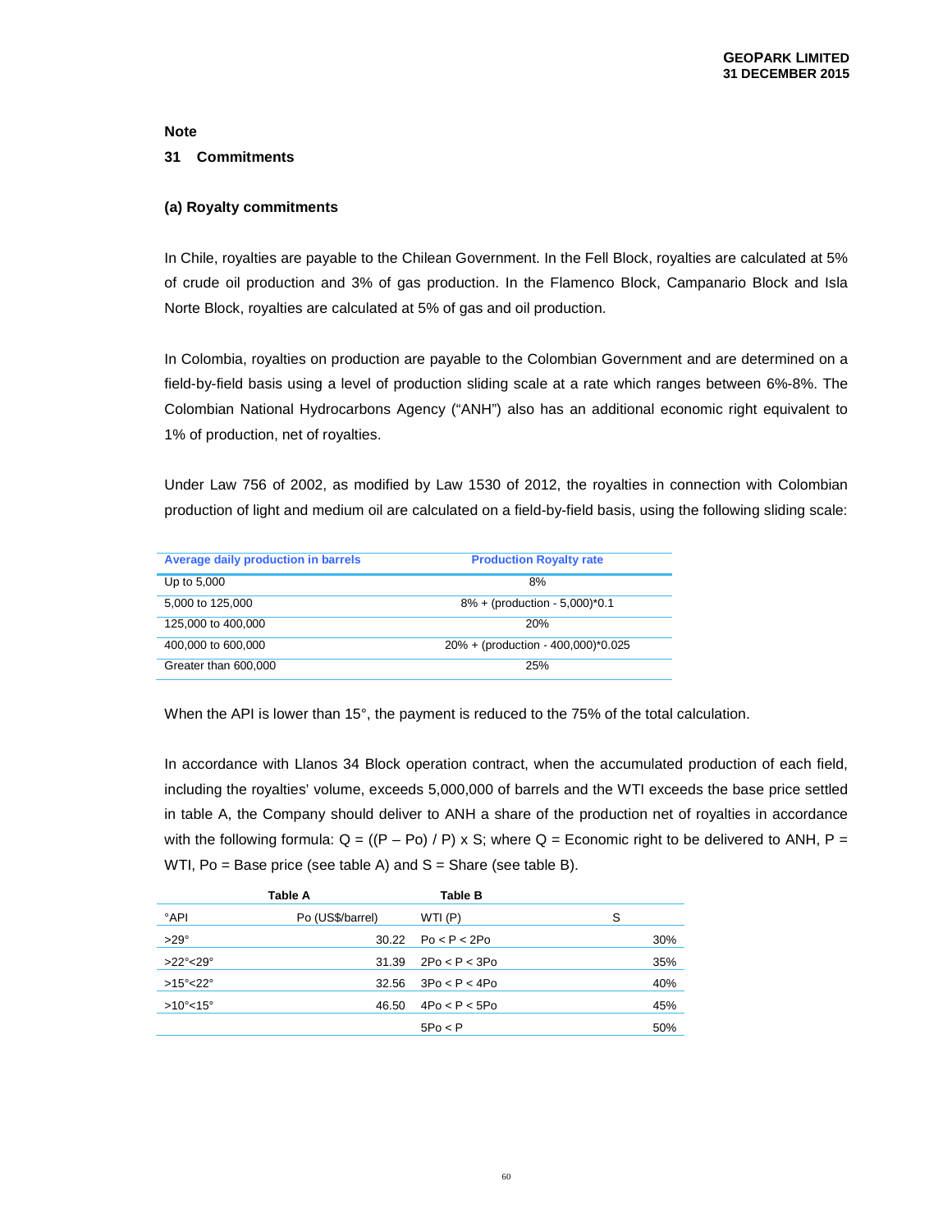**Note**

## 31 Commitments

### (a) Royalty commitments

In Chile, royalties are payable to the Chilean Government. In the Fell Block, royalties are calculated at 5% of crude oil production and 3% of gas production. In the Flamenco Block, Campanario Block and Isla Norte Block, royalties are calculated at 5% of gas and oil production.

In Colombia, royalties on production are payable to the Colombian Government and are determined on a field-by-field basis using a level of production sliding scale at a rate which ranges between 6%-8%. The Colombian National Hydrocarbons Agency ("ANH") also has an additional economic right equivalent to 1% of production, net of royalties.

Under Law 756 of 2002, as modified by Law 1530 of 2012, the royalties in connection with Colombian production of light and medium oil are calculated on a field-by-field basis, using the following sliding scale:

| Average daily production in barrels | Production Royalty rate |
|---|---|
| Up to 5,000 | 8% |
| 5,000 to 125,000 | 8% + (production - 5,000)*0.1 |
| 125,000 to 400,000 | 20% |
| 400,000 to 600,000 | 20% + (production - 400,000)*0.025 |
| Greater than 600,000 | 25% |

When the API is lower than 15°, the payment is reduced to the 75% of the total calculation.

In accordance with Llanos 34 Block operation contract, when the accumulated production of each field, including the royalties' volume, exceeds 5,000,000 of barrels and the WTI exceeds the base price settled in table A, the Company should deliver to ANH a share of the production net of royalties in accordance with the following formula: $Q = ((P – Po) / P) \times S$; where Q = Economic right to be delivered to ANH, P = WTI, Po = Base price (see table A) and S = Share (see table B).

| Table A | | Table B | |
|---|---|---|---|
| °API | Po (US$/barrel) | WTI (P) | S |
| >29° | 30.22 | Po < P < 2Po | 30% |
| >22°<29° | 31.39 | 2Po < P < 3Po | 35% |
| >15°<22° | 32.56 | 3Po < P < 4Po | 40% |
| >10°<15° | 46.50 | 4Po < P < 5Po | 45% |
| | | 5Po < P | 50% |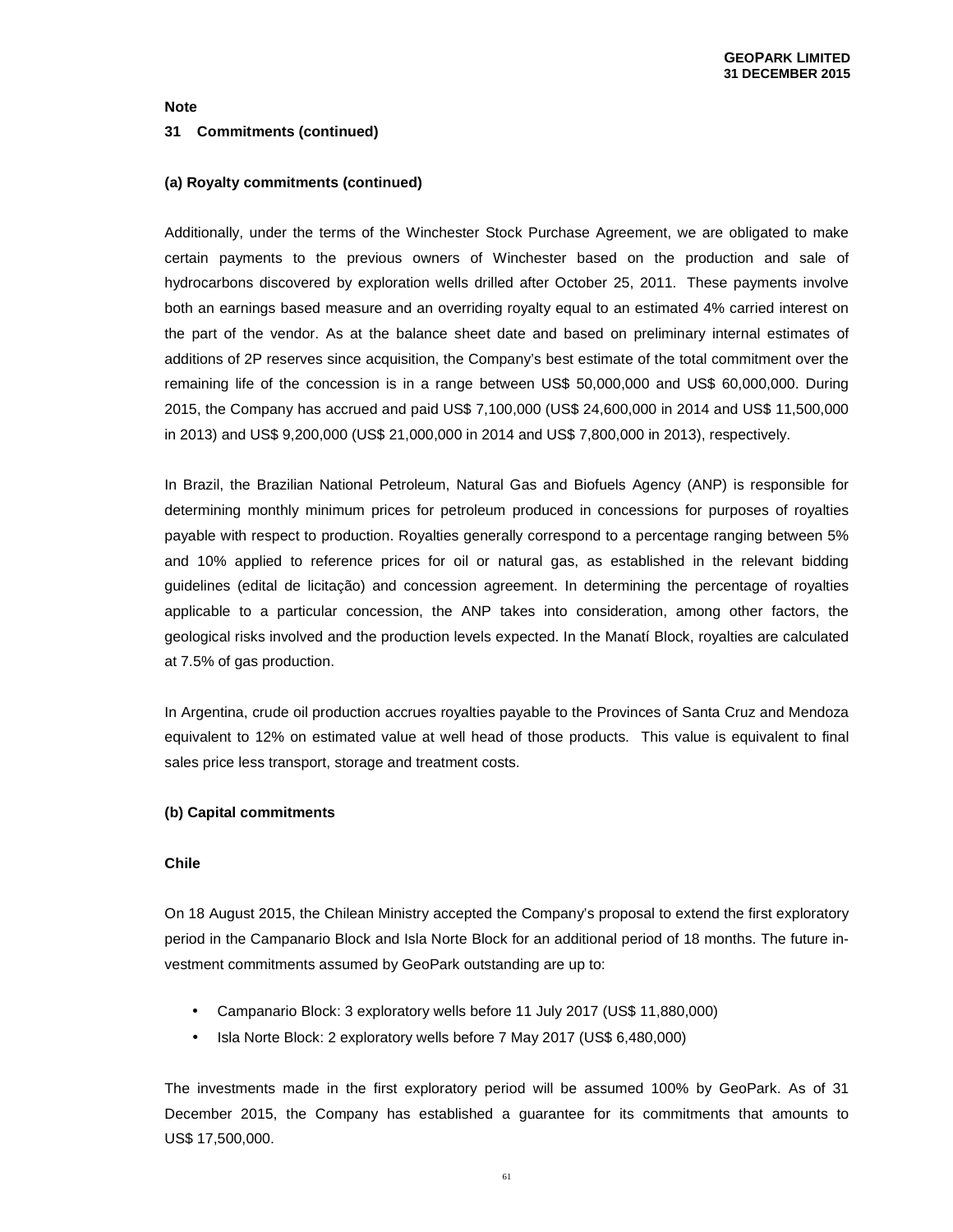**Note**

**31 Commitments (continued)**

**(a) Royalty commitments (continued)**

Additionally, under the terms of the Winchester Stock Purchase Agreement, we are obligated to make certain payments to the previous owners of Winchester based on the production and sale of hydrocarbons discovered by exploration wells drilled after October 25, 2011. These payments involve both an earnings based measure and an overriding royalty equal to an estimated 4% carried interest on the part of the vendor. As at the balance sheet date and based on preliminary internal estimates of additions of 2P reserves since acquisition, the Company's best estimate of the total commitment over the remaining life of the concession is in a range between US$ 50,000,000 and US$ 60,000,000. During 2015, the Company has accrued and paid US$ 7,100,000 (US$ 24,600,000 in 2014 and US$ 11,500,000 in 2013) and US$ 9,200,000 (US$ 21,000,000 in 2014 and US$ 7,800,000 in 2013), respectively.

In Brazil, the Brazilian National Petroleum, Natural Gas and Biofuels Agency (ANP) is responsible for determining monthly minimum prices for petroleum produced in concessions for purposes of royalties payable with respect to production. Royalties generally correspond to a percentage ranging between 5% and 10% applied to reference prices for oil or natural gas, as established in the relevant bidding guidelines (edital de licitação) and concession agreement. In determining the percentage of royalties applicable to a particular concession, the ANP takes into consideration, among other factors, the geological risks involved and the production levels expected. In the Manatí Block, royalties are calculated at 7.5% of gas production.

In Argentina, crude oil production accrues royalties payable to the Provinces of Santa Cruz and Mendoza equivalent to 12% on estimated value at well head of those products. This value is equivalent to final sales price less transport, storage and treatment costs.

**(b) Capital commitments**

**Chile**

On 18 August 2015, the Chilean Ministry accepted the Company's proposal to extend the first exploratory period in the Campanario Block and Isla Norte Block for an additional period of 18 months. The future investment commitments assumed by GeoPark outstanding are up to:

- Campanario Block: 3 exploratory wells before 11 July 2017 (US$ 11,880,000)
- Isla Norte Block: 2 exploratory wells before 7 May 2017 (US$ 6,480,000)

The investments made in the first exploratory period will be assumed 100% by GeoPark. As of 31 December 2015, the Company has established a guarantee for its commitments that amounts to US$ 17,500,000.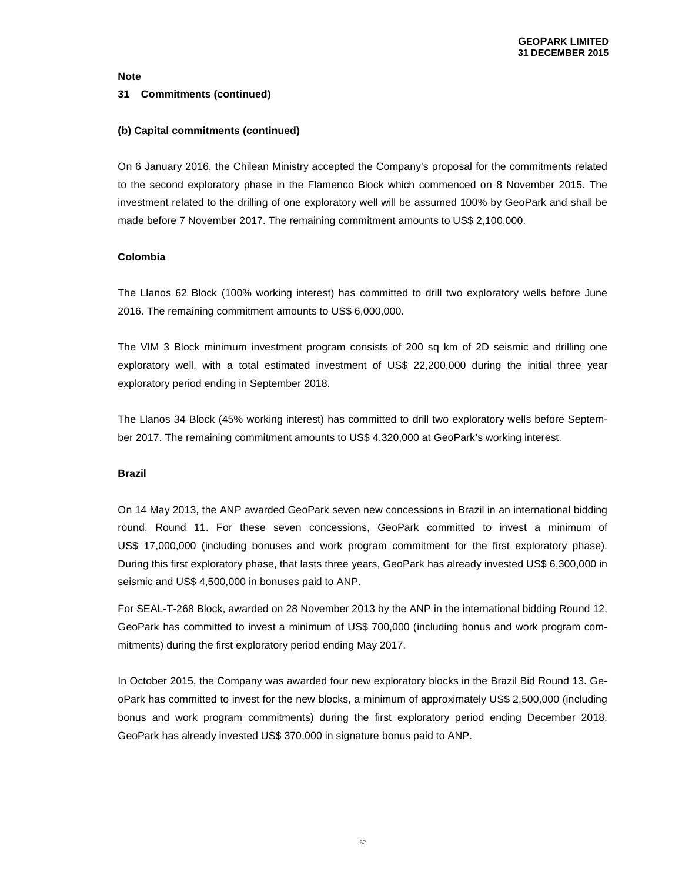**Note**

**31 Commitments (continued)**

**(b) Capital commitments (continued)**

On 6 January 2016, the Chilean Ministry accepted the Company's proposal for the commitments related to the second exploratory phase in the Flamenco Block which commenced on 8 November 2015. The investment related to the drilling of one exploratory well will be assumed 100% by GeoPark and shall be made before 7 November 2017. The remaining commitment amounts to US$ 2,100,000.

**Colombia**

The Llanos 62 Block (100% working interest) has committed to drill two exploratory wells before June 2016. The remaining commitment amounts to US$ 6,000,000.

The VIM 3 Block minimum investment program consists of 200 sq km of 2D seismic and drilling one exploratory well, with a total estimated investment of US$ 22,200,000 during the initial three year exploratory period ending in September 2018.

The Llanos 34 Block (45% working interest) has committed to drill two exploratory wells before September 2017. The remaining commitment amounts to US$ 4,320,000 at GeoPark's working interest.

**Brazil**

On 14 May 2013, the ANP awarded GeoPark seven new concessions in Brazil in an international bidding round, Round 11. For these seven concessions, GeoPark committed to invest a minimum of US$ 17,000,000 (including bonuses and work program commitment for the first exploratory phase). During this first exploratory phase, that lasts three years, GeoPark has already invested US$ 6,300,000 in seismic and US$ 4,500,000 in bonuses paid to ANP.

For SEAL-T-268 Block, awarded on 28 November 2013 by the ANP in the international bidding Round 12, GeoPark has committed to invest a minimum of US$ 700,000 (including bonus and work program commitments) during the first exploratory period ending May 2017.

In October 2015, the Company was awarded four new exploratory blocks in the Brazil Bid Round 13. GeoPark has committed to invest for the new blocks, a minimum of approximately US$ 2,500,000 (including bonus and work program commitments) during the first exploratory period ending December 2018. GeoPark has already invested US$ 370,000 in signature bonus paid to ANP.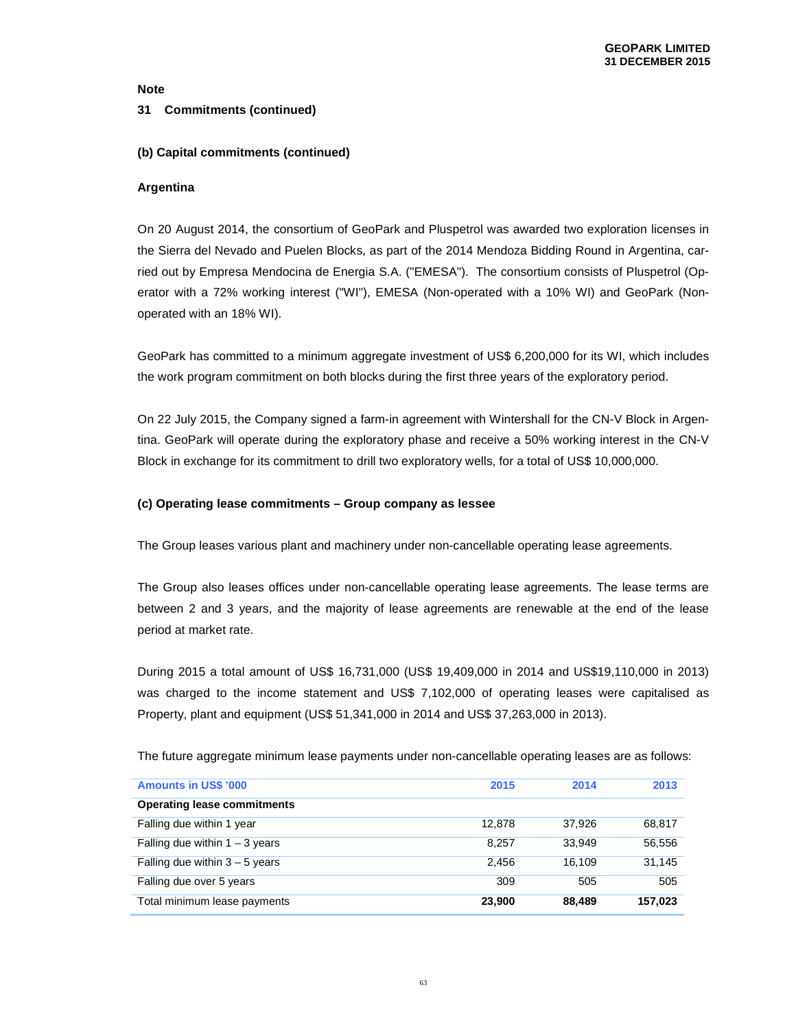**Note**

**31 Commitments (continued)**

**(b) Capital commitments (continued)**

**Argentina**

On 20 August 2014, the consortium of GeoPark and Pluspetrol was awarded two exploration licenses in the Sierra del Nevado and Puelen Blocks, as part of the 2014 Mendoza Bidding Round in Argentina, carried out by Empresa Mendocina de Energia S.A. ("EMESA"). The consortium consists of Pluspetrol (Operator with a 72% working interest ("WI"), EMESA (Non-operated with a 10% WI) and GeoPark (Non-operated with an 18% WI).

GeoPark has committed to a minimum aggregate investment of US$ 6,200,000 for its WI, which includes the work program commitment on both blocks during the first three years of the exploratory period.

On 22 July 2015, the Company signed a farm-in agreement with Wintershall for the CN-V Block in Argentina. GeoPark will operate during the exploratory phase and receive a 50% working interest in the CN-V Block in exchange for its commitment to drill two exploratory wells, for a total of US$ 10,000,000.

**(c) Operating lease commitments – Group company as lessee**

The Group leases various plant and machinery under non-cancellable operating lease agreements.

The Group also leases offices under non-cancellable operating lease agreements. The lease terms are between 2 and 3 years, and the majority of lease agreements are renewable at the end of the lease period at market rate.

During 2015 a total amount of US$ 16,731,000 (US$ 19,409,000 in 2014 and US$19,110,000 in 2013) was charged to the income statement and US$ 7,102,000 of operating leases were capitalised as Property, plant and equipment (US$ 51,341,000 in 2014 and US$ 37,263,000 in 2013).

The future aggregate minimum lease payments under non-cancellable operating leases are as follows:

| Amounts in US$ '000 | 2015 | 2014 | 2013 |
|---|---|---|---|
| **Operating lease commitments** | | | |
| Falling due within 1 year | 12,878 | 37,926 | 68,817 |
| Falling due within 1 – 3 years | 8,257 | 33,949 | 56,556 |
| Falling due within 3 – 5 years | 2,456 | 16,109 | 31,145 |
| Falling due over 5 years | 309 | 505 | 505 |
| Total minimum lease payments | **23,900** | **88,489** | **157,023** |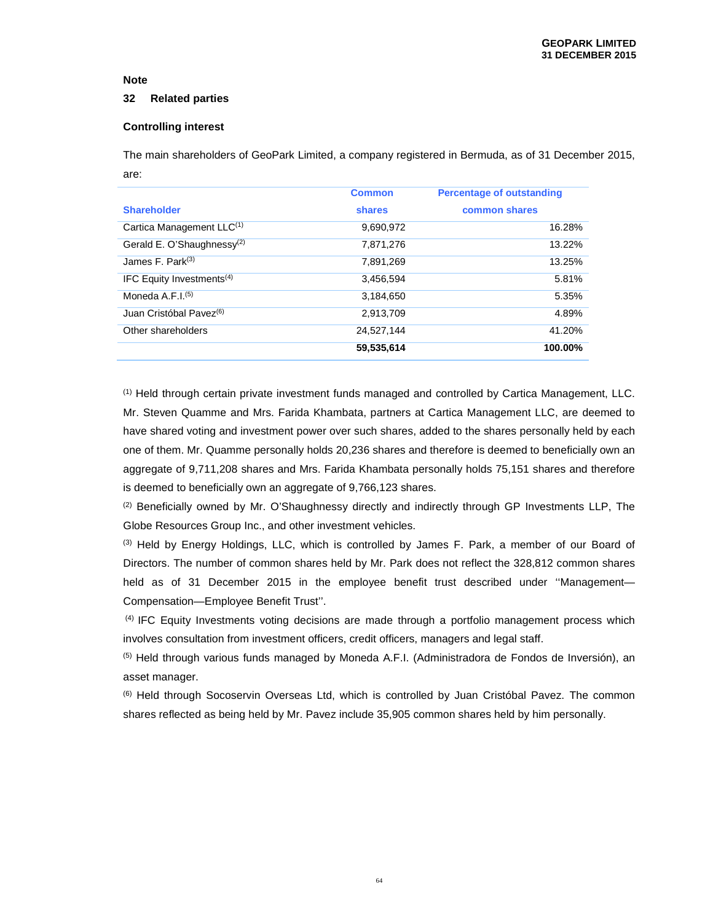**Note**

### 32 Related parties

**Controlling interest**

The main shareholders of GeoPark Limited, a company registered in Bermuda, as of 31 December 2015, are:

| Shareholder | Common shares | Percentage of outstanding common shares |
|---|---|---|
| Cartica Management LLC[1] | 9,690,972 | 16.28% |
| Gerald E. O'Shaughnessy[2] | 7,871,276 | 13.22% |
| James F. Park[3] | 7,891,269 | 13.25% |
| IFC Equity Investments[4] | 3,456,594 | 5.81% |
| Moneda A.F.I.[5] | 3,184,650 | 5.35% |
| Juan Cristóbal Pavez[6] | 2,913,709 | 4.89% |
| Other shareholders | 24,527,144 | 41.20% |
| | **59,535,614** | **100.00%** |

[1] Held through certain private investment funds managed and controlled by Cartica Management, LLC. Mr. Steven Quamme and Mrs. Farida Khambata, partners at Cartica Management LLC, are deemed to have shared voting and investment power over such shares, added to the shares personally held by each one of them. Mr. Quamme personally holds 20,236 shares and therefore is deemed to beneficially own an aggregate of 9,711,208 shares and Mrs. Farida Khambata personally holds 75,151 shares and therefore is deemed to beneficially own an aggregate of 9,766,123 shares.

[2] Beneficially owned by Mr. O'Shaughnessy directly and indirectly through GP Investments LLP, The Globe Resources Group Inc., and other investment vehicles.

[3] Held by Energy Holdings, LLC, which is controlled by James F. Park, a member of our Board of Directors. The number of common shares held by Mr. Park does not reflect the 328,812 common shares held as of 31 December 2015 in the employee benefit trust described under ''Management—Compensation—Employee Benefit Trust''.

[4] IFC Equity Investments voting decisions are made through a portfolio management process which involves consultation from investment officers, credit officers, managers and legal staff.

[5] Held through various funds managed by Moneda A.F.I. (Administradora de Fondos de Inversión), an asset manager.

[6] Held through Socoservin Overseas Ltd, which is controlled by Juan Cristóbal Pavez. The common shares reflected as being held by Mr. Pavez include 35,905 common shares held by him personally.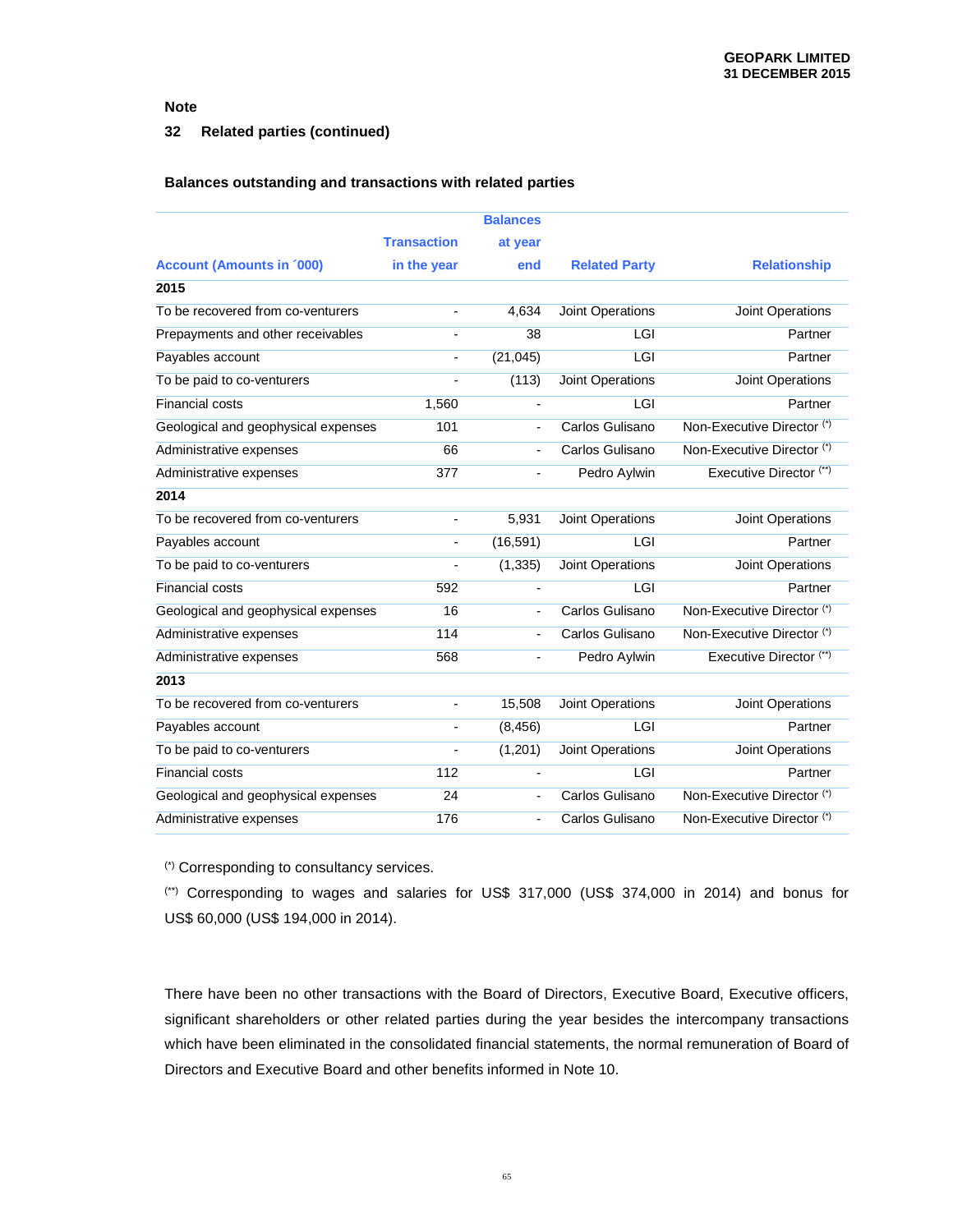**Note**

**32 Related parties (continued)**

**Balances outstanding and transactions with related parties**

| Account (Amounts in ´000) | Transaction in the year | Balances at year end | Related Party | Relationship |
|---|---|---|---|---|
| **2015** | | | | |
| To be recovered from co-venturers | - | 4,634 | Joint Operations | Joint Operations |
| Prepayments and other receivables | - | 38 | LGI | Partner |
| Payables account | - | (21,045) | LGI | Partner |
| To be paid to co-venturers | - | (113) | Joint Operations | Joint Operations |
| Financial costs | 1,560 | - | LGI | Partner |
| Geological and geophysical expenses | 101 | - | Carlos Gulisano | Non-Executive Director (*) |
| Administrative expenses | 66 | - | Carlos Gulisano | Non-Executive Director (*) |
| Administrative expenses | 377 | - | Pedro Aylwin | Executive Director (**) |
| **2014** | | | | |
| To be recovered from co-venturers | - | 5,931 | Joint Operations | Joint Operations |
| Payables account | - | (16,591) | LGI | Partner |
| To be paid to co-venturers | - | (1,335) | Joint Operations | Joint Operations |
| Financial costs | 592 | - | LGI | Partner |
| Geological and geophysical expenses | 16 | - | Carlos Gulisano | Non-Executive Director (*) |
| Administrative expenses | 114 | - | Carlos Gulisano | Non-Executive Director (*) |
| Administrative expenses | 568 | - | Pedro Aylwin | Executive Director (**) |
| **2013** | | | | |
| To be recovered from co-venturers | - | 15,508 | Joint Operations | Joint Operations |
| Payables account | - | (8,456) | LGI | Partner |
| To be paid to co-venturers | - | (1,201) | Joint Operations | Joint Operations |
| Financial costs | 112 | - | LGI | Partner |
| Geological and geophysical expenses | 24 | - | Carlos Gulisano | Non-Executive Director (*) |
| Administrative expenses | 176 | - | Carlos Gulisano | Non-Executive Director (*) |

(*) Corresponding to consultancy services.

(**) Corresponding to wages and salaries for US$ 317,000 (US$ 374,000 in 2014) and bonus for US$ 60,000 (US$ 194,000 in 2014).

There have been no other transactions with the Board of Directors, Executive Board, Executive officers, significant shareholders or other related parties during the year besides the intercompany transactions which have been eliminated in the consolidated financial statements, the normal remuneration of Board of Directors and Executive Board and other benefits informed in Note 10.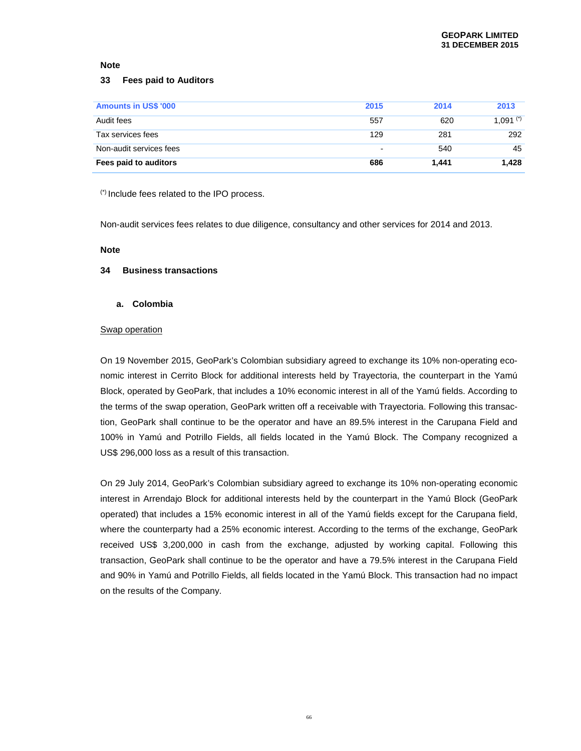**Note**

## 33 Fees paid to Auditors

| Amounts in US$ '000 | 2015 | 2014 | 2013 |
|---|---|---|---|
| Audit fees | 557 | 620 | 1,091 (*) |
| Tax services fees | 129 | 281 | 292 |
| Non-audit services fees | - | 540 | 45 |
| **Fees paid to auditors** | **686** | **1,441** | **1,428** |

(*) Include fees related to the IPO process.

Non-audit services fees relates to due diligence, consultancy and other services for 2014 and 2013.

**Note**

## 34 Business transactions

### a. Colombia

Swap operation

On 19 November 2015, GeoPark's Colombian subsidiary agreed to exchange its 10% non-operating economic interest in Cerrito Block for additional interests held by Trayectoria, the counterpart in the Yamú Block, operated by GeoPark, that includes a 10% economic interest in all of the Yamú fields. According to the terms of the swap operation, GeoPark written off a receivable with Trayectoria. Following this transaction, GeoPark shall continue to be the operator and have an 89.5% interest in the Carupana Field and 100% in Yamú and Potrillo Fields, all fields located in the Yamú Block. The Company recognized a US$ 296,000 loss as a result of this transaction.

On 29 July 2014, GeoPark's Colombian subsidiary agreed to exchange its 10% non-operating economic interest in Arrendajo Block for additional interests held by the counterpart in the Yamú Block (GeoPark operated) that includes a 15% economic interest in all of the Yamú fields except for the Carupana field, where the counterparty had a 25% economic interest. According to the terms of the exchange, GeoPark received US$ 3,200,000 in cash from the exchange, adjusted by working capital. Following this transaction, GeoPark shall continue to be the operator and have a 79.5% interest in the Carupana Field and 90% in Yamú and Potrillo Fields, all fields located in the Yamú Block. This transaction had no impact on the results of the Company.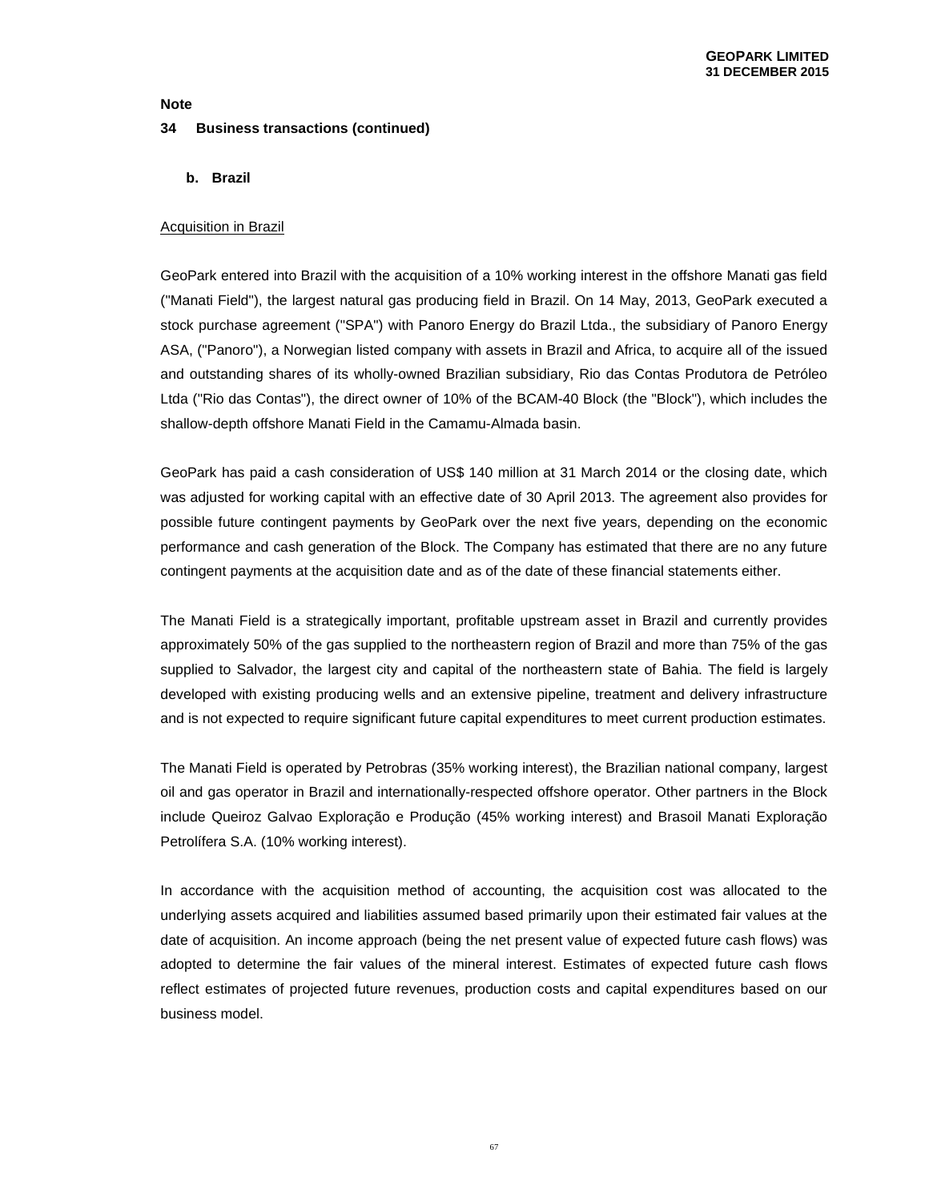**Note**

**34 Business transactions (continued)**

**b. Brazil**

Acquisition in Brazil

GeoPark entered into Brazil with the acquisition of a 10% working interest in the offshore Manati gas field ("Manati Field"), the largest natural gas producing field in Brazil. On 14 May, 2013, GeoPark executed a stock purchase agreement ("SPA") with Panoro Energy do Brazil Ltda., the subsidiary of Panoro Energy ASA, ("Panoro"), a Norwegian listed company with assets in Brazil and Africa, to acquire all of the issued and outstanding shares of its wholly-owned Brazilian subsidiary, Rio das Contas Produtora de Petróleo Ltda ("Rio das Contas"), the direct owner of 10% of the BCAM-40 Block (the "Block"), which includes the shallow-depth offshore Manati Field in the Camamu-Almada basin.

GeoPark has paid a cash consideration of US$ 140 million at 31 March 2014 or the closing date, which was adjusted for working capital with an effective date of 30 April 2013. The agreement also provides for possible future contingent payments by GeoPark over the next five years, depending on the economic performance and cash generation of the Block. The Company has estimated that there are no any future contingent payments at the acquisition date and as of the date of these financial statements either.

The Manati Field is a strategically important, profitable upstream asset in Brazil and currently provides approximately 50% of the gas supplied to the northeastern region of Brazil and more than 75% of the gas supplied to Salvador, the largest city and capital of the northeastern state of Bahia. The field is largely developed with existing producing wells and an extensive pipeline, treatment and delivery infrastructure and is not expected to require significant future capital expenditures to meet current production estimates.

The Manati Field is operated by Petrobras (35% working interest), the Brazilian national company, largest oil and gas operator in Brazil and internationally-respected offshore operator. Other partners in the Block include Queiroz Galvao Exploração e Produção (45% working interest) and Brasoil Manati Exploração Petrolífera S.A. (10% working interest).

In accordance with the acquisition method of accounting, the acquisition cost was allocated to the underlying assets acquired and liabilities assumed based primarily upon their estimated fair values at the date of acquisition. An income approach (being the net present value of expected future cash flows) was adopted to determine the fair values of the mineral interest. Estimates of expected future cash flows reflect estimates of projected future revenues, production costs and capital expenditures based on our business model.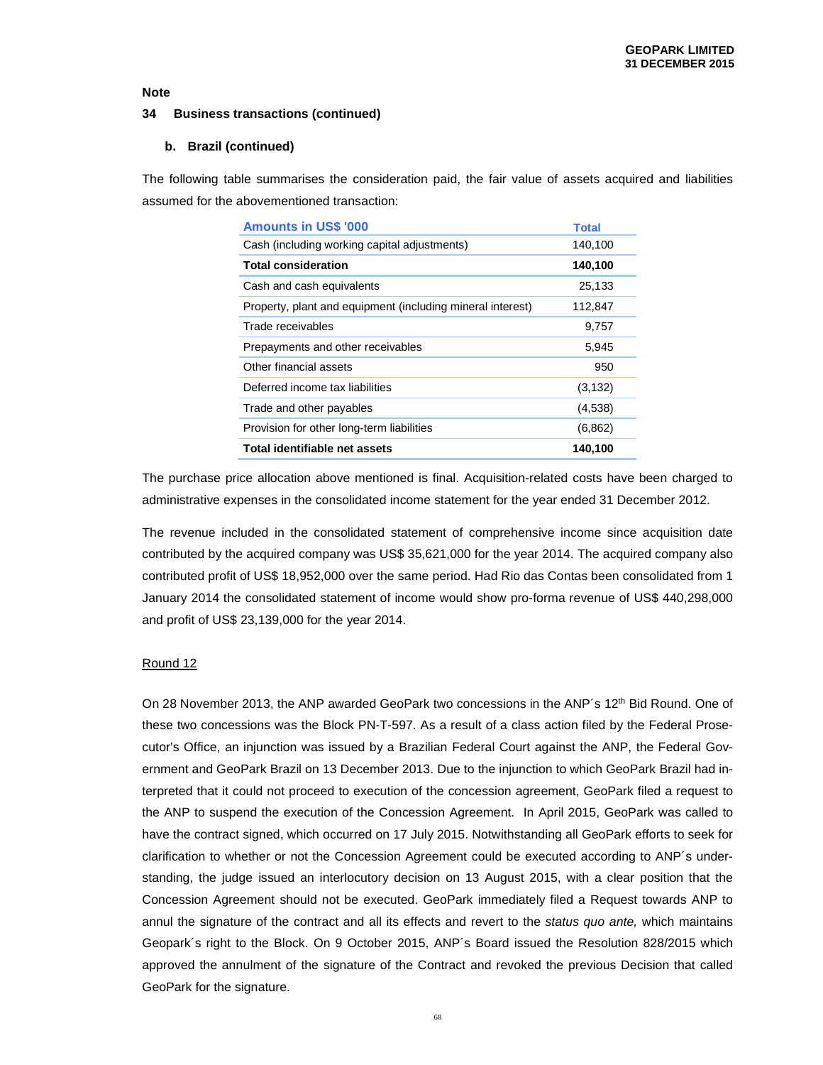**Note**

**34 Business transactions (continued)**

**b. Brazil (continued)**

The following table summarises the consideration paid, the fair value of assets acquired and liabilities assumed for the abovementioned transaction:

| Amounts in US$ '000 | Total |
|---|---|
| Cash (including working capital adjustments) | 140,100 |
| **Total consideration** | **140,100** |
| Cash and cash equivalents | 25,133 |
| Property, plant and equipment (including mineral interest) | 112,847 |
| Trade receivables | 9,757 |
| Prepayments and other receivables | 5,945 |
| Other financial assets | 950 |
| Deferred income tax liabilities | (3,132) |
| Trade and other payables | (4,538) |
| Provision for other long-term liabilities | (6,862) |
| **Total identifiable net assets** | **140,100** |

The purchase price allocation above mentioned is final. Acquisition-related costs have been charged to administrative expenses in the consolidated income statement for the year ended 31 December 2012.

The revenue included in the consolidated statement of comprehensive income since acquisition date contributed by the acquired company was US$ 35,621,000 for the year 2014. The acquired company also contributed profit of US$ 18,952,000 over the same period. Had Rio das Contas been consolidated from 1 January 2014 the consolidated statement of income would show pro-forma revenue of US$ 440,298,000 and profit of US$ 23,139,000 for the year 2014.

Round 12

On 28 November 2013, the ANP awarded GeoPark two concessions in the ANP´s 12th Bid Round. One of these two concessions was the Block PN-T-597. As a result of a class action filed by the Federal Prosecutor's Office, an injunction was issued by a Brazilian Federal Court against the ANP, the Federal Government and GeoPark Brazil on 13 December 2013. Due to the injunction to which GeoPark Brazil had interpreted that it could not proceed to execution of the concession agreement, GeoPark filed a request to the ANP to suspend the execution of the Concession Agreement. In April 2015, GeoPark was called to have the contract signed, which occurred on 17 July 2015. Notwithstanding all GeoPark efforts to seek for clarification to whether or not the Concession Agreement could be executed according to ANP´s understanding, the judge issued an interlocutory decision on 13 August 2015, with a clear position that the Concession Agreement should not be executed. GeoPark immediately filed a Request towards ANP to annul the signature of the contract and all its effects and revert to the *status quo ante,* which maintains Geopark´s right to the Block. On 9 October 2015, ANP´s Board issued the Resolution 828/2015 which approved the annulment of the signature of the Contract and revoked the previous Decision that called GeoPark for the signature.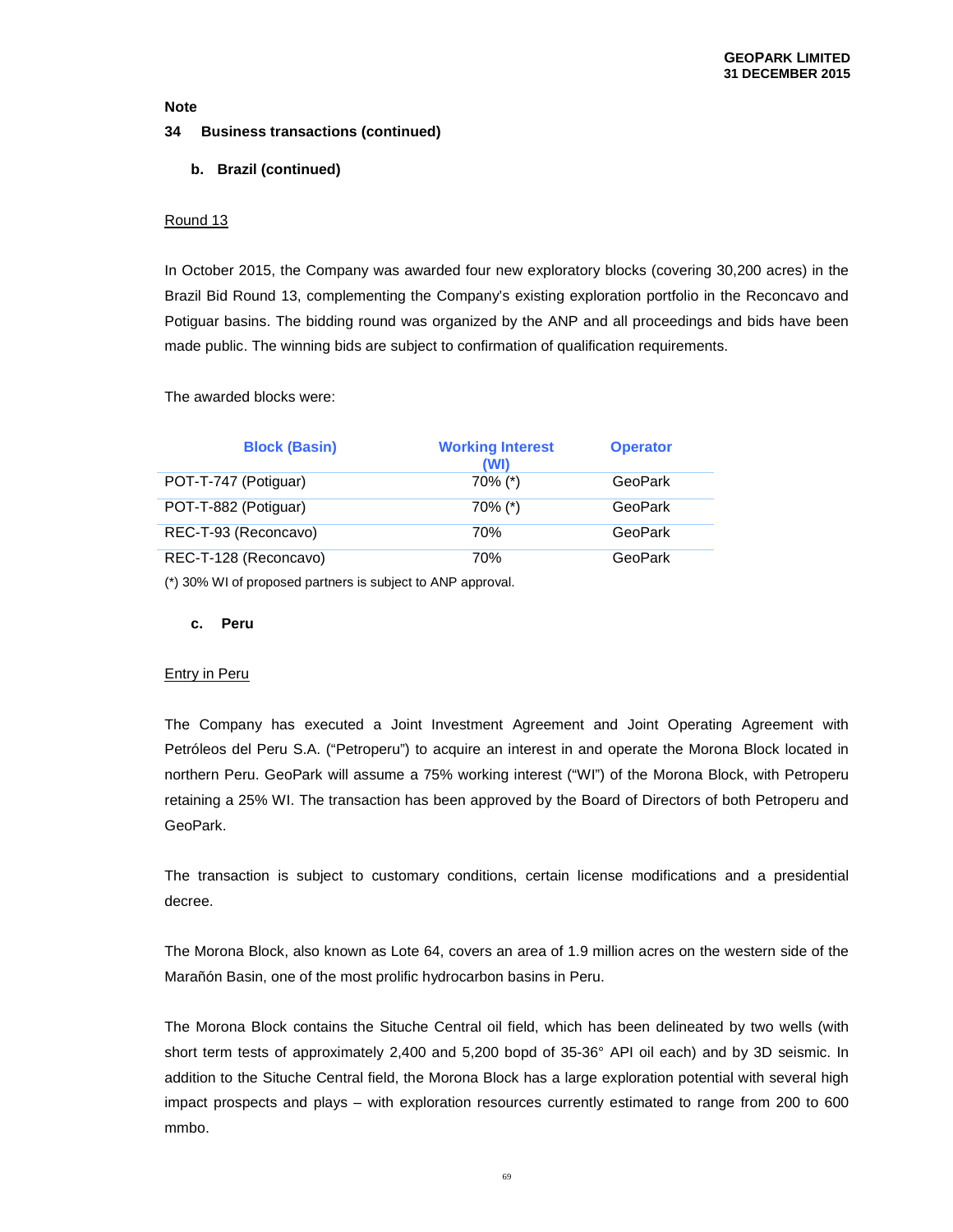**Note**

## 34 Business transactions (continued)

### b. Brazil (continued)

Round 13

In October 2015, the Company was awarded four new exploratory blocks (covering 30,200 acres) in the Brazil Bid Round 13, complementing the Company's existing exploration portfolio in the Reconcavo and Potiguar basins. The bidding round was organized by the ANP and all proceedings and bids have been made public. The winning bids are subject to confirmation of qualification requirements.

The awarded blocks were:

| Block (Basin) | Working Interest (WI) | Operator |
|---|---|---|
| POT-T-747 (Potiguar) | 70% (*) | GeoPark |
| POT-T-882 (Potiguar) | 70% (*) | GeoPark |
| REC-T-93 (Reconcavo) | 70% | GeoPark |
| REC-T-128 (Reconcavo) | 70% | GeoPark |

(*) 30% WI of proposed partners is subject to ANP approval.

### c. Peru

Entry in Peru

The Company has executed a Joint Investment Agreement and Joint Operating Agreement with Petróleos del Peru S.A. ("Petroperu") to acquire an interest in and operate the Morona Block located in northern Peru. GeoPark will assume a 75% working interest ("WI") of the Morona Block, with Petroperu retaining a 25% WI. The transaction has been approved by the Board of Directors of both Petroperu and GeoPark.

The transaction is subject to customary conditions, certain license modifications and a presidential decree.

The Morona Block, also known as Lote 64, covers an area of 1.9 million acres on the western side of the Marañón Basin, one of the most prolific hydrocarbon basins in Peru.

The Morona Block contains the Situche Central oil field, which has been delineated by two wells (with short term tests of approximately 2,400 and 5,200 bopd of 35-36° API oil each) and by 3D seismic. In addition to the Situche Central field, the Morona Block has a large exploration potential with several high impact prospects and plays – with exploration resources currently estimated to range from 200 to 600 mmbo.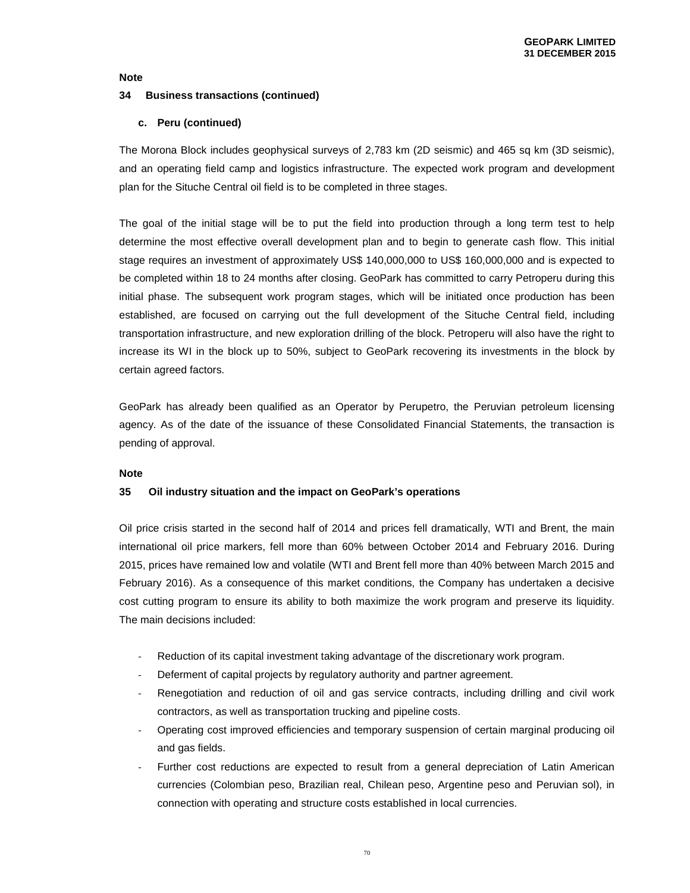**Note**

**34 Business transactions (continued)**

**c. Peru (continued)**

The Morona Block includes geophysical surveys of 2,783 km (2D seismic) and 465 sq km (3D seismic), and an operating field camp and logistics infrastructure. The expected work program and development plan for the Situche Central oil field is to be completed in three stages.

The goal of the initial stage will be to put the field into production through a long term test to help determine the most effective overall development plan and to begin to generate cash flow. This initial stage requires an investment of approximately US$ 140,000,000 to US$ 160,000,000 and is expected to be completed within 18 to 24 months after closing. GeoPark has committed to carry Petroperu during this initial phase. The subsequent work program stages, which will be initiated once production has been established, are focused on carrying out the full development of the Situche Central field, including transportation infrastructure, and new exploration drilling of the block. Petroperu will also have the right to increase its WI in the block up to 50%, subject to GeoPark recovering its investments in the block by certain agreed factors.

GeoPark has already been qualified as an Operator by Perupetro, the Peruvian petroleum licensing agency. As of the date of the issuance of these Consolidated Financial Statements, the transaction is pending of approval.

**Note**

**35 Oil industry situation and the impact on GeoPark's operations**

Oil price crisis started in the second half of 2014 and prices fell dramatically, WTI and Brent, the main international oil price markers, fell more than 60% between October 2014 and February 2016. During 2015, prices have remained low and volatile (WTI and Brent fell more than 40% between March 2015 and February 2016). As a consequence of this market conditions, the Company has undertaken a decisive cost cutting program to ensure its ability to both maximize the work program and preserve its liquidity. The main decisions included:

- Reduction of its capital investment taking advantage of the discretionary work program.
- Deferment of capital projects by regulatory authority and partner agreement.
- Renegotiation and reduction of oil and gas service contracts, including drilling and civil work contractors, as well as transportation trucking and pipeline costs.
- Operating cost improved efficiencies and temporary suspension of certain marginal producing oil and gas fields.
- Further cost reductions are expected to result from a general depreciation of Latin American currencies (Colombian peso, Brazilian real, Chilean peso, Argentine peso and Peruvian sol), in connection with operating and structure costs established in local currencies.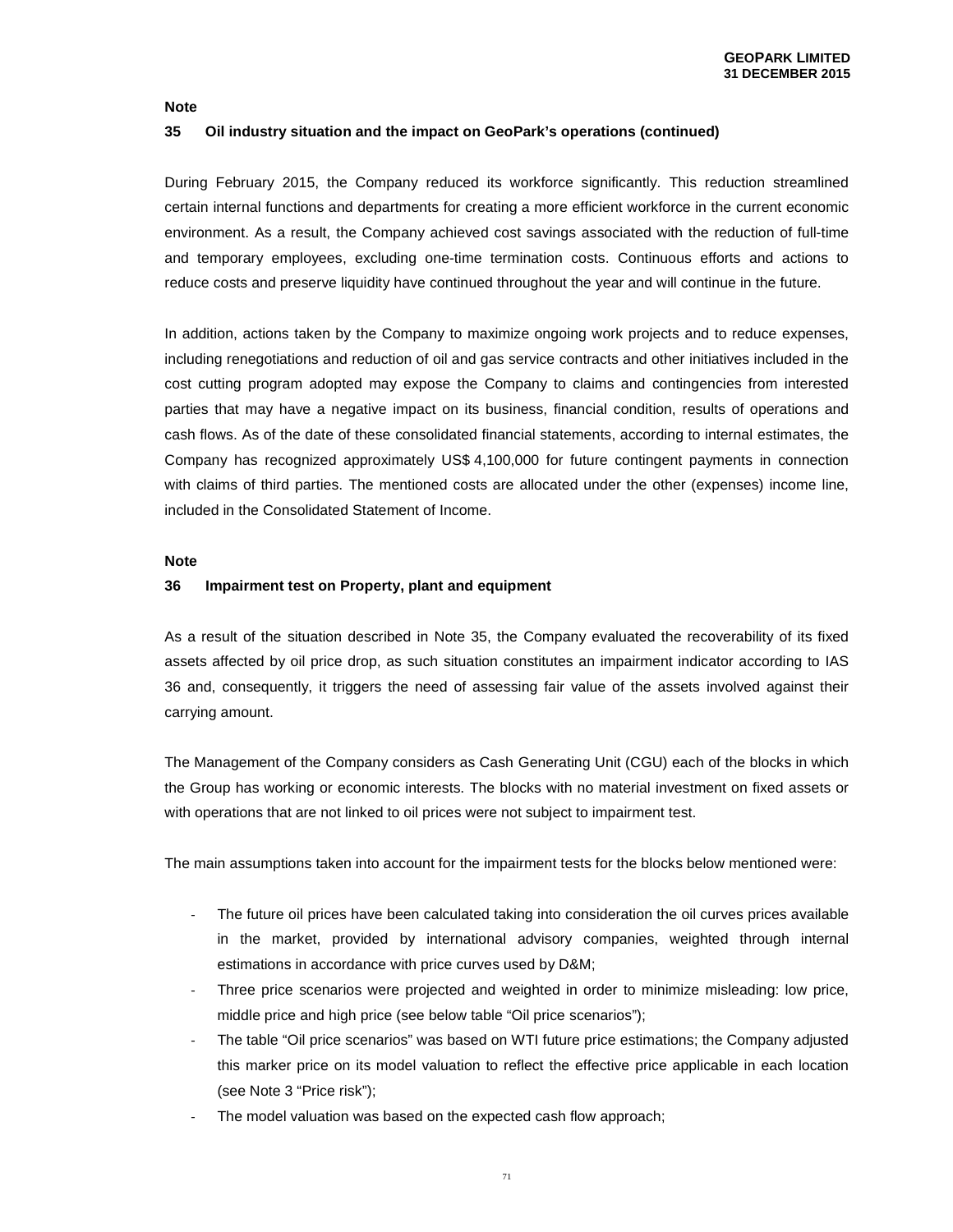**Note**

**35 Oil industry situation and the impact on GeoPark's operations (continued)**

During February 2015, the Company reduced its workforce significantly. This reduction streamlined certain internal functions and departments for creating a more efficient workforce in the current economic environment. As a result, the Company achieved cost savings associated with the reduction of full-time and temporary employees, excluding one-time termination costs. Continuous efforts and actions to reduce costs and preserve liquidity have continued throughout the year and will continue in the future.

In addition, actions taken by the Company to maximize ongoing work projects and to reduce expenses, including renegotiations and reduction of oil and gas service contracts and other initiatives included in the cost cutting program adopted may expose the Company to claims and contingencies from interested parties that may have a negative impact on its business, financial condition, results of operations and cash flows. As of the date of these consolidated financial statements, according to internal estimates, the Company has recognized approximately US$ 4,100,000 for future contingent payments in connection with claims of third parties. The mentioned costs are allocated under the other (expenses) income line, included in the Consolidated Statement of Income.

**Note**

**36 Impairment test on Property, plant and equipment**

As a result of the situation described in Note 35, the Company evaluated the recoverability of its fixed assets affected by oil price drop, as such situation constitutes an impairment indicator according to IAS 36 and, consequently, it triggers the need of assessing fair value of the assets involved against their carrying amount.

The Management of the Company considers as Cash Generating Unit (CGU) each of the blocks in which the Group has working or economic interests. The blocks with no material investment on fixed assets or with operations that are not linked to oil prices were not subject to impairment test.

The main assumptions taken into account for the impairment tests for the blocks below mentioned were:

- The future oil prices have been calculated taking into consideration the oil curves prices available in the market, provided by international advisory companies, weighted through internal estimations in accordance with price curves used by D&M;
- Three price scenarios were projected and weighted in order to minimize misleading: low price, middle price and high price (see below table "Oil price scenarios");
- The table "Oil price scenarios" was based on WTI future price estimations; the Company adjusted this marker price on its model valuation to reflect the effective price applicable in each location (see Note 3 "Price risk");
- The model valuation was based on the expected cash flow approach;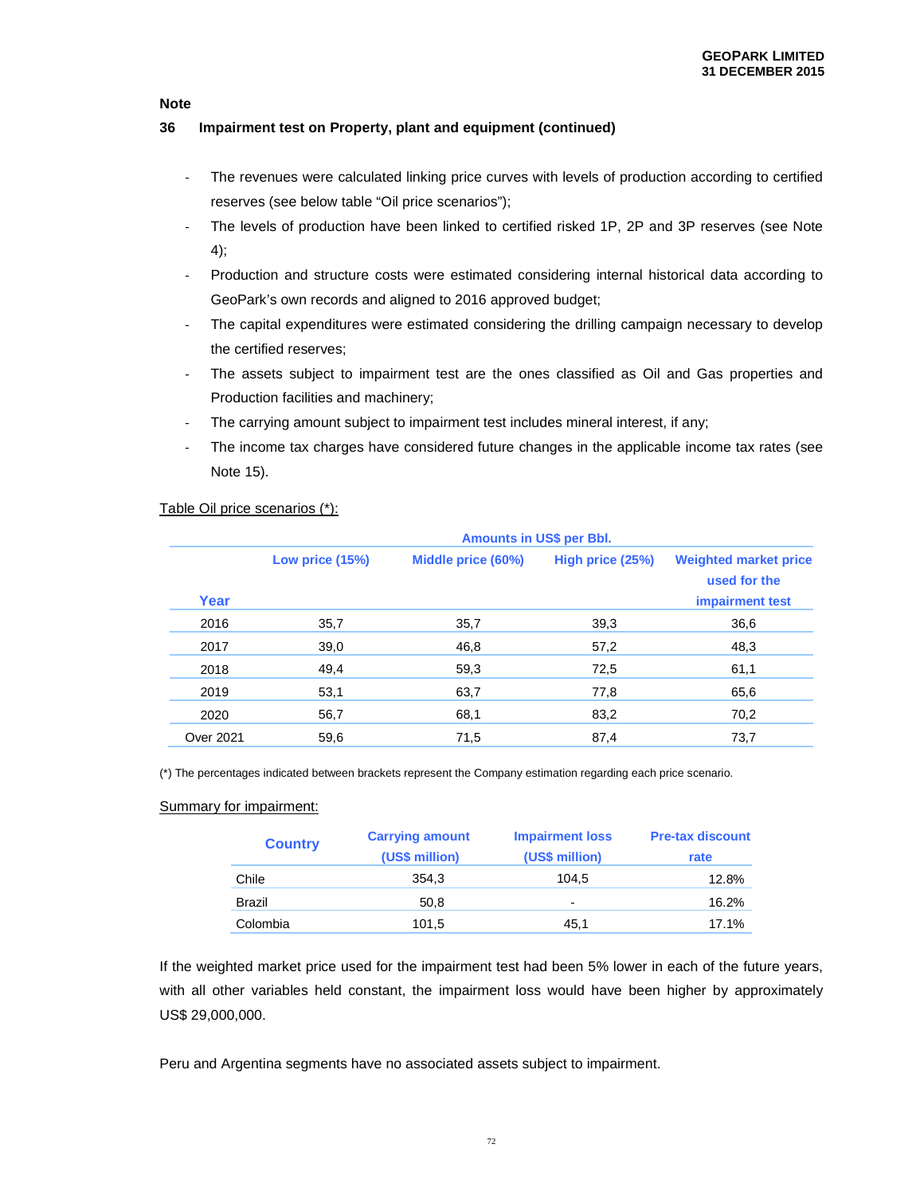**Note**

**36 Impairment test on Property, plant and equipment (continued)**

- The revenues were calculated linking price curves with levels of production according to certified reserves (see below table "Oil price scenarios");
- The levels of production have been linked to certified risked 1P, 2P and 3P reserves (see Note 4);
- Production and structure costs were estimated considering internal historical data according to GeoPark's own records and aligned to 2016 approved budget;
- The capital expenditures were estimated considering the drilling campaign necessary to develop the certified reserves;
- The assets subject to impairment test are the ones classified as Oil and Gas properties and Production facilities and machinery;
- The carrying amount subject to impairment test includes mineral interest, if any;
- The income tax charges have considered future changes in the applicable income tax rates (see Note 15).

Table Oil price scenarios (*):

| | Amounts in US$ per Bbl. | | | |
|---|---|---|---|---|
| **Year** | **Low price (15%)** | **Middle price (60%)** | **High price (25%)** | **Weighted market price used for the impairment test** |
| 2016 | 35,7 | 35,7 | 39,3 | 36,6 |
| 2017 | 39,0 | 46,8 | 57,2 | 48,3 |
| 2018 | 49,4 | 59,3 | 72,5 | 61,1 |
| 2019 | 53,1 | 63,7 | 77,8 | 65,6 |
| 2020 | 56,7 | 68,1 | 83,2 | 70,2 |
| Over 2021 | 59,6 | 71,5 | 87,4 | 73,7 |

(*) The percentages indicated between brackets represent the Company estimation regarding each price scenario.

Summary for impairment:

| Country | Carrying amount (US$ million) | Impairment loss (US$ million) | Pre-tax discount rate |
|---|---|---|---|
| Chile | 354,3 | 104,5 | 12.8% |
| Brazil | 50,8 | - | 16.2% |
| Colombia | 101,5 | 45,1 | 17.1% |

If the weighted market price used for the impairment test had been 5% lower in each of the future years, with all other variables held constant, the impairment loss would have been higher by approximately US$ 29,000,000.

Peru and Argentina segments have no associated assets subject to impairment.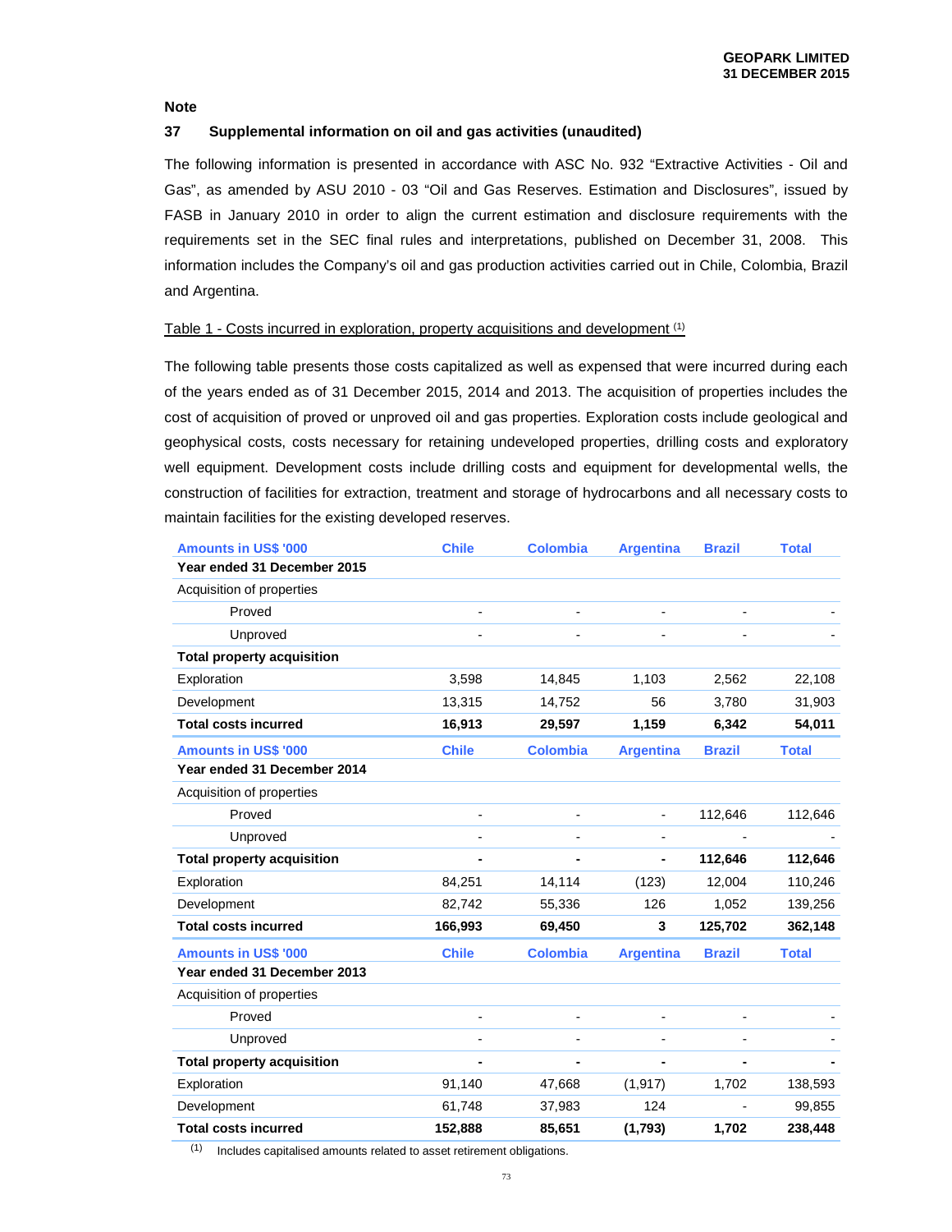**Note**

**37 Supplemental information on oil and gas activities (unaudited)**

The following information is presented in accordance with ASC No. 932 "Extractive Activities - Oil and Gas", as amended by ASU 2010 - 03 "Oil and Gas Reserves. Estimation and Disclosures", issued by FASB in January 2010 in order to align the current estimation and disclosure requirements with the requirements set in the SEC final rules and interpretations, published on December 31, 2008. This information includes the Company's oil and gas production activities carried out in Chile, Colombia, Brazil and Argentina.

Table 1 - Costs incurred in exploration, property acquisitions and development [(1)]

The following table presents those costs capitalized as well as expensed that were incurred during each of the years ended as of 31 December 2015, 2014 and 2013. The acquisition of properties includes the cost of acquisition of proved or unproved oil and gas properties. Exploration costs include geological and geophysical costs, costs necessary for retaining undeveloped properties, drilling costs and exploratory well equipment. Development costs include drilling costs and equipment for developmental wells, the construction of facilities for extraction, treatment and storage of hydrocarbons and all necessary costs to maintain facilities for the existing developed reserves.

| Amounts in US$ '000 | Chile | Colombia | Argentina | Brazil | Total |
|---|---|---|---|---|---|
| **Year ended 31 December 2015** | | | | | |
| Acquisition of properties | | | | | |
| Proved | - | - | - | - | - |
| Unproved | - | - | - | - | - |
| **Total property acquisition** | | | | | |
| Exploration | 3,598 | 14,845 | 1,103 | 2,562 | 22,108 |
| Development | 13,315 | 14,752 | 56 | 3,780 | 31,903 |
| **Total costs incurred** | **16,913** | **29,597** | **1,159** | **6,342** | **54,011** |
| **Amounts in US$ '000** | **Chile** | **Colombia** | **Argentina** | **Brazil** | **Total** |
| **Year ended 31 December 2014** | | | | | |
| Acquisition of properties | | | | | |
| Proved | - | - | - | 112,646 | 112,646 |
| Unproved | - | - | - | - | - |
| **Total property acquisition** | **-** | **-** | **-** | **112,646** | **112,646** |
| Exploration | 84,251 | 14,114 | (123) | 12,004 | 110,246 |
| Development | 82,742 | 55,336 | 126 | 1,052 | 139,256 |
| **Total costs incurred** | **166,993** | **69,450** | **3** | **125,702** | **362,148** |
| **Amounts in US$ '000** | **Chile** | **Colombia** | **Argentina** | **Brazil** | **Total** |
| **Year ended 31 December 2013** | | | | | |
| Acquisition of properties | | | | | |
| Proved | - | - | - | - | - |
| Unproved | - | - | - | - | - |
| **Total property acquisition** | **-** | **-** | **-** | **-** | **-** |
| Exploration | 91,140 | 47,668 | (1,917) | 1,702 | 138,593 |
| Development | 61,748 | 37,983 | 124 | - | 99,855 |
| **Total costs incurred** | **152,888** | **85,651** | **(1,793)** | **1,702** | **238,448** |

(1) Includes capitalised amounts related to asset retirement obligations.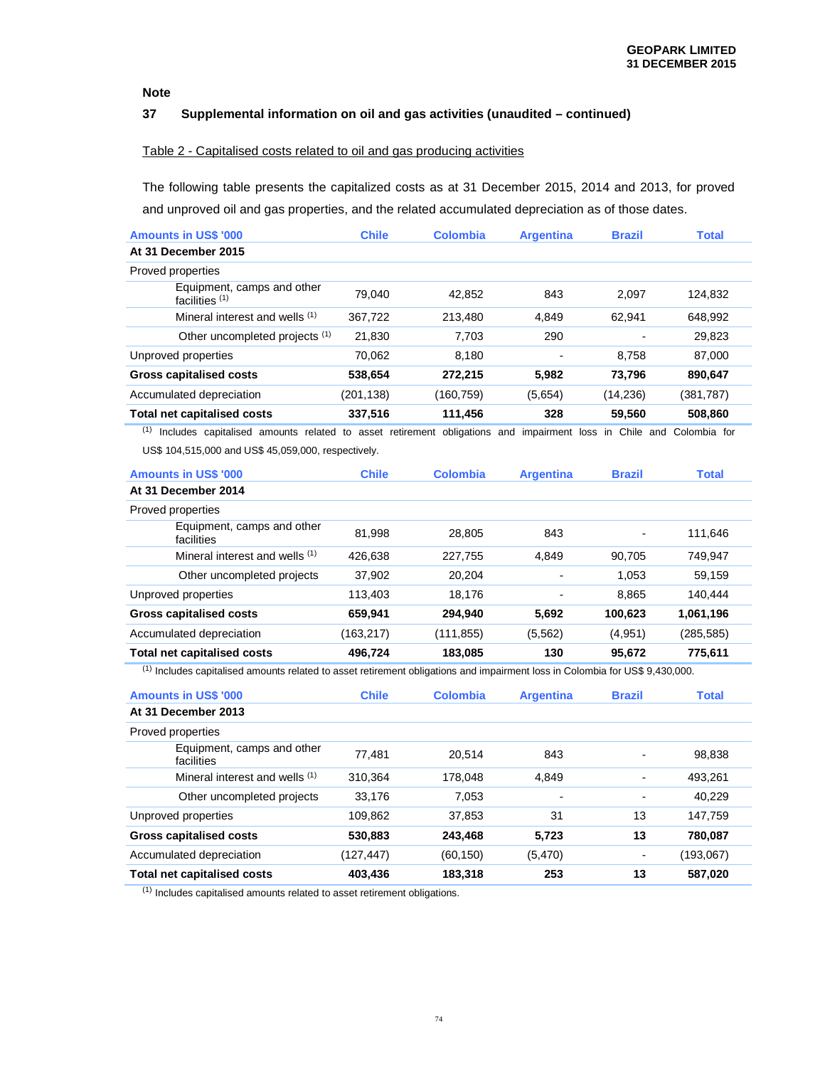## Note

### 37 Supplemental information on oil and gas activities (unaudited – continued)

Table 2 - Capitalised costs related to oil and gas producing activities

The following table presents the capitalized costs as at 31 December 2015, 2014 and 2013, for proved and unproved oil and gas properties, and the related accumulated depreciation as of those dates.

| Amounts in US$ '000 | Chile | Colombia | Argentina | Brazil | Total |
|---|---|---|---|---|---|
| **At 31 December 2015** | | | | | |
| Proved properties | | | | | |
| Equipment, camps and other facilities [1] | 79,040 | 42,852 | 843 | 2,097 | 124,832 |
| Mineral interest and wells [1] | 367,722 | 213,480 | 4,849 | 62,941 | 648,992 |
| Other uncompleted projects [1] | 21,830 | 7,703 | 290 | - | 29,823 |
| Unproved properties | 70,062 | 8,180 | - | 8,758 | 87,000 |
| **Gross capitalised costs** | **538,654** | **272,215** | **5,982** | **73,796** | **890,647** |
| Accumulated depreciation | (201,138) | (160,759) | (5,654) | (14,236) | (381,787) |
| **Total net capitalised costs** | **337,516** | **111,456** | **328** | **59,560** | **508,860** |

[1] Includes capitalised amounts related to asset retirement obligations and impairment loss in Chile and Colombia for US$ 104,515,000 and US$ 45,059,000, respectively.

| Amounts in US$ '000 | Chile | Colombia | Argentina | Brazil | Total |
|---|---|---|---|---|---|
| **At 31 December 2014** | | | | | |
| Proved properties | | | | | |
| Equipment, camps and other facilities | 81,998 | 28,805 | 843 | - | 111,646 |
| Mineral interest and wells [1] | 426,638 | 227,755 | 4,849 | 90,705 | 749,947 |
| Other uncompleted projects | 37,902 | 20,204 | - | 1,053 | 59,159 |
| Unproved properties | 113,403 | 18,176 | - | 8,865 | 140,444 |
| **Gross capitalised costs** | **659,941** | **294,940** | **5,692** | **100,623** | **1,061,196** |
| Accumulated depreciation | (163,217) | (111,855) | (5,562) | (4,951) | (285,585) |
| **Total net capitalised costs** | **496,724** | **183,085** | **130** | **95,672** | **775,611** |

[1] Includes capitalised amounts related to asset retirement obligations and impairment loss in Colombia for US$ 9,430,000.

| Amounts in US$ '000 | Chile | Colombia | Argentina | Brazil | Total |
|---|---|---|---|---|---|
| **At 31 December 2013** | | | | | |
| Proved properties | | | | | |
| Equipment, camps and other facilities | 77,481 | 20,514 | 843 | - | 98,838 |
| Mineral interest and wells [1] | 310,364 | 178,048 | 4,849 | - | 493,261 |
| Other uncompleted projects | 33,176 | 7,053 | - | - | 40,229 |
| Unproved properties | 109,862 | 37,853 | 31 | 13 | 147,759 |
| **Gross capitalised costs** | **530,883** | **243,468** | **5,723** | **13** | **780,087** |
| Accumulated depreciation | (127,447) | (60,150) | (5,470) | - | (193,067) |
| **Total net capitalised costs** | **403,436** | **183,318** | **253** | **13** | **587,020** |

[1] Includes capitalised amounts related to asset retirement obligations.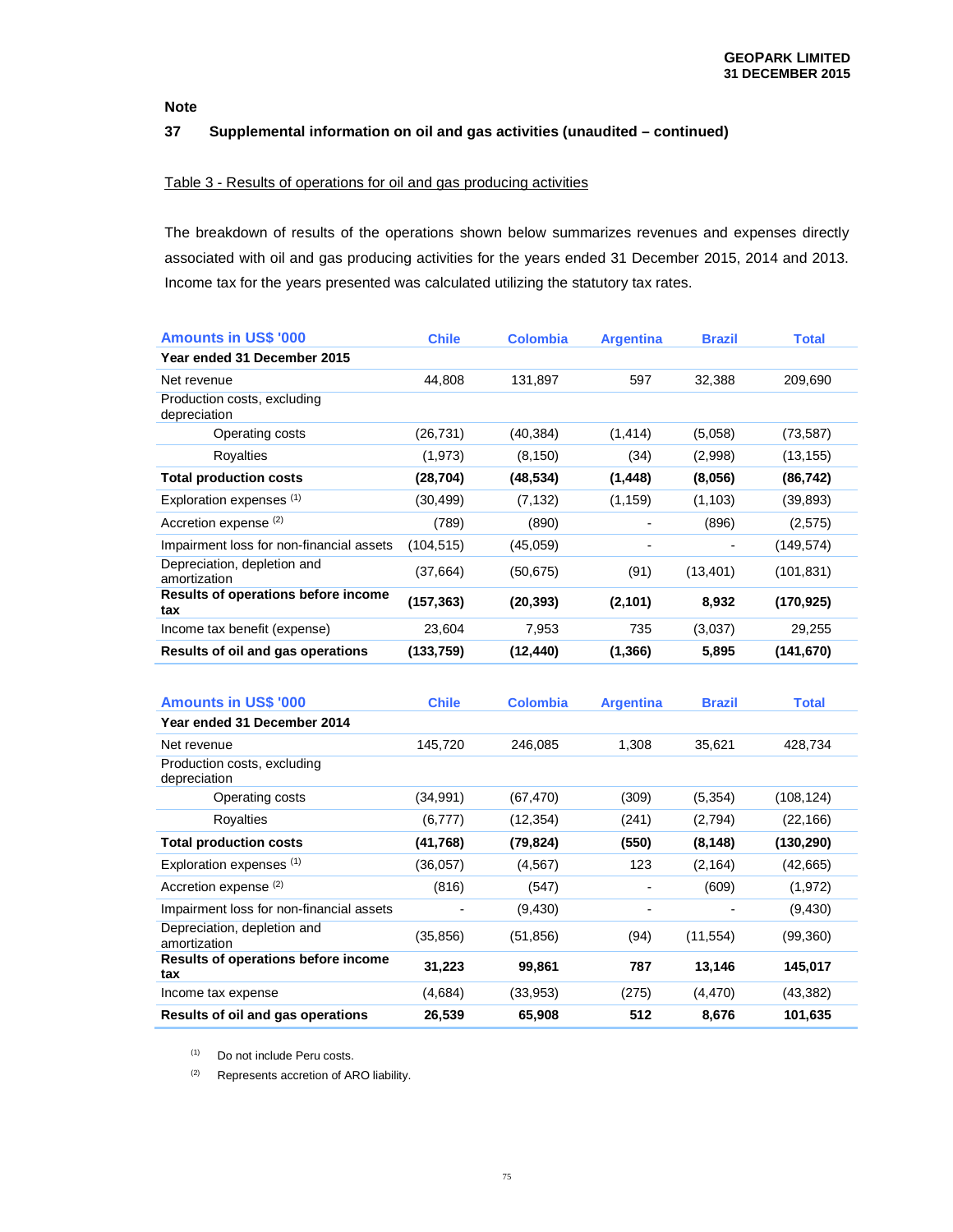Note

**37 Supplemental information on oil and gas activities (unaudited – continued)**

Table 3 - Results of operations for oil and gas producing activities

The breakdown of results of the operations shown below summarizes revenues and expenses directly associated with oil and gas producing activities for the years ended 31 December 2015, 2014 and 2013. Income tax for the years presented was calculated utilizing the statutory tax rates.

| Amounts in US$ '000 | Chile | Colombia | Argentina | Brazil | Total |
|---|---|---|---|---|---|
| **Year ended 31 December 2015** | | | | | |
| Net revenue | 44,808 | 131,897 | 597 | 32,388 | 209,690 |
| Production costs, excluding depreciation | | | | | |
| Operating costs | (26,731) | (40,384) | (1,414) | (5,058) | (73,587) |
| Royalties | (1,973) | (8,150) | (34) | (2,998) | (13,155) |
| **Total production costs** | **(28,704)** | **(48,534)** | **(1,448)** | **(8,056)** | **(86,742)** |
| Exploration expenses [(1)] | (30,499) | (7,132) | (1,159) | (1,103) | (39,893) |
| Accretion expense [(2)] | (789) | (890) | - | (896) | (2,575) |
| Impairment loss for non-financial assets | (104,515) | (45,059) | - | - | (149,574) |
| Depreciation, depletion and amortization | (37,664) | (50,675) | (91) | (13,401) | (101,831) |
| **Results of operations before income tax** | **(157,363)** | **(20,393)** | **(2,101)** | **8,932** | **(170,925)** |
| Income tax benefit (expense) | 23,604 | 7,953 | 735 | (3,037) | 29,255 |
| **Results of oil and gas operations** | **(133,759)** | **(12,440)** | **(1,366)** | **5,895** | **(141,670)** |

| Amounts in US$ '000 | Chile | Colombia | Argentina | Brazil | Total |
|---|---|---|---|---|---|
| **Year ended 31 December 2014** | | | | | |
| Net revenue | 145,720 | 246,085 | 1,308 | 35,621 | 428,734 |
| Production costs, excluding depreciation | | | | | |
| Operating costs | (34,991) | (67,470) | (309) | (5,354) | (108,124) |
| Royalties | (6,777) | (12,354) | (241) | (2,794) | (22,166) |
| **Total production costs** | **(41,768)** | **(79,824)** | **(550)** | **(8,148)** | **(130,290)** |
| Exploration expenses [(1)] | (36,057) | (4,567) | 123 | (2,164) | (42,665) |
| Accretion expense [(2)] | (816) | (547) | - | (609) | (1,972) |
| Impairment loss for non-financial assets | - | (9,430) | - | - | (9,430) |
| Depreciation, depletion and amortization | (35,856) | (51,856) | (94) | (11,554) | (99,360) |
| **Results of operations before income tax** | **31,223** | **99,861** | **787** | **13,146** | **145,017** |
| Income tax expense | (4,684) | (33,953) | (275) | (4,470) | (43,382) |
| **Results of oil and gas operations** | **26,539** | **65,908** | **512** | **8,676** | **101,635** |

(1) Do not include Peru costs.

(2) Represents accretion of ARO liability.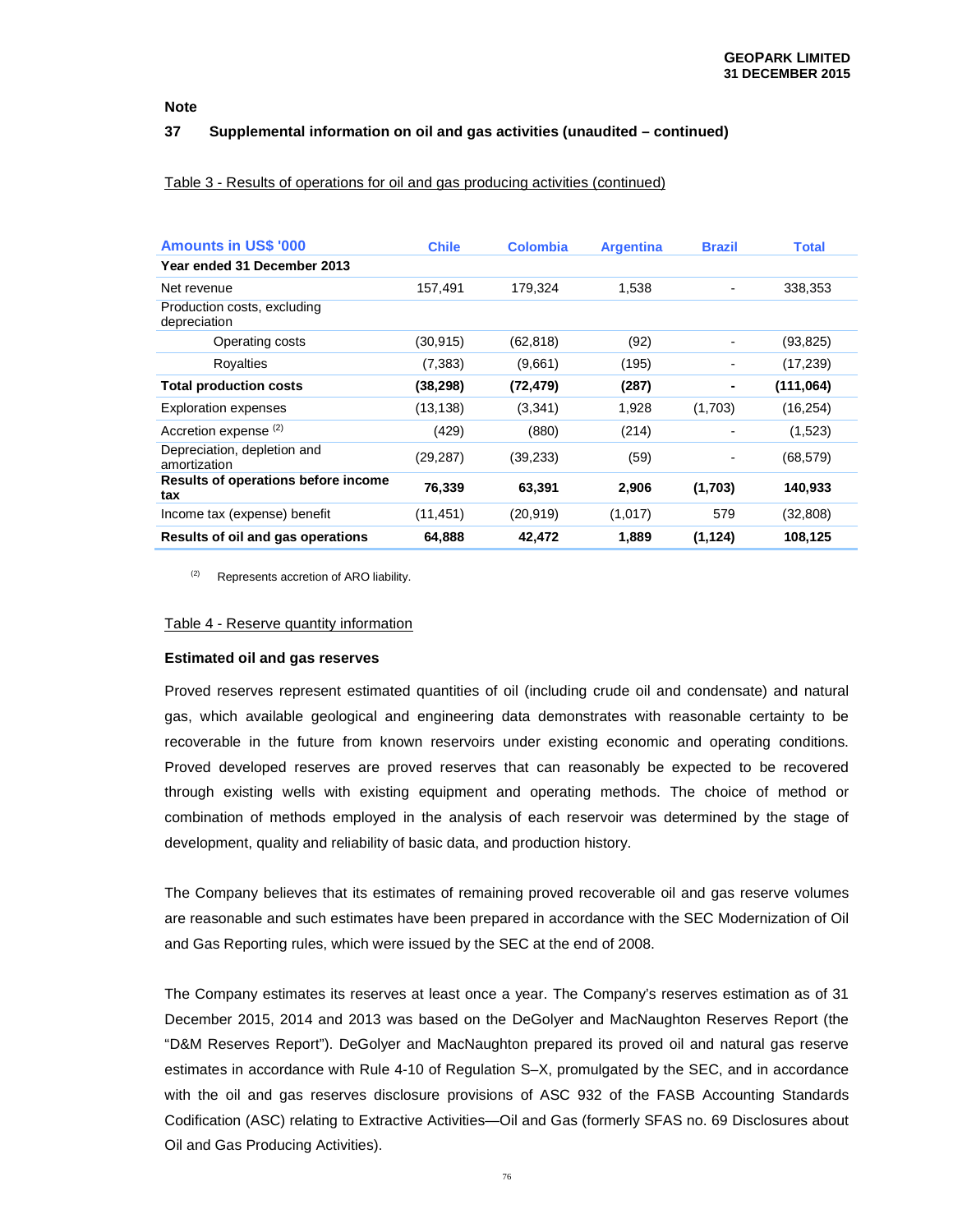**Note**

## 37 Supplemental information on oil and gas activities (unaudited – continued)

Table 3 - Results of operations for oil and gas producing activities (continued)

| Amounts in US$ '000 | Chile | Colombia | Argentina | Brazil | Total |
|---|---|---|---|---|---|
| **Year ended 31 December 2013** | | | | | |
| Net revenue | 157,491 | 179,324 | 1,538 | - | 338,353 |
| Production costs, excluding depreciation | | | | | |
| Operating costs | (30,915) | (62,818) | (92) | - | (93,825) |
| Royalties | (7,383) | (9,661) | (195) | - | (17,239) |
| **Total production costs** | **(38,298)** | **(72,479)** | **(287)** | **-** | **(111,064)** |
| Exploration expenses | (13,138) | (3,341) | 1,928 | (1,703) | (16,254) |
| Accretion expense [(2)] | (429) | (880) | (214) | - | (1,523) |
| Depreciation, depletion and amortization | (29,287) | (39,233) | (59) | - | (68,579) |
| **Results of operations before income tax** | **76,339** | **63,391** | **2,906** | **(1,703)** | **140,933** |
| Income tax (expense) benefit | (11,451) | (20,919) | (1,017) | 579 | (32,808) |
| **Results of oil and gas operations** | **64,888** | **42,472** | **1,889** | **(1,124)** | **108,125** |

[(2)] Represents accretion of ARO liability.

Table 4 - Reserve quantity information

**Estimated oil and gas reserves**

Proved reserves represent estimated quantities of oil (including crude oil and condensate) and natural gas, which available geological and engineering data demonstrates with reasonable certainty to be recoverable in the future from known reservoirs under existing economic and operating conditions. Proved developed reserves are proved reserves that can reasonably be expected to be recovered through existing wells with existing equipment and operating methods. The choice of method or combination of methods employed in the analysis of each reservoir was determined by the stage of development, quality and reliability of basic data, and production history.

The Company believes that its estimates of remaining proved recoverable oil and gas reserve volumes are reasonable and such estimates have been prepared in accordance with the SEC Modernization of Oil and Gas Reporting rules, which were issued by the SEC at the end of 2008.

The Company estimates its reserves at least once a year. The Company's reserves estimation as of 31 December 2015, 2014 and 2013 was based on the DeGolyer and MacNaughton Reserves Report (the "D&M Reserves Report"). DeGolyer and MacNaughton prepared its proved oil and natural gas reserve estimates in accordance with Rule 4-10 of Regulation S–X, promulgated by the SEC, and in accordance with the oil and gas reserves disclosure provisions of ASC 932 of the FASB Accounting Standards Codification (ASC) relating to Extractive Activities—Oil and Gas (formerly SFAS no. 69 Disclosures about Oil and Gas Producing Activities).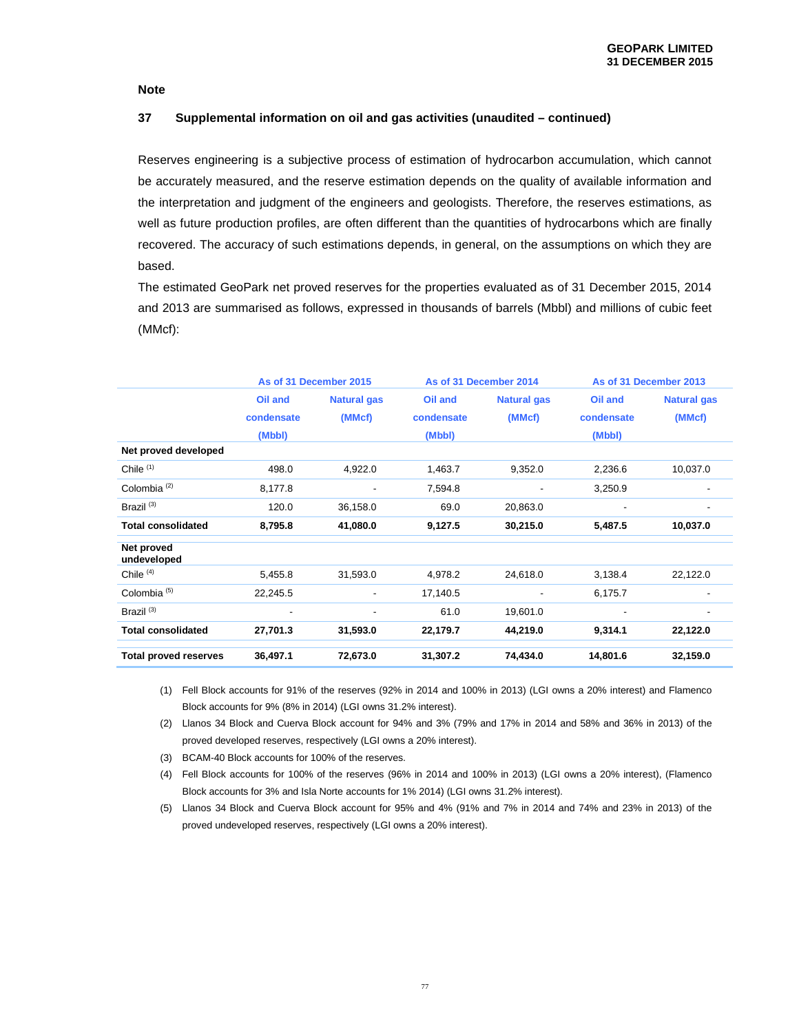**Note**

**37 Supplemental information on oil and gas activities (unaudited – continued)**

Reserves engineering is a subjective process of estimation of hydrocarbon accumulation, which cannot be accurately measured, and the reserve estimation depends on the quality of available information and the interpretation and judgment of the engineers and geologists. Therefore, the reserves estimations, as well as future production profiles, are often different than the quantities of hydrocarbons which are finally recovered. The accuracy of such estimations depends, in general, on the assumptions on which they are based.

The estimated GeoPark net proved reserves for the properties evaluated as of 31 December 2015, 2014 and 2013 are summarised as follows, expressed in thousands of barrels (Mbbl) and millions of cubic feet (MMcf):

| | As of 31 December 2015 | | As of 31 December 2014 | | As of 31 December 2013 | |
|---|---|---|---|---|---|---|
| | Oil and condensate (Mbbl) | Natural gas (MMcf) | Oil and condensate (Mbbl) | Natural gas (MMcf) | Oil and condensate (Mbbl) | Natural gas (MMcf) |
| **Net proved developed** | | | | | | |
| Chile [(1)] | 498.0 | 4,922.0 | 1,463.7 | 9,352.0 | 2,236.6 | 10,037.0 |
| Colombia [(2)] | 8,177.8 | - | 7,594.8 | - | 3,250.9 | - |
| Brazil [(3)] | 120.0 | 36,158.0 | 69.0 | 20,863.0 | - | - |
| **Total consolidated** | **8,795.8** | **41,080.0** | **9,127.5** | **30,215.0** | **5,487.5** | **10,037.0** |
| **Net proved undeveloped** | | | | | | |
| Chile [(4)] | 5,455.8 | 31,593.0 | 4,978.2 | 24,618.0 | 3,138.4 | 22,122.0 |
| Colombia [(5)] | 22,245.5 | - | 17,140.5 | - | 6,175.7 | - |
| Brazil [(3)] | - | - | 61.0 | 19,601.0 | - | - |
| **Total consolidated** | **27,701.3** | **31,593.0** | **22,179.7** | **44,219.0** | **9,314.1** | **22,122.0** |
| **Total proved reserves** | **36,497.1** | **72,673.0** | **31,307.2** | **74,434.0** | **14,801.6** | **32,159.0** |

(1) Fell Block accounts for 91% of the reserves (92% in 2014 and 100% in 2013) (LGI owns a 20% interest) and Flamenco Block accounts for 9% (8% in 2014) (LGI owns 31.2% interest).

(2) Llanos 34 Block and Cuerva Block account for 94% and 3% (79% and 17% in 2014 and 58% and 36% in 2013) of the proved developed reserves, respectively (LGI owns a 20% interest).

(3) BCAM-40 Block accounts for 100% of the reserves.

(4) Fell Block accounts for 100% of the reserves (96% in 2014 and 100% in 2013) (LGI owns a 20% interest), (Flamenco Block accounts for 3% and Isla Norte accounts for 1% 2014) (LGI owns 31.2% interest).

(5) Llanos 34 Block and Cuerva Block account for 95% and 4% (91% and 7% in 2014 and 74% and 23% in 2013) of the proved undeveloped reserves, respectively (LGI owns a 20% interest).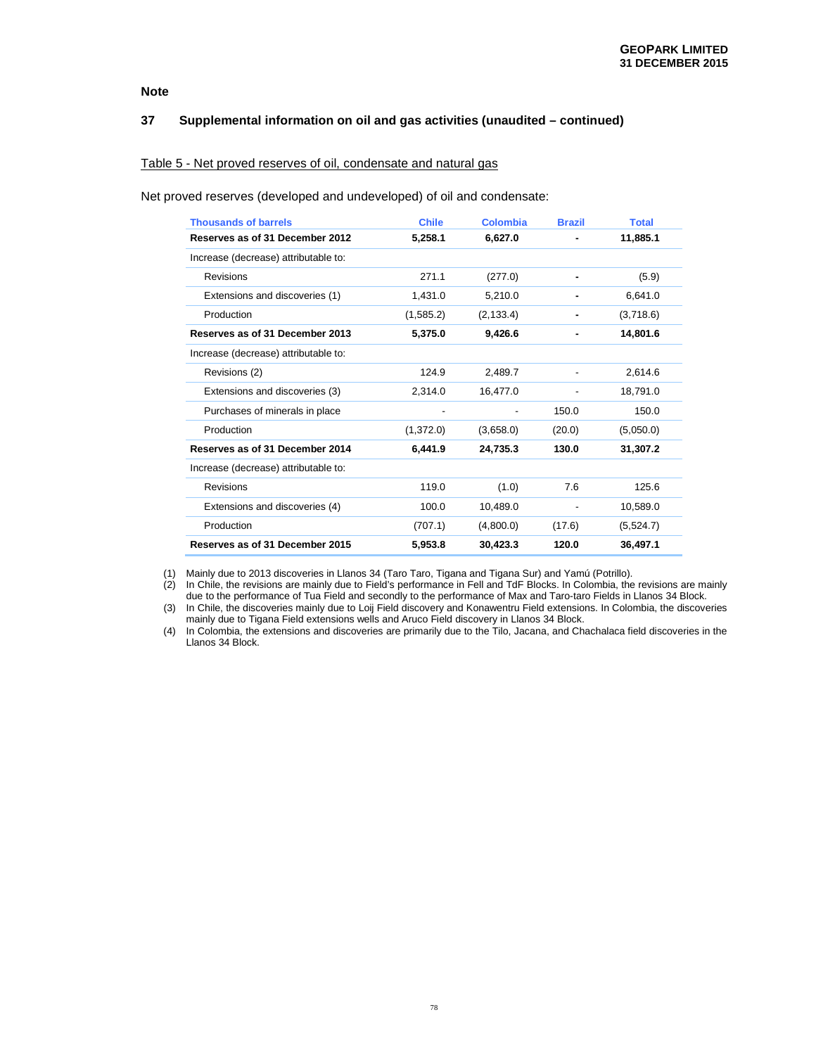Note

## 37 Supplemental information on oil and gas activities (unaudited – continued)

Table 5 - Net proved reserves of oil, condensate and natural gas

Net proved reserves (developed and undeveloped) of oil and condensate:

| Thousands of barrels | Chile | Colombia | Brazil | Total |
|---|---|---|---|---|
| **Reserves as of 31 December 2012** | **5,258.1** | **6,627.0** | **-** | **11,885.1** |
| Increase (decrease) attributable to: | | | | |
| Revisions | 271.1 | (277.0) | - | (5.9) |
| Extensions and discoveries (1) | 1,431.0 | 5,210.0 | - | 6,641.0 |
| Production | (1,585.2) | (2,133.4) | - | (3,718.6) |
| **Reserves as of 31 December 2013** | **5,375.0** | **9,426.6** | **-** | **14,801.6** |
| Increase (decrease) attributable to: | | | | |
| Revisions (2) | 124.9 | 2,489.7 | - | 2,614.6 |
| Extensions and discoveries (3) | 2,314.0 | 16,477.0 | - | 18,791.0 |
| Purchases of minerals in place | - | - | 150.0 | 150.0 |
| Production | (1,372.0) | (3,658.0) | (20.0) | (5,050.0) |
| **Reserves as of 31 December 2014** | **6,441.9** | **24,735.3** | **130.0** | **31,307.2** |
| Increase (decrease) attributable to: | | | | |
| Revisions | 119.0 | (1.0) | 7.6 | 125.6 |
| Extensions and discoveries (4) | 100.0 | 10,489.0 | - | 10,589.0 |
| Production | (707.1) | (4,800.0) | (17.6) | (5,524.7) |
| **Reserves as of 31 December 2015** | **5,953.8** | **30,423.3** | **120.0** | **36,497.1** |

(1) Mainly due to 2013 discoveries in Llanos 34 (Taro Taro, Tigana and Tigana Sur) and Yamú (Potrillo).

(2) In Chile, the revisions are mainly due to Field's performance in Fell and TdF Blocks. In Colombia, the revisions are mainly due to the performance of Tua Field and secondly to the performance of Max and Taro-taro Fields in Llanos 34 Block.

(3) In Chile, the discoveries mainly due to Loij Field discovery and Konawentru Field extensions. In Colombia, the discoveries mainly due to Tigana Field extensions wells and Aruco Field discovery in Llanos 34 Block.

(4) In Colombia, the extensions and discoveries are primarily due to the Tilo, Jacana, and Chachalaca field discoveries in the Llanos 34 Block.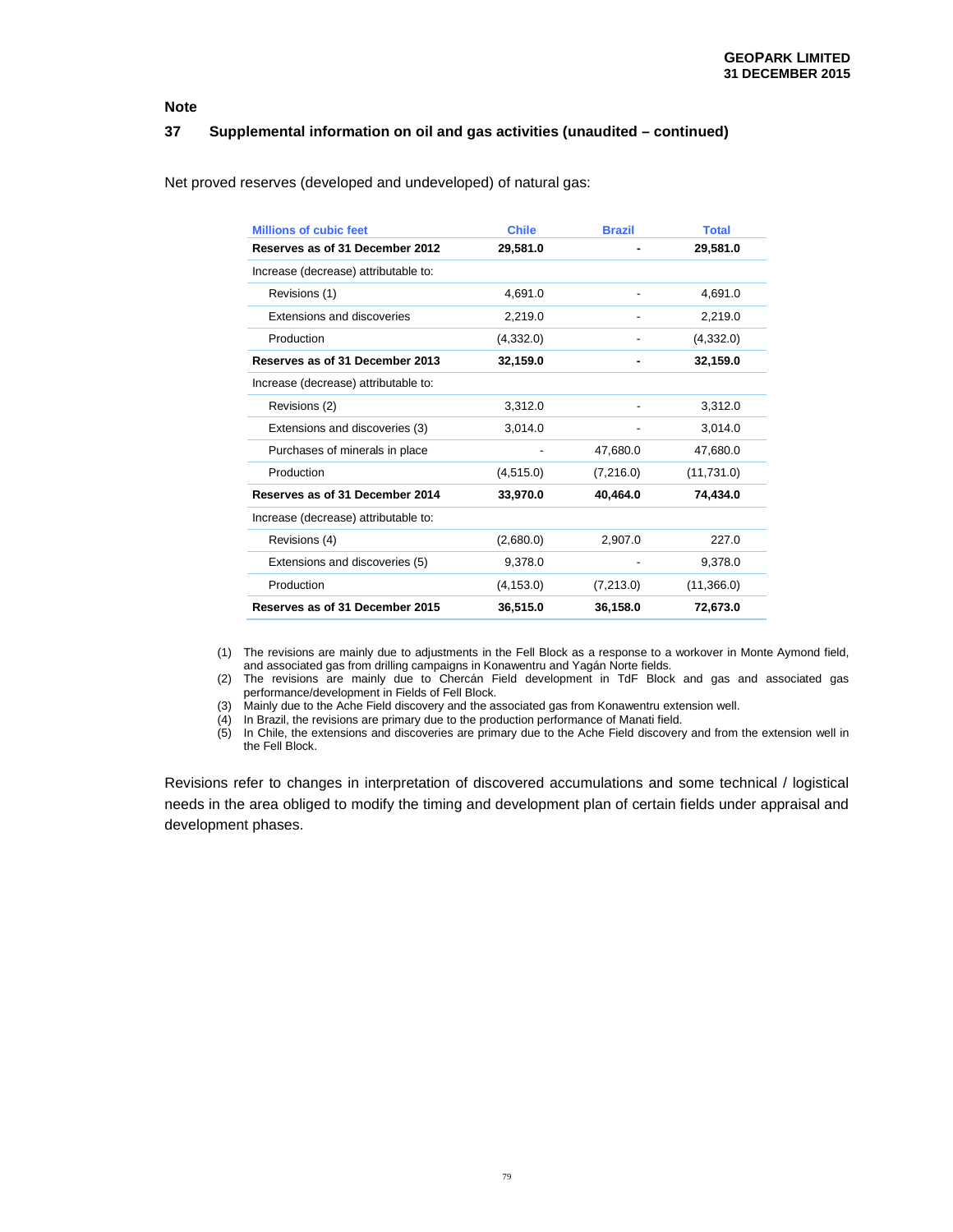**Note**

## 37 Supplemental information on oil and gas activities (unaudited – continued)

Net proved reserves (developed and undeveloped) of natural gas:

| Millions of cubic feet | Chile | Brazil | Total |
|---|---|---|---|
| **Reserves as of 31 December 2012** | **29,581.0** | **-** | **29,581.0** |
| Increase (decrease) attributable to: | | | |
| Revisions (1) | 4,691.0 | - | 4,691.0 |
| Extensions and discoveries | 2,219.0 | - | 2,219.0 |
| Production | (4,332.0) | - | (4,332.0) |
| **Reserves as of 31 December 2013** | **32,159.0** | **-** | **32,159.0** |
| Increase (decrease) attributable to: | | | |
| Revisions (2) | 3,312.0 | - | 3,312.0 |
| Extensions and discoveries (3) | 3,014.0 | - | 3,014.0 |
| Purchases of minerals in place | - | 47,680.0 | 47,680.0 |
| Production | (4,515.0) | (7,216.0) | (11,731.0) |
| **Reserves as of 31 December 2014** | **33,970.0** | **40,464.0** | **74,434.0** |
| Increase (decrease) attributable to: | | | |
| Revisions (4) | (2,680.0) | 2,907.0 | 227.0 |
| Extensions and discoveries (5) | 9,378.0 | - | 9,378.0 |
| Production | (4,153.0) | (7,213.0) | (11,366.0) |
| **Reserves as of 31 December 2015** | **36,515.0** | **36,158.0** | **72,673.0** |

(1) The revisions are mainly due to adjustments in the Fell Block as a response to a workover in Monte Aymond field, and associated gas from drilling campaigns in Konawentru and Yagán Norte fields.
(2) The revisions are mainly due to Chercán Field development in TdF Block and gas and associated gas performance/development in Fields of Fell Block.
(3) Mainly due to the Ache Field discovery and the associated gas from Konawentru extension well.
(4) In Brazil, the revisions are primary due to the production performance of Manati field.
(5) In Chile, the extensions and discoveries are primary due to the Ache Field discovery and from the extension well in the Fell Block.

Revisions refer to changes in interpretation of discovered accumulations and some technical / logistical needs in the area obliged to modify the timing and development plan of certain fields under appraisal and development phases.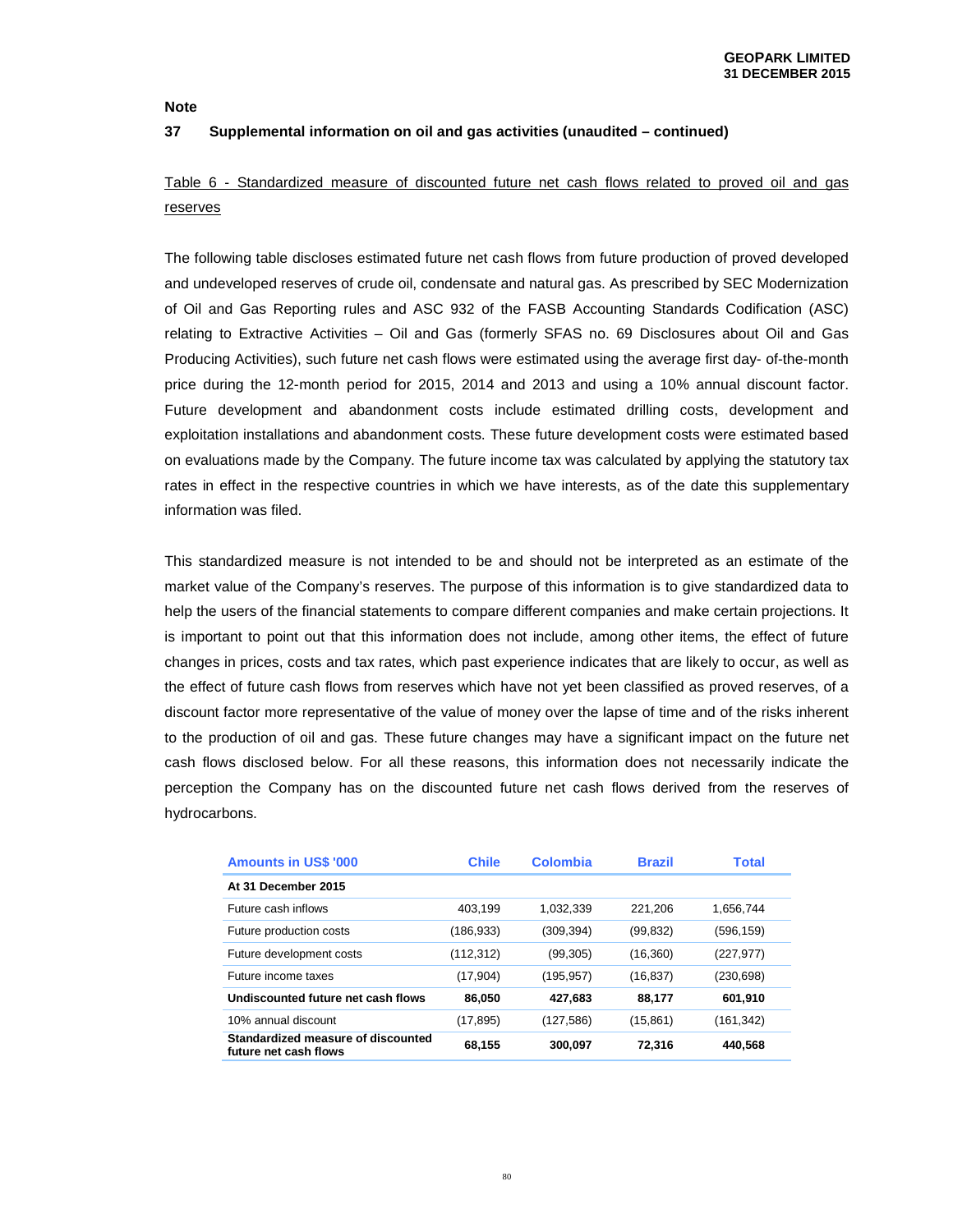**Note**

**37 Supplemental information on oil and gas activities (unaudited – continued)**

Table 6 - Standardized measure of discounted future net cash flows related to proved oil and gas reserves

The following table discloses estimated future net cash flows from future production of proved developed and undeveloped reserves of crude oil, condensate and natural gas. As prescribed by SEC Modernization of Oil and Gas Reporting rules and ASC 932 of the FASB Accounting Standards Codification (ASC) relating to Extractive Activities – Oil and Gas (formerly SFAS no. 69 Disclosures about Oil and Gas Producing Activities), such future net cash flows were estimated using the average first day- of-the-month price during the 12-month period for 2015, 2014 and 2013 and using a 10% annual discount factor. Future development and abandonment costs include estimated drilling costs, development and exploitation installations and abandonment costs. These future development costs were estimated based on evaluations made by the Company. The future income tax was calculated by applying the statutory tax rates in effect in the respective countries in which we have interests, as of the date this supplementary information was filed.

This standardized measure is not intended to be and should not be interpreted as an estimate of the market value of the Company's reserves. The purpose of this information is to give standardized data to help the users of the financial statements to compare different companies and make certain projections. It is important to point out that this information does not include, among other items, the effect of future changes in prices, costs and tax rates, which past experience indicates that are likely to occur, as well as the effect of future cash flows from reserves which have not yet been classified as proved reserves, of a discount factor more representative of the value of money over the lapse of time and of the risks inherent to the production of oil and gas. These future changes may have a significant impact on the future net cash flows disclosed below. For all these reasons, this information does not necessarily indicate the perception the Company has on the discounted future net cash flows derived from the reserves of hydrocarbons.

| Amounts in US$ '000 | Chile | Colombia | Brazil | Total |
|---|---|---|---|---|
| **At 31 December 2015** | | | | |
| Future cash inflows | 403,199 | 1,032,339 | 221,206 | 1,656,744 |
| Future production costs | (186,933) | (309,394) | (99,832) | (596,159) |
| Future development costs | (112,312) | (99,305) | (16,360) | (227,977) |
| Future income taxes | (17,904) | (195,957) | (16,837) | (230,698) |
| **Undiscounted future net cash flows** | **86,050** | **427,683** | **88,177** | **601,910** |
| 10% annual discount | (17,895) | (127,586) | (15,861) | (161,342) |
| **Standardized measure of discounted future net cash flows** | **68,155** | **300,097** | **72,316** | **440,568** |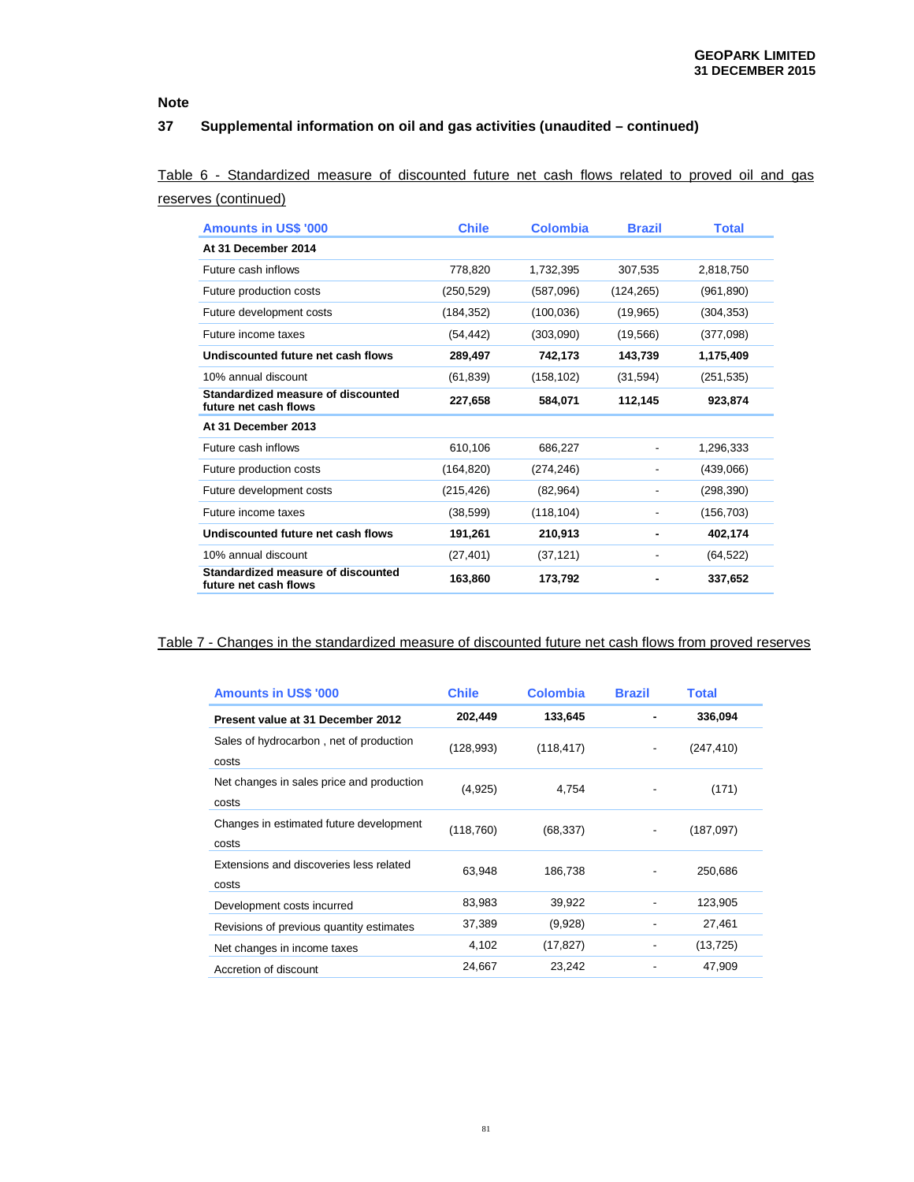Note

## 37 Supplemental information on oil and gas activities (unaudited – continued)

Table 6 - Standardized measure of discounted future net cash flows related to proved oil and gas reserves (continued)

| Amounts in US$ '000 | Chile | Colombia | Brazil | Total |
|---|---|---|---|---|
| **At 31 December 2014** | | | | |
| Future cash inflows | 778,820 | 1,732,395 | 307,535 | 2,818,750 |
| Future production costs | (250,529) | (587,096) | (124,265) | (961,890) |
| Future development costs | (184,352) | (100,036) | (19,965) | (304,353) |
| Future income taxes | (54,442) | (303,090) | (19,566) | (377,098) |
| **Undiscounted future net cash flows** | **289,497** | **742,173** | **143,739** | **1,175,409** |
| 10% annual discount | (61,839) | (158,102) | (31,594) | (251,535) |
| **Standardized measure of discounted future net cash flows** | **227,658** | **584,071** | **112,145** | **923,874** |
| **At 31 December 2013** | | | | |
| Future cash inflows | 610,106 | 686,227 | - | 1,296,333 |
| Future production costs | (164,820) | (274,246) | - | (439,066) |
| Future development costs | (215,426) | (82,964) | - | (298,390) |
| Future income taxes | (38,599) | (118,104) | - | (156,703) |
| **Undiscounted future net cash flows** | **191,261** | **210,913** | **-** | **402,174** |
| 10% annual discount | (27,401) | (37,121) | - | (64,522) |
| **Standardized measure of discounted future net cash flows** | **163,860** | **173,792** | **-** | **337,652** |

Table 7 - Changes in the standardized measure of discounted future net cash flows from proved reserves

| Amounts in US$ '000 | Chile | Colombia | Brazil | Total |
|---|---|---|---|---|
| **Present value at 31 December 2012** | **202,449** | **133,645** | **-** | **336,094** |
| Sales of hydrocarbon , net of production costs | (128,993) | (118,417) | - | (247,410) |
| Net changes in sales price and production costs | (4,925) | 4,754 | - | (171) |
| Changes in estimated future development costs | (118,760) | (68,337) | - | (187,097) |
| Extensions and discoveries less related costs | 63,948 | 186,738 | - | 250,686 |
| Development costs incurred | 83,983 | 39,922 | - | 123,905 |
| Revisions of previous quantity estimates | 37,389 | (9,928) | - | 27,461 |
| Net changes in income taxes | 4,102 | (17,827) | - | (13,725) |
| Accretion of discount | 24,667 | 23,242 | - | 47,909 |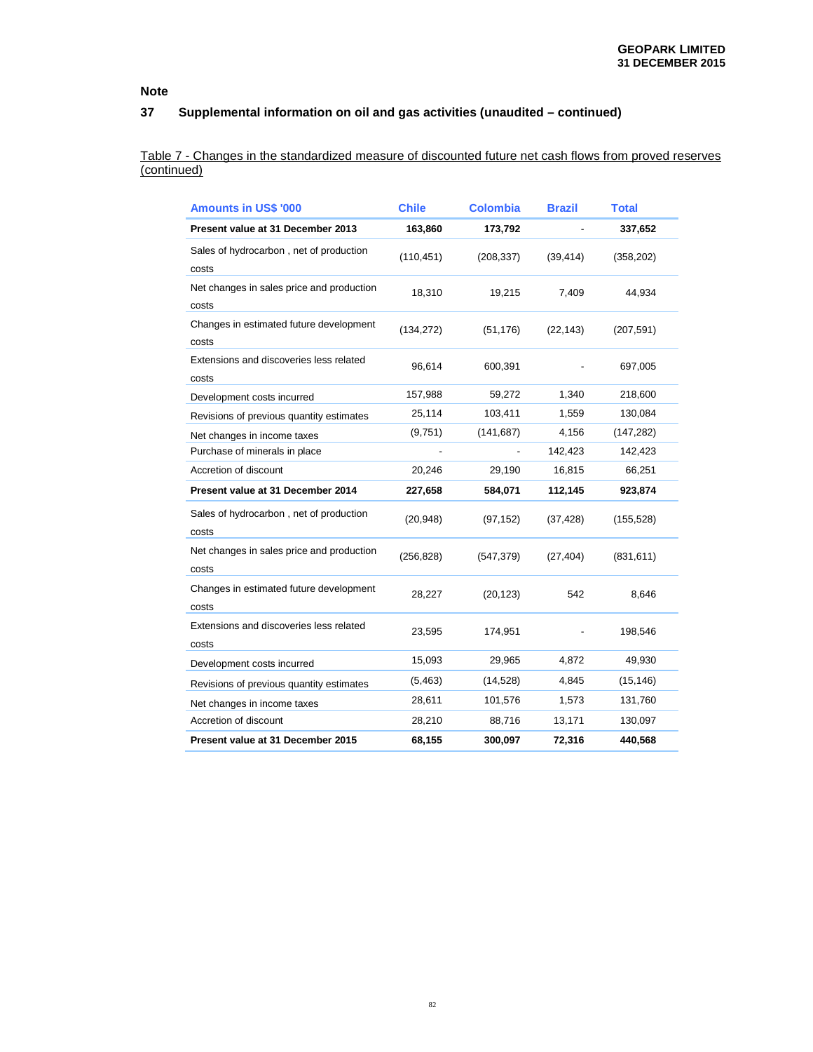**Note**

## 37 Supplemental information on oil and gas activities (unaudited – continued)

Table 7 - Changes in the standardized measure of discounted future net cash flows from proved reserves (continued)

| Amounts in US$ '000 | Chile | Colombia | Brazil | Total |
|---|---|---|---|---|
| **Present value at 31 December 2013** | **163,860** | **173,792** | **-** | **337,652** |
| Sales of hydrocarbon , net of production costs | (110,451) | (208,337) | (39,414) | (358,202) |
| Net changes in sales price and production costs | 18,310 | 19,215 | 7,409 | 44,934 |
| Changes in estimated future development costs | (134,272) | (51,176) | (22,143) | (207,591) |
| Extensions and discoveries less related costs | 96,614 | 600,391 | - | 697,005 |
| Development costs incurred | 157,988 | 59,272 | 1,340 | 218,600 |
| Revisions of previous quantity estimates | 25,114 | 103,411 | 1,559 | 130,084 |
| Net changes in income taxes | (9,751) | (141,687) | 4,156 | (147,282) |
| Purchase of minerals in place | - | - | 142,423 | 142,423 |
| Accretion of discount | 20,246 | 29,190 | 16,815 | 66,251 |
| **Present value at 31 December 2014** | **227,658** | **584,071** | **112,145** | **923,874** |
| Sales of hydrocarbon , net of production costs | (20,948) | (97,152) | (37,428) | (155,528) |
| Net changes in sales price and production costs | (256,828) | (547,379) | (27,404) | (831,611) |
| Changes in estimated future development costs | 28,227 | (20,123) | 542 | 8,646 |
| Extensions and discoveries less related costs | 23,595 | 174,951 | - | 198,546 |
| Development costs incurred | 15,093 | 29,965 | 4,872 | 49,930 |
| Revisions of previous quantity estimates | (5,463) | (14,528) | 4,845 | (15,146) |
| Net changes in income taxes | 28,611 | 101,576 | 1,573 | 131,760 |
| Accretion of discount | 28,210 | 88,716 | 13,171 | 130,097 |
| **Present value at 31 December 2015** | **68,155** | **300,097** | **72,316** | **440,568** |